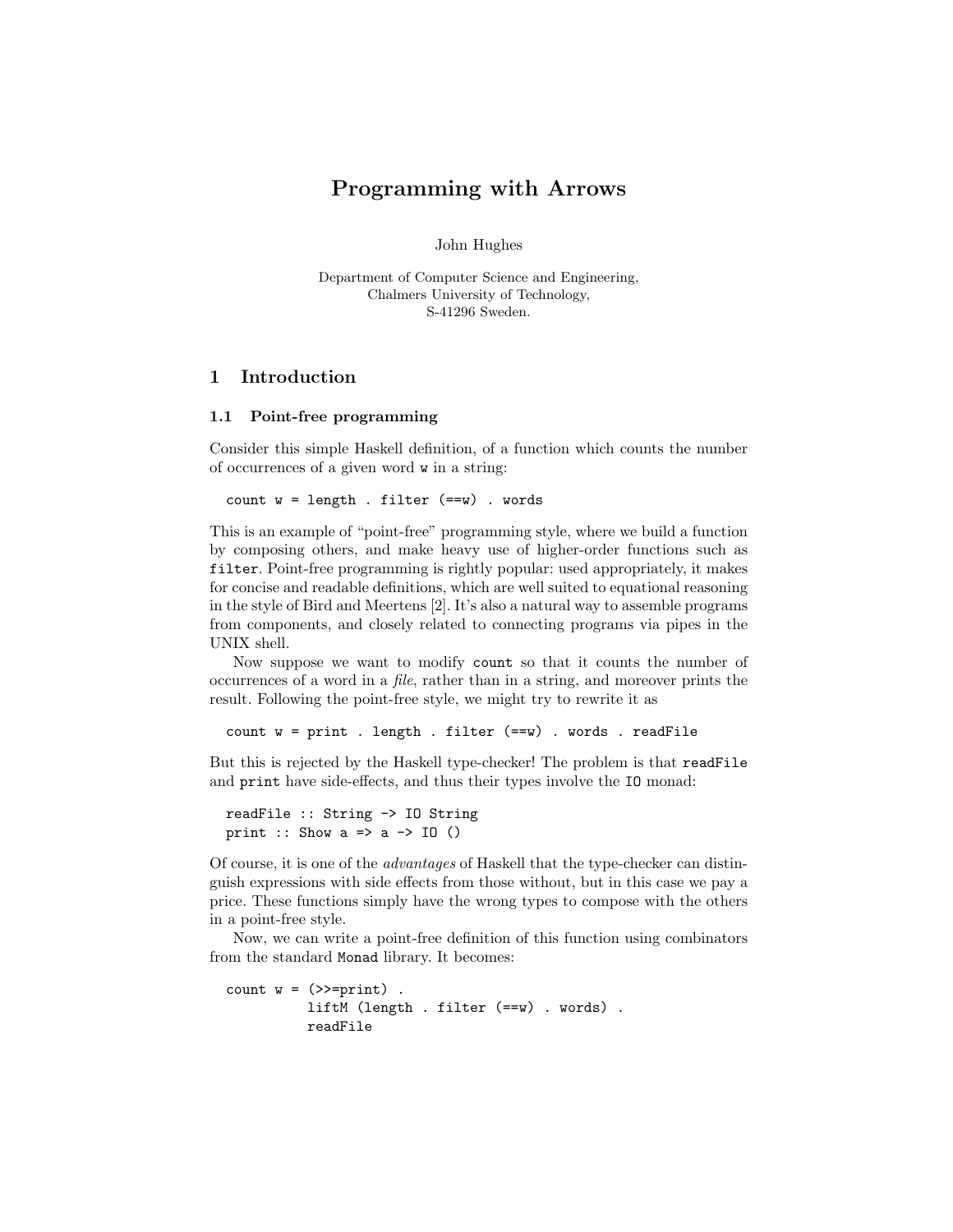# Programming with Arrows

John Hughes

Department of Computer Science and Engineering,
Chalmers University of Technology,
S-41296 Sweden.

## 1 Introduction

### 1.1 Point-free programming

Consider this simple Haskell definition, of a function which counts the number of occurrences of a given word `w` in a string:

```
count w = length . filter (==w) . words
```

This is an example of "point-free" programming style, where we build a function by composing others, and make heavy use of higher-order functions such as `filter`. Point-free programming is rightly popular: used appropriately, it makes for concise and readable definitions, which are well suited to equational reasoning in the style of Bird and Meertens [2]. It's also a natural way to assemble programs from components, and closely related to connecting programs via pipes in the UNIX shell.

Now suppose we want to modify `count` so that it counts the number of occurrences of a word in a *file*, rather than in a string, and moreover prints the result. Following the point-free style, we might try to rewrite it as

```
count w = print . length . filter (==w) . words . readFile
```

But this is rejected by the Haskell type-checker! The problem is that `readFile` and `print` have side-effects, and thus their types involve the `IO` monad:

```
readFile :: String -> IO String
print :: Show a => a -> IO ()
```

Of course, it is one of the *advantages* of Haskell that the type-checker can distinguish expressions with side effects from those without, but in this case we pay a price. These functions simply have the wrong types to compose with the others in a point-free style.

Now, we can write a point-free definition of this function using combinators from the standard `Monad` library. It becomes:

```
count w = (>>=print) .
          liftM (length . filter (==w) . words) .
          readFile
```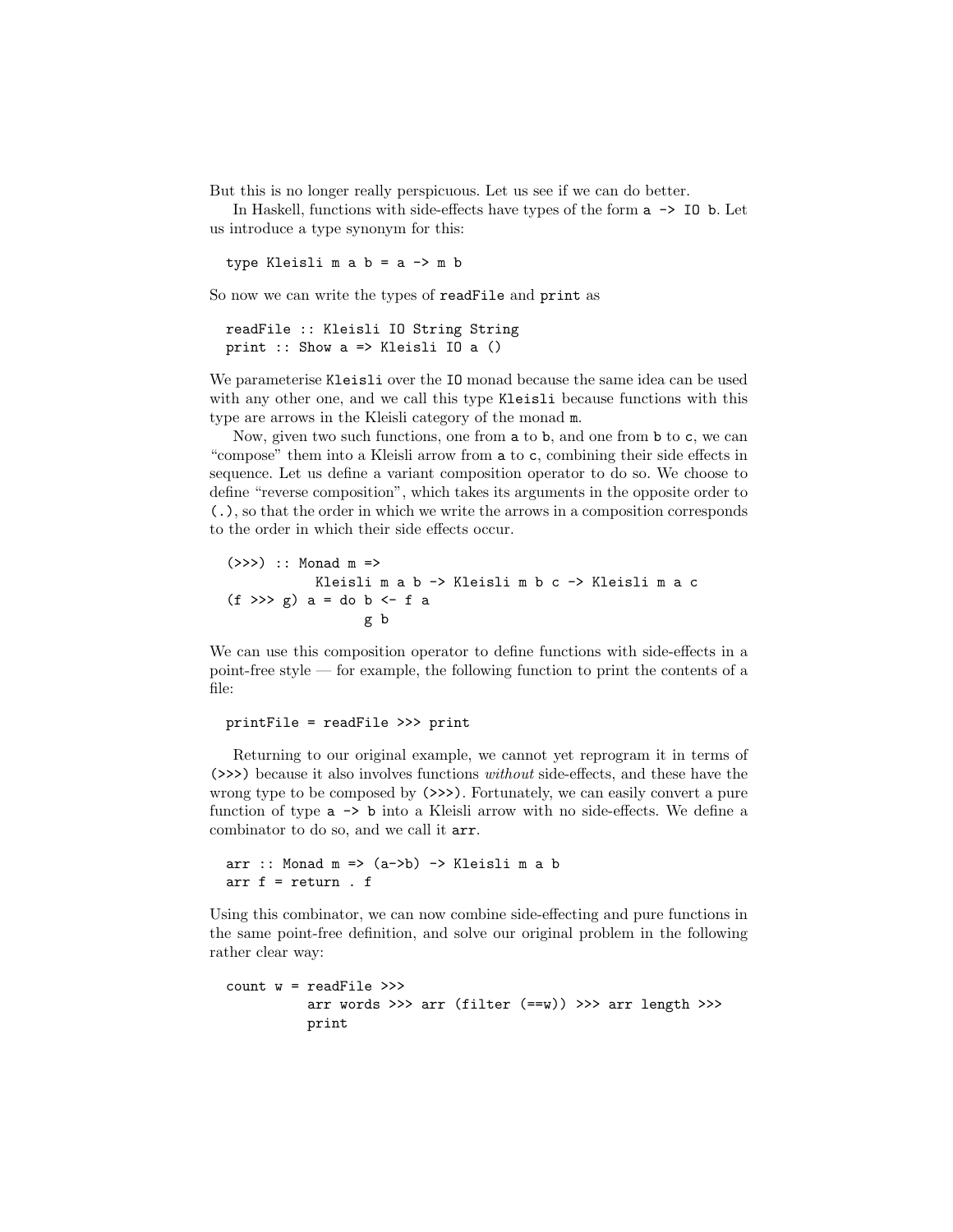But this is no longer really perspicuous. Let us see if we can do better.

In Haskell, functions with side-effects have types of the form `a -> IO b`. Let us introduce a type synonym for this:

```
type Kleisli m a b = a -> m b
```

So now we can write the types of `readFile` and `print` as

```
readFile :: Kleisli IO String String
print :: Show a => Kleisli IO a ()
```

We parameterise `Kleisli` over the `IO` monad because the same idea can be used with any other one, and we call this type `Kleisli` because functions with this type are arrows in the Kleisli category of the monad `m`.

Now, given two such functions, one from `a` to `b`, and one from `b` to `c`, we can "compose" them into a Kleisli arrow from `a` to `c`, combining their side effects in sequence. Let us define a variant composition operator to do so. We choose to define "reverse composition", which takes its arguments in the opposite order to `(.)`, so that the order in which we write the arrows in a composition corresponds to the order in which their side effects occur.

```
(>>>) :: Monad m =>
           Kleisli m a b -> Kleisli m b c -> Kleisli m a c
(f >>> g) a = do b <- f a
                 g b
```

We can use this composition operator to define functions with side-effects in a point-free style — for example, the following function to print the contents of a file:

```
printFile = readFile >>> print
```

Returning to our original example, we cannot yet reprogram it in terms of `(>>>)` because it also involves functions *without* side-effects, and these have the wrong type to be composed by `(>>>)`. Fortunately, we can easily convert a pure function of type `a -> b` into a Kleisli arrow with no side-effects. We define a combinator to do so, and we call it `arr`.

```
arr :: Monad m => (a->b) -> Kleisli m a b
arr f = return . f
```

Using this combinator, we can now combine side-effecting and pure functions in the same point-free definition, and solve our original problem in the following rather clear way:

```
count w = readFile >>>
          arr words >>> arr (filter (==w)) >>> arr length >>>
          print
```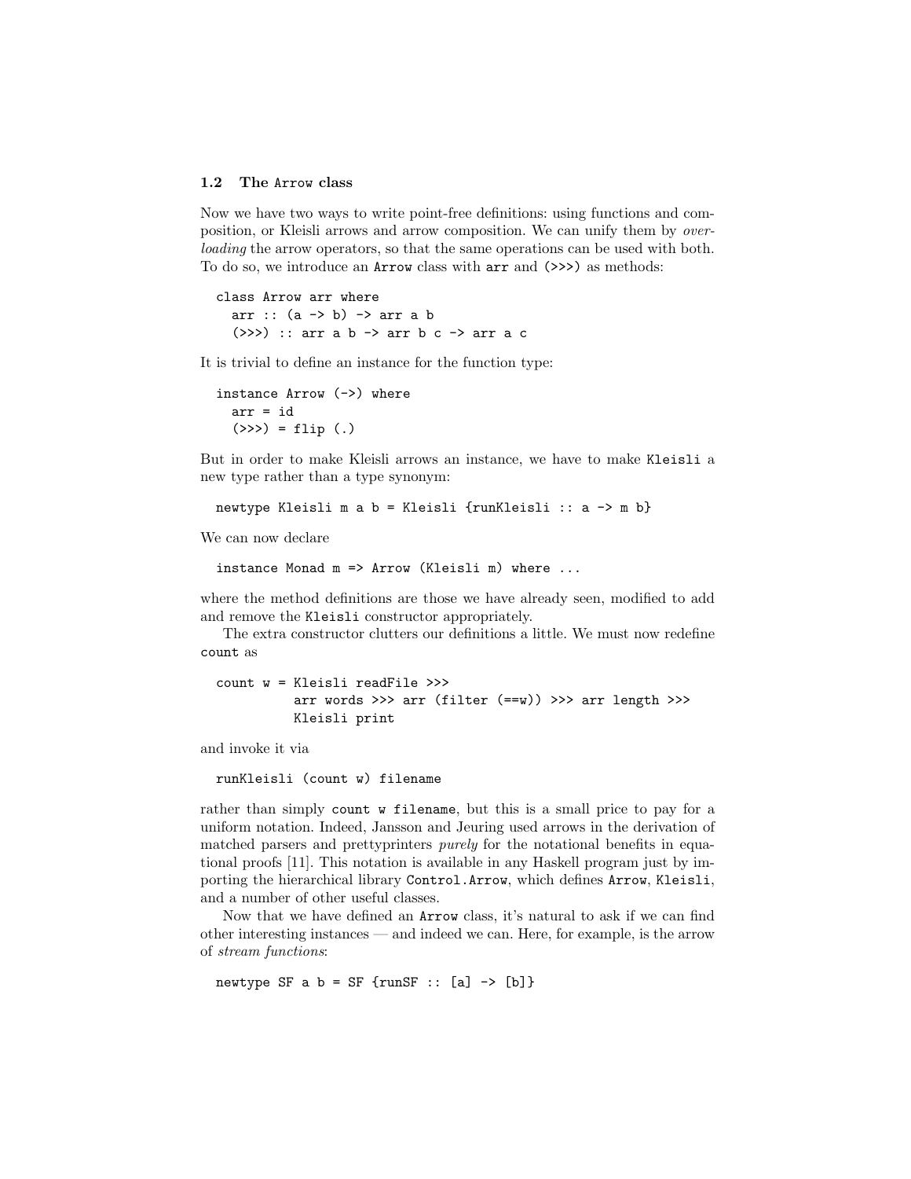### 1.2 The `Arrow` class

Now we have two ways to write point-free definitions: using functions and composition, or Kleisli arrows and arrow composition. We can unify them by *overloading* the arrow operators, so that the same operations can be used with both. To do so, we introduce an `Arrow` class with `arr` and `(>>>)` as methods:

```
class Arrow arr where
  arr :: (a -> b) -> arr a b
  (>>>) :: arr a b -> arr b c -> arr a c
```

It is trivial to define an instance for the function type:

```
instance Arrow (->) where
  arr = id
  (>>>) = flip (.)
```

But in order to make Kleisli arrows an instance, we have to make `Kleisli` a new type rather than a type synonym:

```
newtype Kleisli m a b = Kleisli {runKleisli :: a -> m b}
```

We can now declare

```
instance Monad m => Arrow (Kleisli m) where ...
```

where the method definitions are those we have already seen, modified to add and remove the `Kleisli` constructor appropriately.

The extra constructor clutters our definitions a little. We must now redefine `count` as

```
count w = Kleisli readFile >>>
          arr words >>> arr (filter (==w)) >>> arr length >>>
          Kleisli print
```

and invoke it via

```
runKleisli (count w) filename
```

rather than simply `count w filename`, but this is a small price to pay for a uniform notation. Indeed, Jansson and Jeuring used arrows in the derivation of matched parsers and prettyprinters *purely* for the notational benefits in equational proofs [11]. This notation is available in any Haskell program just by importing the hierarchical library `Control.Arrow`, which defines `Arrow`, `Kleisli`, and a number of other useful classes.

Now that we have defined an `Arrow` class, it's natural to ask if we can find other interesting instances — and indeed we can. Here, for example, is the arrow of *stream functions*:

```
newtype SF a b = SF {runSF :: [a] -> [b]}
```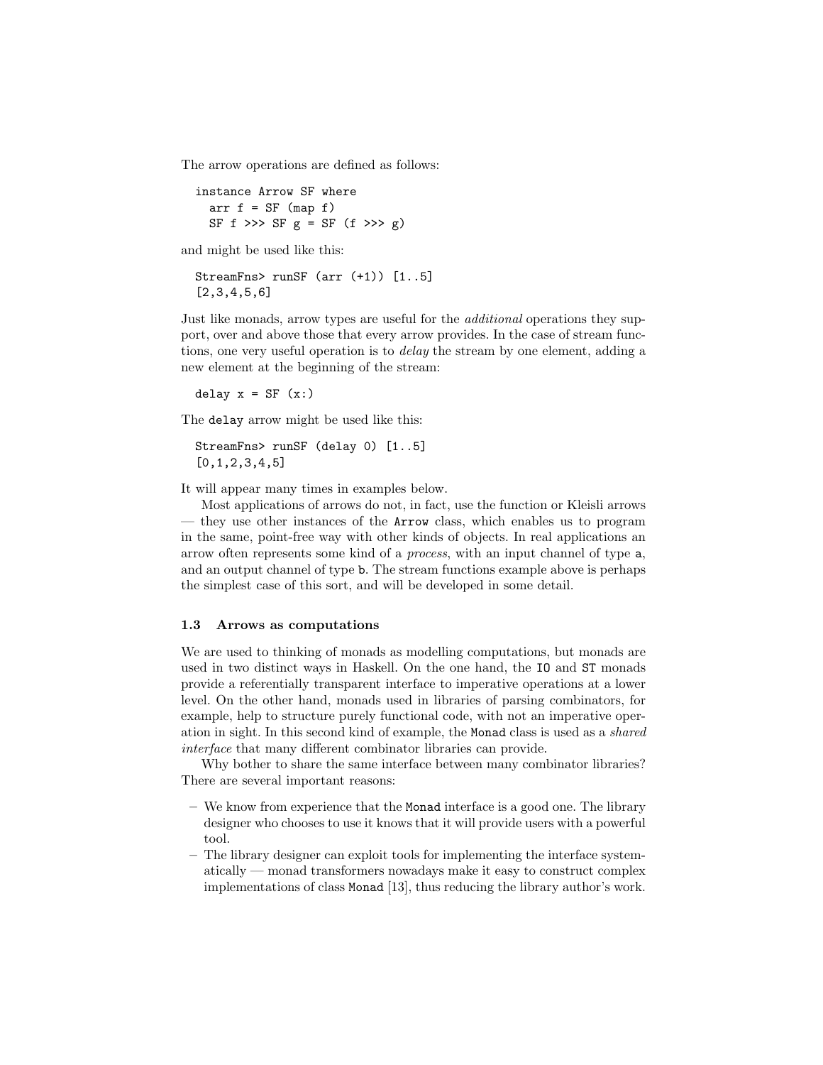The arrow operations are defined as follows:

```
instance Arrow SF where
  arr f = SF (map f)
  SF f >>> SF g = SF (f >>> g)
```

and might be used like this:

```
StreamFns> runSF (arr (+1)) [1..5]
[2,3,4,5,6]
```

Just like monads, arrow types are useful for the *additional* operations they support, over and above those that every arrow provides. In the case of stream functions, one very useful operation is to *delay* the stream by one element, adding a new element at the beginning of the stream:

```
delay x = SF (x:)
```

The `delay` arrow might be used like this:

```
StreamFns> runSF (delay 0) [1..5]
[0,1,2,3,4,5]
```

It will appear many times in examples below.

Most applications of arrows do not, in fact, use the function or Kleisli arrows — they use other instances of the `Arrow` class, which enables us to program in the same, point-free way with other kinds of objects. In real applications an arrow often represents some kind of a *process*, with an input channel of type `a`, and an output channel of type `b`. The stream functions example above is perhaps the simplest case of this sort, and will be developed in some detail.

### 1.3 Arrows as computations

We are used to thinking of monads as modelling computations, but monads are used in two distinct ways in Haskell. On the one hand, the `IO` and `ST` monads provide a referentially transparent interface to imperative operations at a lower level. On the other hand, monads used in libraries of parsing combinators, for example, help to structure purely functional code, with not an imperative operation in sight. In this second kind of example, the `Monad` class is used as a *shared interface* that many different combinator libraries can provide.

Why bother to share the same interface between many combinator libraries? There are several important reasons:

- We know from experience that the `Monad` interface is a good one. The library designer who chooses to use it knows that it will provide users with a powerful tool.
- The library designer can exploit tools for implementing the interface systematically — monad transformers nowadays make it easy to construct complex implementations of class `Monad` [13], thus reducing the library author's work.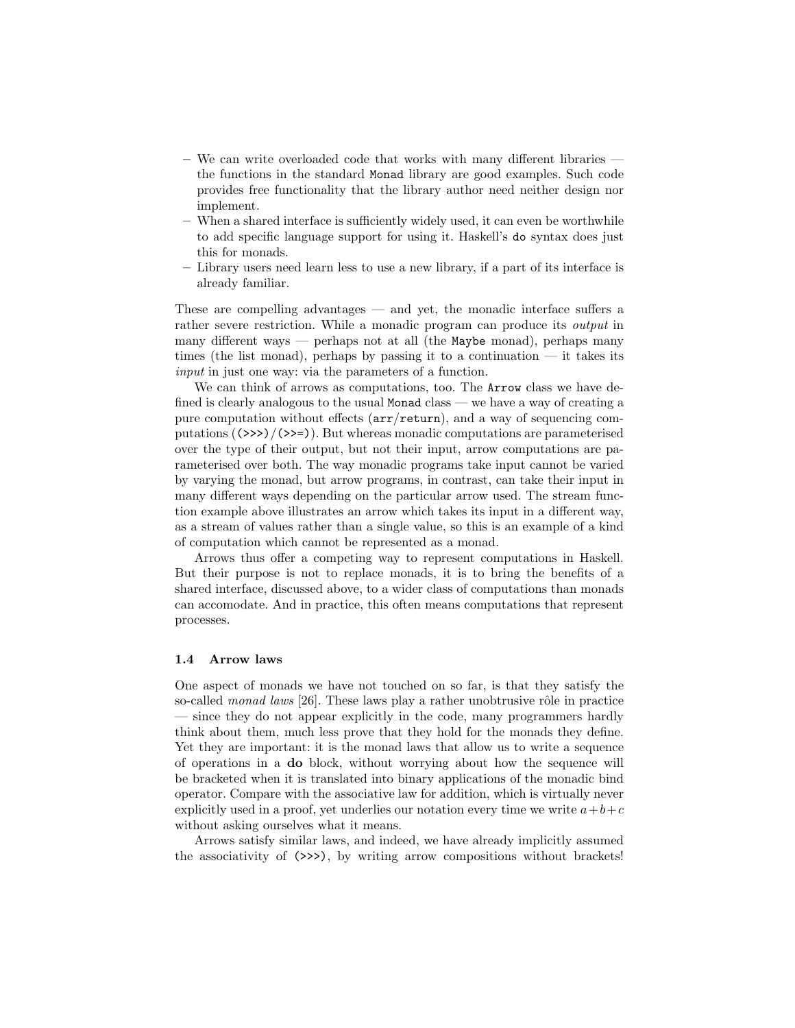– We can write overloaded code that works with many different libraries — the functions in the standard `Monad` library are good examples. Such code provides free functionality that the library author need neither design nor implement.
– When a shared interface is sufficiently widely used, it can even be worthwhile to add specific language support for using it. Haskell's `do` syntax does just this for monads.
– Library users need learn less to use a new library, if a part of its interface is already familiar.

These are compelling advantages — and yet, the monadic interface suffers a rather severe restriction. While a monadic program can produce its *output* in many different ways — perhaps not at all (the `Maybe` monad), perhaps many times (the list monad), perhaps by passing it to a continuation — it takes its *input* in just one way: via the parameters of a function.

We can think of arrows as computations, too. The `Arrow` class we have defined is clearly analogous to the usual `Monad` class — we have a way of creating a pure computation without effects (`arr`/`return`), and a way of sequencing computations (`(>>>)`/`(>>=)`). But whereas monadic computations are parameterised over the type of their output, but not their input, arrow computations are parameterised over both. The way monadic programs take input cannot be varied by varying the monad, but arrow programs, in contrast, can take their input in many different ways depending on the particular arrow used. The stream function example above illustrates an arrow which takes its input in a different way, as a stream of values rather than a single value, so this is an example of a kind of computation which cannot be represented as a monad.

Arrows thus offer a competing way to represent computations in Haskell. But their purpose is not to replace monads, it is to bring the benefits of a shared interface, discussed above, to a wider class of computations than monads can accomodate. And in practice, this often means computations that represent processes.

### 1.4 Arrow laws

One aspect of monads we have not touched on so far, is that they satisfy the so-called *monad laws* [26]. These laws play a rather unobtrusive rôle in practice — since they do not appear explicitly in the code, many programmers hardly think about them, much less prove that they hold for the monads they define. Yet they are important: it is the monad laws that allow us to write a sequence of operations in a **do** block, without worrying about how the sequence will be bracketed when it is translated into binary applications of the monadic bind operator. Compare with the associative law for addition, which is virtually never explicitly used in a proof, yet underlies our notation every time we write $a+b+c$ without asking ourselves what it means.

Arrows satisfy similar laws, and indeed, we have already implicitly assumed the associativity of `(>>>)`, by writing arrow compositions without brackets!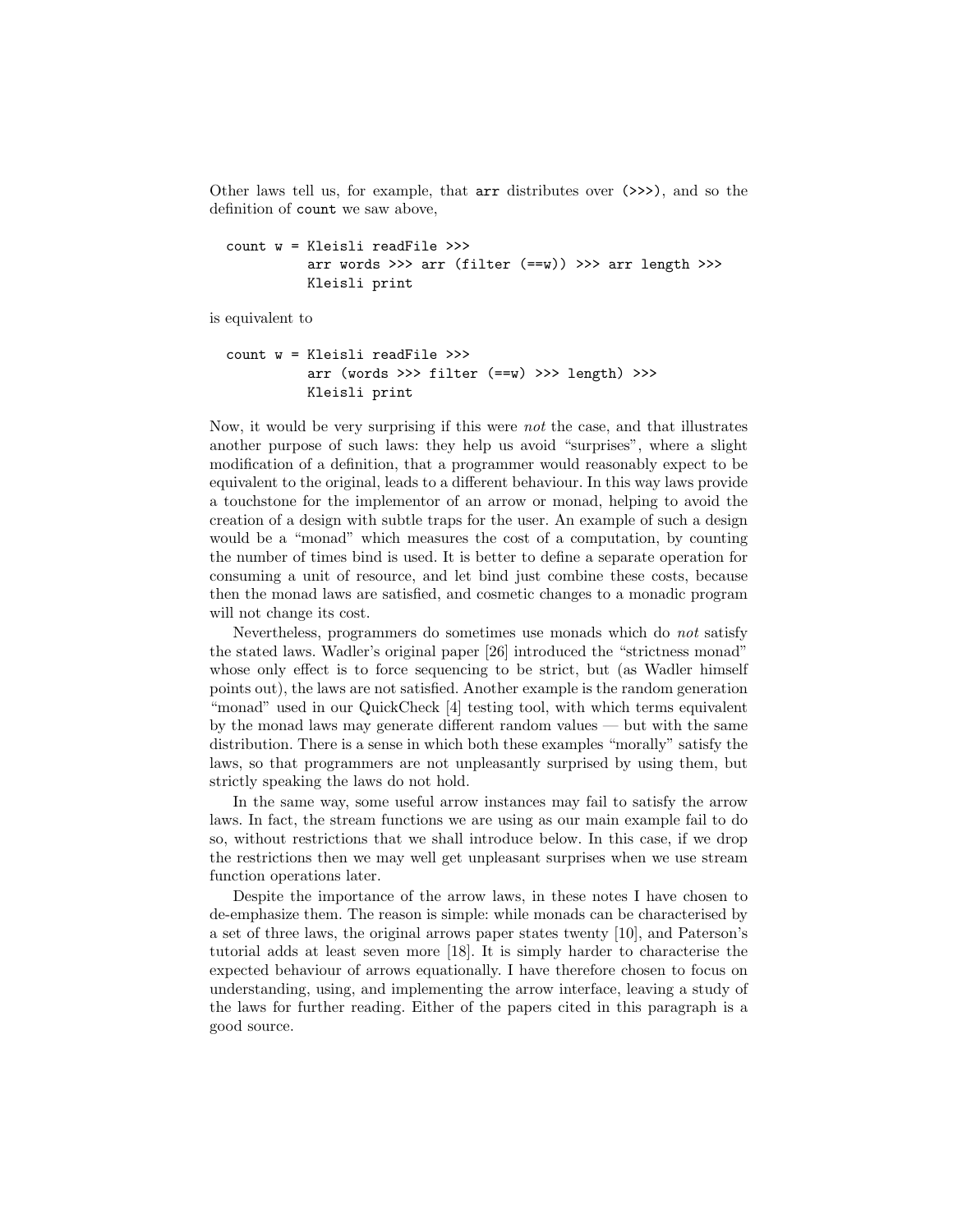Other laws tell us, for example, that `arr` distributes over `(>>>)`, and so the definition of `count` we saw above,

```
count w = Kleisli readFile >>>
          arr words >>> arr (filter (==w)) >>> arr length >>>
          Kleisli print
```

is equivalent to

```
count w = Kleisli readFile >>>
          arr (words >>> filter (==w) >>> length) >>>
          Kleisli print
```

Now, it would be very surprising if this were *not* the case, and that illustrates another purpose of such laws: they help us avoid "surprises", where a slight modification of a definition, that a programmer would reasonably expect to be equivalent to the original, leads to a different behaviour. In this way laws provide a touchstone for the implementor of an arrow or monad, helping to avoid the creation of a design with subtle traps for the user. An example of such a design would be a "monad" which measures the cost of a computation, by counting the number of times bind is used. It is better to define a separate operation for consuming a unit of resource, and let bind just combine these costs, because then the monad laws are satisfied, and cosmetic changes to a monadic program will not change its cost.

Nevertheless, programmers do sometimes use monads which do *not* satisfy the stated laws. Wadler's original paper [26] introduced the "strictness monad" whose only effect is to force sequencing to be strict, but (as Wadler himself points out), the laws are not satisfied. Another example is the random generation "monad" used in our QuickCheck [4] testing tool, with which terms equivalent by the monad laws may generate different random values — but with the same distribution. There is a sense in which both these examples "morally" satisfy the laws, so that programmers are not unpleasantly surprised by using them, but strictly speaking the laws do not hold.

In the same way, some useful arrow instances may fail to satisfy the arrow laws. In fact, the stream functions we are using as our main example fail to do so, without restrictions that we shall introduce below. In this case, if we drop the restrictions then we may well get unpleasant surprises when we use stream function operations later.

Despite the importance of the arrow laws, in these notes I have chosen to de-emphasize them. The reason is simple: while monads can be characterised by a set of three laws, the original arrows paper states twenty [10], and Paterson's tutorial adds at least seven more [18]. It is simply harder to characterise the expected behaviour of arrows equationally. I have therefore chosen to focus on understanding, using, and implementing the arrow interface, leaving a study of the laws for further reading. Either of the papers cited in this paragraph is a good source.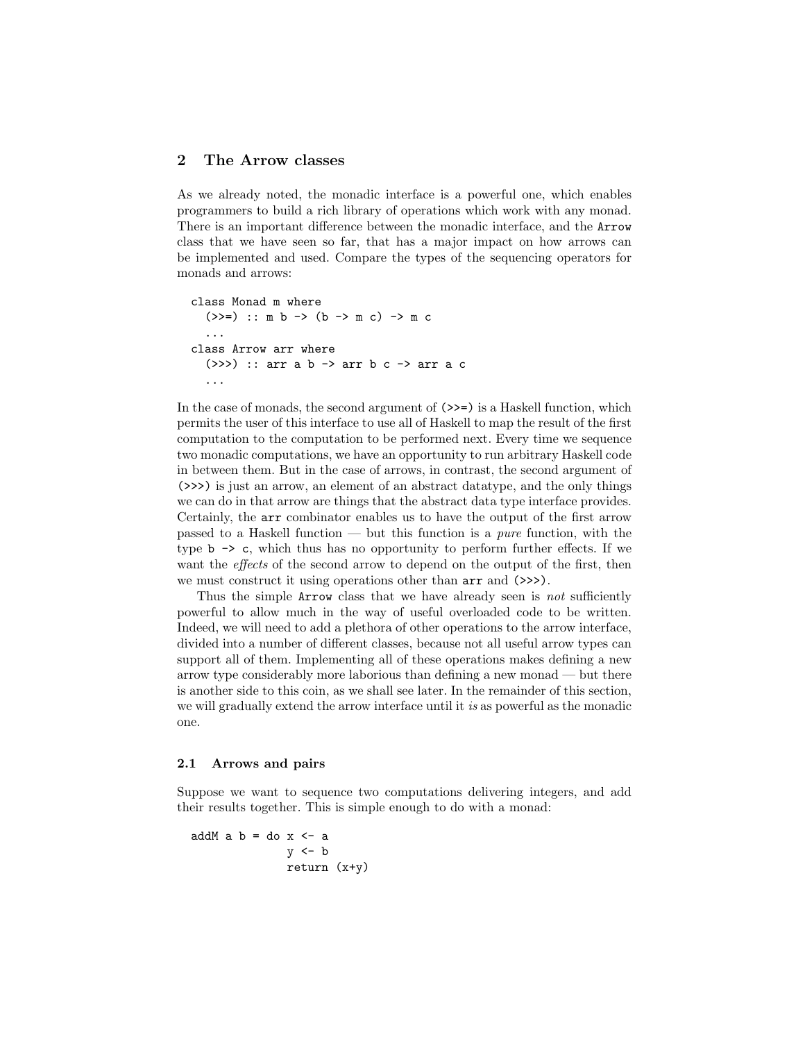## 2 The Arrow classes

As we already noted, the monadic interface is a powerful one, which enables programmers to build a rich library of operations which work with any monad. There is an important difference between the monadic interface, and the `Arrow` class that we have seen so far, that has a major impact on how arrows can be implemented and used. Compare the types of the sequencing operators for monads and arrows:

```
class Monad m where
  (>>=) :: m b -> (b -> m c) -> m c
  ...
class Arrow arr where
  (>>>) :: arr a b -> arr b c -> arr a c
  ...
```

In the case of monads, the second argument of `(>>=)` is a Haskell function, which permits the user of this interface to use all of Haskell to map the result of the first computation to the computation to be performed next. Every time we sequence two monadic computations, we have an opportunity to run arbitrary Haskell code in between them. But in the case of arrows, in contrast, the second argument of `(>>>)` is just an arrow, an element of an abstract datatype, and the only things we can do in that arrow are things that the abstract data type interface provides. Certainly, the `arr` combinator enables us to have the output of the first arrow passed to a Haskell function — but this function is a *pure* function, with the type `b -> c`, which thus has no opportunity to perform further effects. If we want the *effects* of the second arrow to depend on the output of the first, then we must construct it using operations other than `arr` and `(>>>)`.

Thus the simple `Arrow` class that we have already seen is *not* sufficiently powerful to allow much in the way of useful overloaded code to be written. Indeed, we will need to add a plethora of other operations to the arrow interface, divided into a number of different classes, because not all useful arrow types can support all of them. Implementing all of these operations makes defining a new arrow type considerably more laborious than defining a new monad — but there is another side to this coin, as we shall see later. In the remainder of this section, we will gradually extend the arrow interface until it *is* as powerful as the monadic one.

### 2.1 Arrows and pairs

Suppose we want to sequence two computations delivering integers, and add their results together. This is simple enough to do with a monad:

```
addM a b = do x <- a
              y <- b
              return (x+y)
```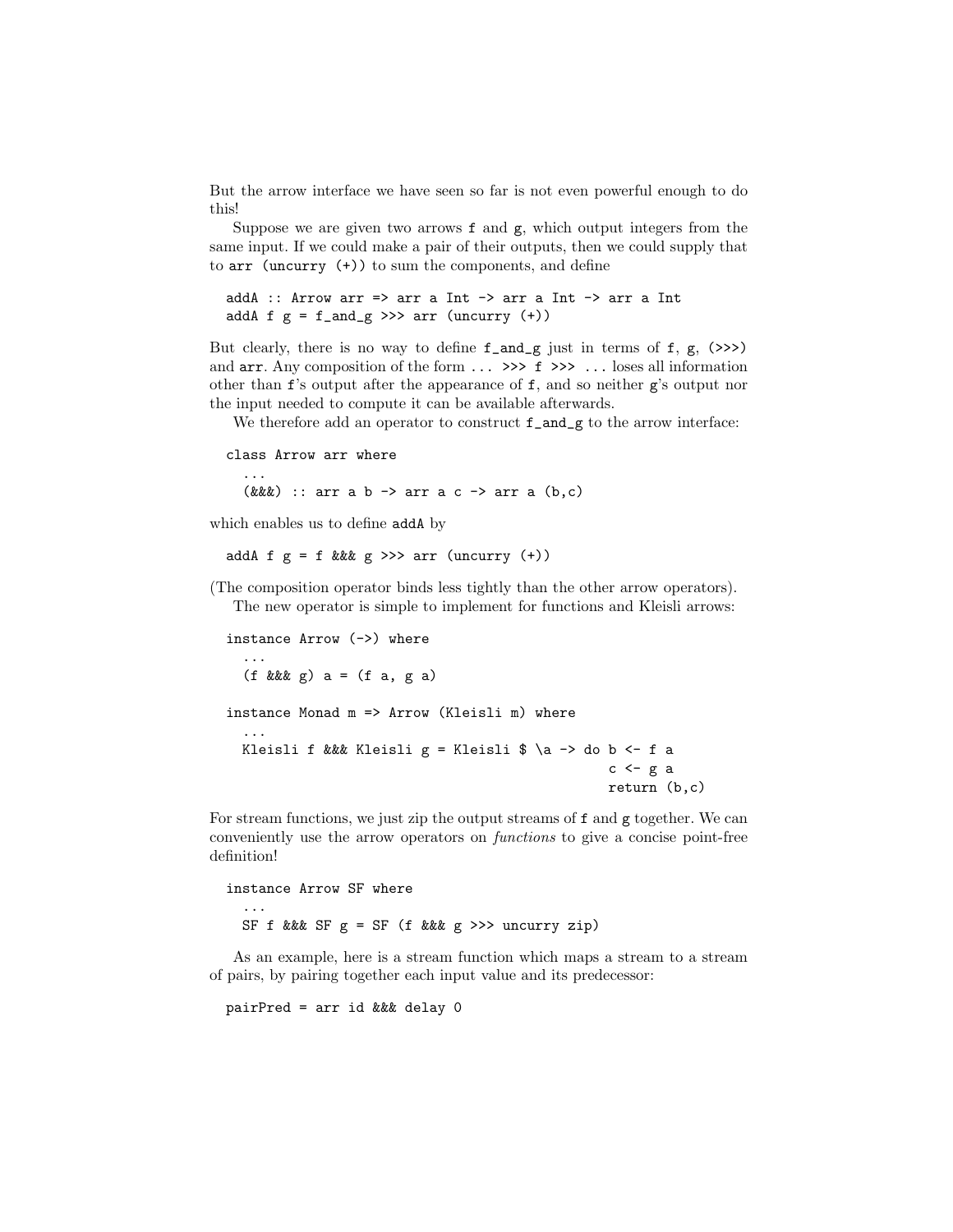But the arrow interface we have seen so far is not even powerful enough to do this!

Suppose we are given two arrows `f` and `g`, which output integers from the same input. If we could make a pair of their outputs, then we could supply that to `arr (uncurry (+))` to sum the components, and define

```
addA :: Arrow arr => arr a Int -> arr a Int -> arr a Int
addA f g = f_and_g >>> arr (uncurry (+))
```

But clearly, there is no way to define `f_and_g` just in terms of `f`, `g`, `(>>>)` and `arr`. Any composition of the form `... >>> f >>> ...` loses all information other than `f`'s output after the appearance of `f`, and so neither `g`'s output nor the input needed to compute it can be available afterwards.

We therefore add an operator to construct `f_and_g` to the arrow interface:

```
class Arrow arr where
  ...
  (&&&) :: arr a b -> arr a c -> arr a (b,c)
```

which enables us to define `addA` by

```
addA f g = f &&& g >>> arr (uncurry (+))
```

(The composition operator binds less tightly than the other arrow operators).

The new operator is simple to implement for functions and Kleisli arrows:

```
instance Arrow (->) where
  ...
  (f &&& g) a = (f a, g a)

instance Monad m => Arrow (Kleisli m) where
  ...
  Kleisli f &&& Kleisli g = Kleisli $ \a -> do b <- f a
                                                c <- g a
                                                return (b,c)
```

For stream functions, we just zip the output streams of `f` and `g` together. We can conveniently use the arrow operators on *functions* to give a concise point-free definition!

```
instance Arrow SF where
  ...
  SF f &&& SF g = SF (f &&& g >>> uncurry zip)
```

As an example, here is a stream function which maps a stream to a stream of pairs, by pairing together each input value and its predecessor:

```
pairPred = arr id &&& delay 0
```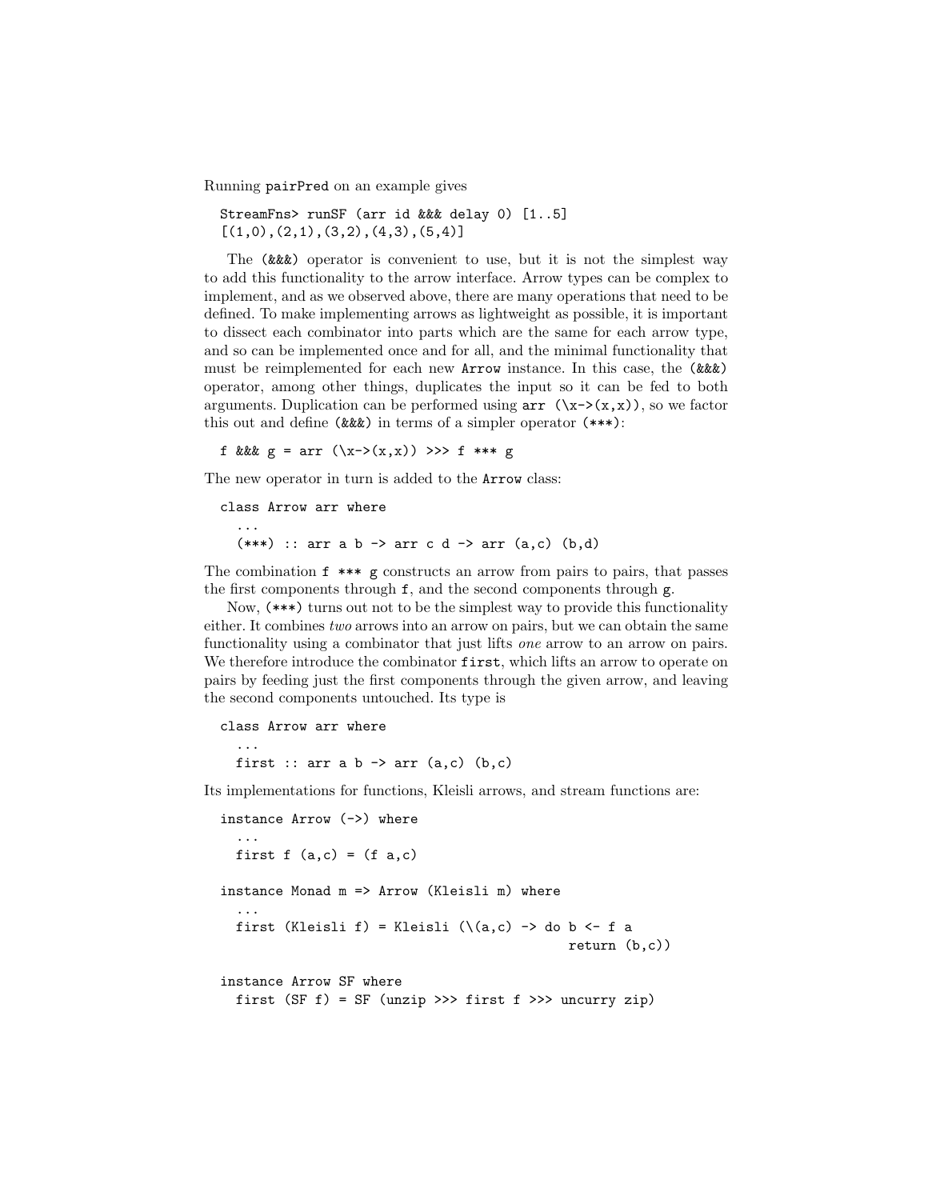Running `pairPred` on an example gives

```
StreamFns> runSF (arr id &&& delay 0) [1..5]
[(1,0),(2,1),(3,2),(4,3),(5,4)]
```

The `(&&&)` operator is convenient to use, but it is not the simplest way to add this functionality to the arrow interface. Arrow types can be complex to implement, and as we observed above, there are many operations that need to be defined. To make implementing arrows as lightweight as possible, it is important to dissect each combinator into parts which are the same for each arrow type, and so can be implemented once and for all, and the minimal functionality that must be reimplemented for each new `Arrow` instance. In this case, the `(&&&)` operator, among other things, duplicates the input so it can be fed to both arguments. Duplication can be performed using `arr (\x->(x,x))`, so we factor this out and define `(&&&)` in terms of a simpler operator `(***)`:

```
f &&& g = arr (\x->(x,x)) >>> f *** g
```

The new operator in turn is added to the `Arrow` class:

```
class Arrow arr where
  ...
  (***) :: arr a b -> arr c d -> arr (a,c) (b,d)
```

The combination `f *** g` constructs an arrow from pairs to pairs, that passes the first components through `f`, and the second components through `g`.

Now, `(***)` turns out not to be the simplest way to provide this functionality either. It combines *two* arrows into an arrow on pairs, but we can obtain the same functionality using a combinator that just lifts *one* arrow to an arrow on pairs. We therefore introduce the combinator `first`, which lifts an arrow to operate on pairs by feeding just the first components through the given arrow, and leaving the second components untouched. Its type is

```
class Arrow arr where
  ...
  first :: arr a b -> arr (a,c) (b,c)
```

Its implementations for functions, Kleisli arrows, and stream functions are:

```
instance Arrow (->) where
  ...
  first f (a,c) = (f a,c)

instance Monad m => Arrow (Kleisli m) where
  ...
  first (Kleisli f) = Kleisli (\(a,c) -> do b <- f a
                                            return (b,c))

instance Arrow SF where
  first (SF f) = SF (unzip >>> first f >>> uncurry zip)
```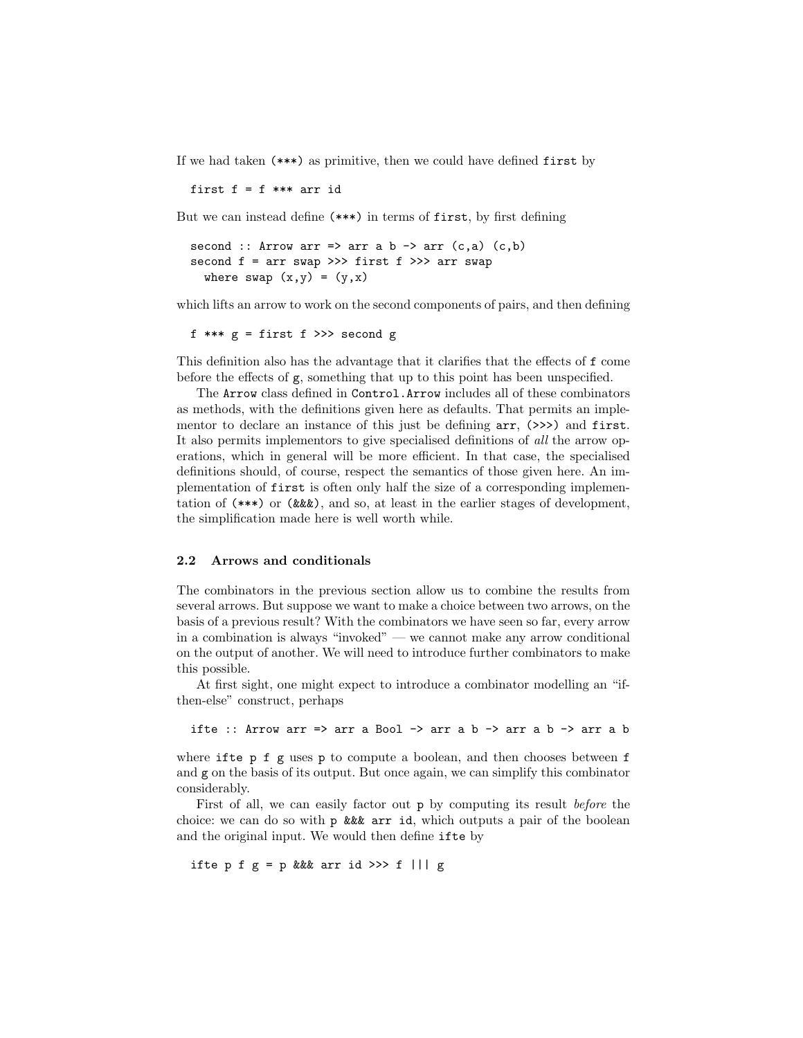If we had taken (***) as primitive, then we could have defined first by

```
first f = f *** arr id
```

But we can instead define (***) in terms of first, by first defining

```
second :: Arrow arr => arr a b -> arr (c,a) (c,b)
second f = arr swap >>> first f >>> arr swap
  where swap (x,y) = (y,x)
```

which lifts an arrow to work on the second components of pairs, and then defining

```
f *** g = first f >>> second g
```

This definition also has the advantage that it clarifies that the effects of f come before the effects of g, something that up to this point has been unspecified.

The Arrow class defined in Control.Arrow includes all of these combinators as methods, with the definitions given here as defaults. That permits an implementor to declare an instance of this just be defining arr, (>>>) and first. It also permits implementors to give specialised definitions of *all* the arrow operations, which in general will be more efficient. In that case, the specialised definitions should, of course, respect the semantics of those given here. An implementation of first is often only half the size of a corresponding implementation of (***) or (&&&), and so, at least in the earlier stages of development, the simplification made here is well worth while.

### 2.2 Arrows and conditionals

The combinators in the previous section allow us to combine the results from several arrows. But suppose we want to make a choice between two arrows, on the basis of a previous result? With the combinators we have seen so far, every arrow in a combination is always "invoked" — we cannot make any arrow conditional on the output of another. We will need to introduce further combinators to make this possible.

At first sight, one might expect to introduce a combinator modelling an "if-then-else" construct, perhaps

```
ifte :: Arrow arr => arr a Bool -> arr a b -> arr a b -> arr a b
```

where ifte p f g uses p to compute a boolean, and then chooses between f and g on the basis of its output. But once again, we can simplify this combinator considerably.

First of all, we can easily factor out p by computing its result *before* the choice: we can do so with p &&& arr id, which outputs a pair of the boolean and the original input. We would then define ifte by

```
ifte p f g = p &&& arr id >>> f ||| g
```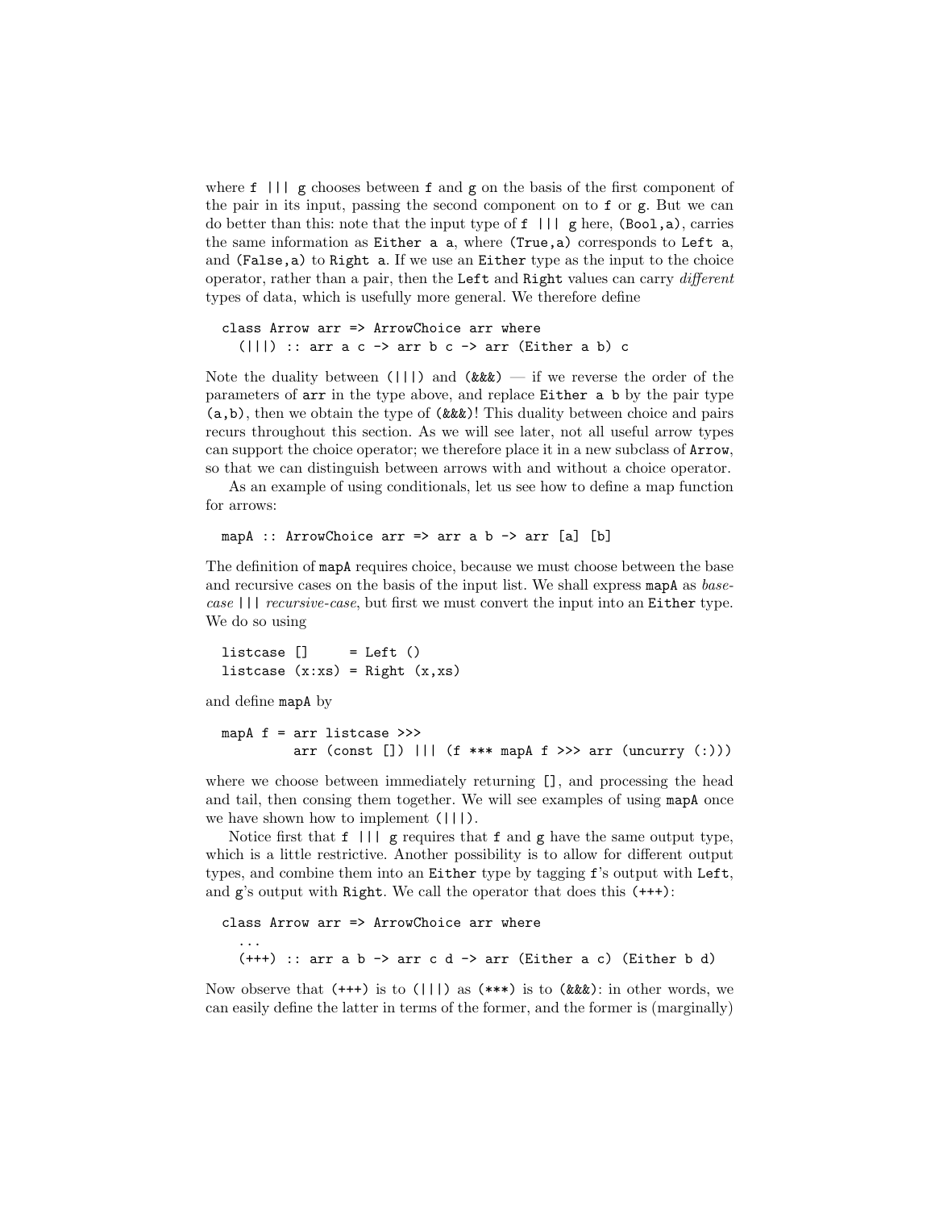where `f ||| g` chooses between `f` and `g` on the basis of the first component of the pair in its input, passing the second component on to `f` or `g`. But we can do better than this: note that the input type of `f ||| g` here, `(Bool,a)`, carries the same information as `Either a a`, where `(True,a)` corresponds to `Left a`, and `(False,a)` to `Right a`. If we use an `Either` type as the input to the choice operator, rather than a pair, then the `Left` and `Right` values can carry *different* types of data, which is usefully more general. We therefore define

```
class Arrow arr => ArrowChoice arr where
  (|||) :: arr a c -> arr b c -> arr (Either a b) c
```

Note the duality between `(|||)` and `(&&&)` — if we reverse the order of the parameters of `arr` in the type above, and replace `Either a b` by the pair type `(a,b)`, then we obtain the type of `(&&&)`! This duality between choice and pairs recurs throughout this section. As we will see later, not all useful arrow types can support the choice operator; we therefore place it in a new subclass of `Arrow`, so that we can distinguish between arrows with and without a choice operator.

As an example of using conditionals, let us see how to define a map function for arrows:

```
mapA :: ArrowChoice arr => arr a b -> arr [a] [b]
```

The definition of `mapA` requires choice, because we must choose between the base and recursive cases on the basis of the input list. We shall express `mapA` as *base-case* `|||` *recursive-case*, but first we must convert the input into an `Either` type. We do so using

```
listcase []     = Left ()
listcase (x:xs) = Right (x,xs)
```

and define `mapA` by

```
mapA f = arr listcase >>>
         arr (const []) ||| (f *** mapA f >>> arr (uncurry (:)))
```

where we choose between immediately returning `[]`, and processing the head and tail, then consing them together. We will see examples of using `mapA` once we have shown how to implement `(|||)`.

Notice first that `f ||| g` requires that `f` and `g` have the same output type, which is a little restrictive. Another possibility is to allow for different output types, and combine them into an `Either` type by tagging `f`'s output with `Left`, and `g`'s output with `Right`. We call the operator that does this `(+++)`:

```
class Arrow arr => ArrowChoice arr where
  ...
  (+++) :: arr a b -> arr c d -> arr (Either a c) (Either b d)
```

Now observe that `(+++)` is to `(|||)` as `(***)` is to `(&&&)`: in other words, we can easily define the latter in terms of the former, and the former is (marginally)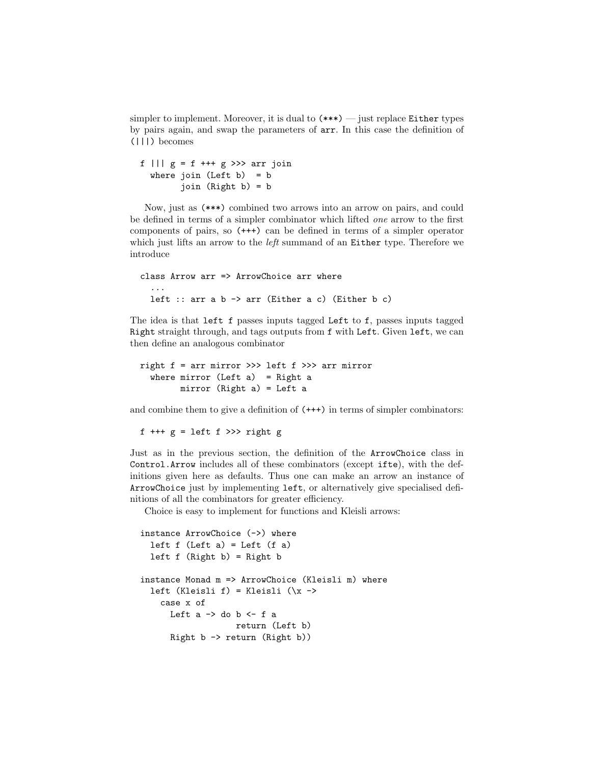simpler to implement. Moreover, it is dual to `(***)` — just replace `Either` types by pairs again, and swap the parameters of `arr`. In this case the definition of `(|||)` becomes

```
f ||| g = f +++ g >>> arr join
  where join (Left b)  = b
        join (Right b) = b
```

Now, just as `(***)` combined two arrows into an arrow on pairs, and could be defined in terms of a simpler combinator which lifted *one* arrow to the first components of pairs, so `(+++)` can be defined in terms of a simpler operator which just lifts an arrow to the *left* summand of an `Either` type. Therefore we introduce

```
class Arrow arr => ArrowChoice arr where
  ...
  left :: arr a b -> arr (Either a c) (Either b c)
```

The idea is that `left f` passes inputs tagged `Left` to `f`, passes inputs tagged `Right` straight through, and tags outputs from `f` with `Left`. Given `left`, we can then define an analogous combinator

```
right f = arr mirror >>> left f >>> arr mirror
  where mirror (Left a)  = Right a
        mirror (Right a) = Left a
```

and combine them to give a definition of `(+++)` in terms of simpler combinators:

```
f +++ g = left f >>> right g
```

Just as in the previous section, the definition of the `ArrowChoice` class in `Control.Arrow` includes all of these combinators (except `ifte`), with the definitions given here as defaults. Thus one can make an arrow an instance of `ArrowChoice` just by implementing `left`, or alternatively give specialised definitions of all the combinators for greater efficiency.

Choice is easy to implement for functions and Kleisli arrows:

```
instance ArrowChoice (->) where
  left f (Left a) = Left (f a)
  left f (Right b) = Right b

instance Monad m => ArrowChoice (Kleisli m) where
  left (Kleisli f) = Kleisli (\x ->
    case x of
      Left a -> do b <- f a
                   return (Left b)
      Right b -> return (Right b))
```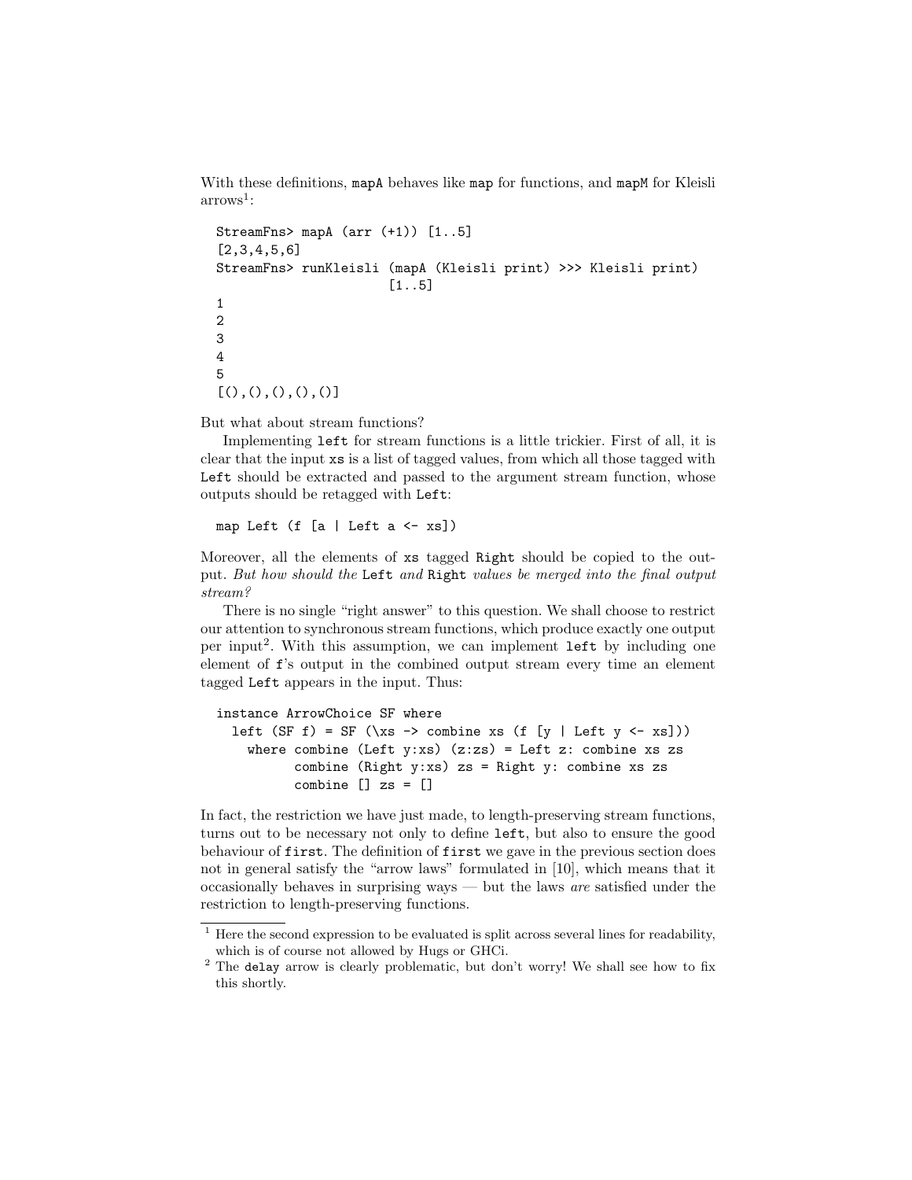With these definitions, mapA behaves like map for functions, and mapM for Kleisli arrows[1]:

```
StreamFns> mapA (arr (+1)) [1..5]
[2,3,4,5,6]
StreamFns> runKleisli (mapA (Kleisli print) >>> Kleisli print)
                      [1..5]
1
2
3
4
5
[(),(),(),(),()]
```

But what about stream functions?

Implementing left for stream functions is a little trickier. First of all, it is clear that the input xs is a list of tagged values, from which all those tagged with Left should be extracted and passed to the argument stream function, whose outputs should be retagged with Left:

```
map Left (f [a | Left a <- xs])
```

Moreover, all the elements of xs tagged Right should be copied to the output. *But how should the* Left *and* Right *values be merged into the final output stream?*

There is no single "right answer" to this question. We shall choose to restrict our attention to synchronous stream functions, which produce exactly one output per input[2]. With this assumption, we can implement left by including one element of f's output in the combined output stream every time an element tagged Left appears in the input. Thus:

```
instance ArrowChoice SF where
  left (SF f) = SF (\xs -> combine xs (f [y | Left y <- xs]))
    where combine (Left y:xs) (z:zs) = Left z: combine xs zs
          combine (Right y:xs) zs = Right y: combine xs zs
          combine [] zs = []
```

In fact, the restriction we have just made, to length-preserving stream functions, turns out to be necessary not only to define left, but also to ensure the good behaviour of first. The definition of first we gave in the previous section does not in general satisfy the "arrow laws" formulated in [10], which means that it occasionally behaves in surprising ways — but the laws *are* satisfied under the restriction to length-preserving functions.

---

[1] Here the second expression to be evaluated is split across several lines for readability, which is of course not allowed by Hugs or GHCi.

[2] The delay arrow is clearly problematic, but don't worry! We shall see how to fix this shortly.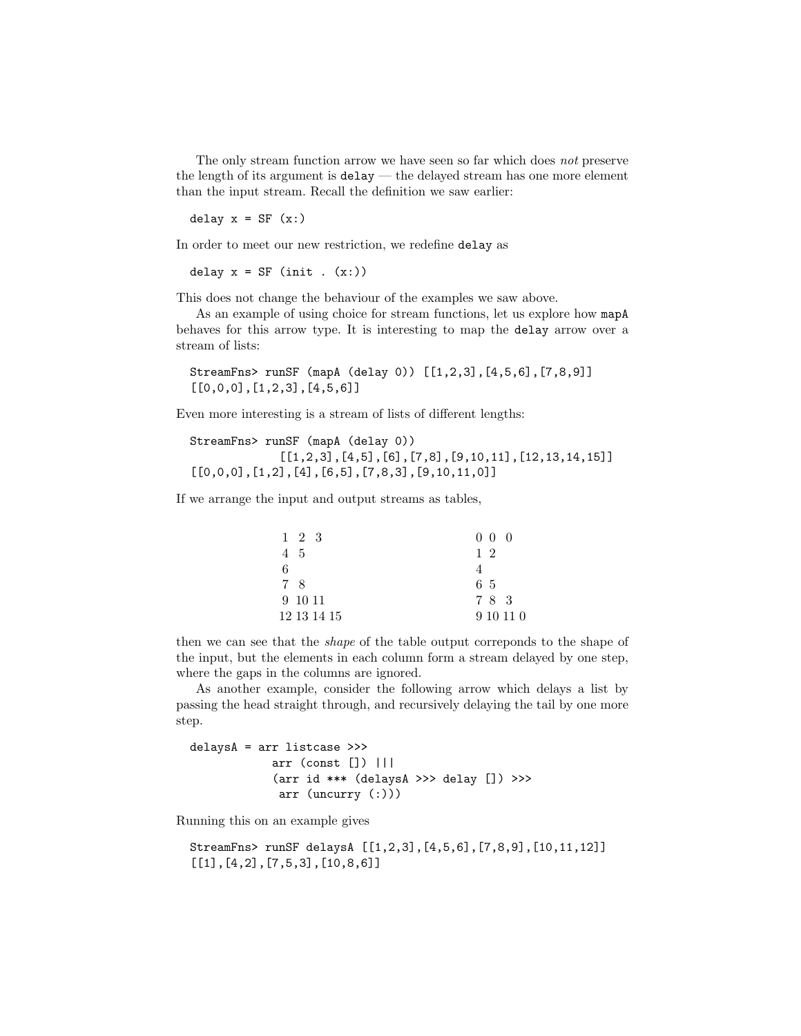The only stream function arrow we have seen so far which does *not* preserve the length of its argument is `delay` — the delayed stream has one more element than the input stream. Recall the definition we saw earlier:

```
delay x = SF (x:)
```

In order to meet our new restriction, we redefine `delay` as

```
delay x = SF (init . (x:))
```

This does not change the behaviour of the examples we saw above.

As an example of using choice for stream functions, let us explore how `mapA` behaves for this arrow type. It is interesting to map the `delay` arrow over a stream of lists:

```
StreamFns> runSF (mapA (delay 0)) [[1,2,3],[4,5,6],[7,8,9]]
[[0,0,0],[1,2,3],[4,5,6]]
```

Even more interesting is a stream of lists of different lengths:

```
StreamFns> runSF (mapA (delay 0))
             [[1,2,3],[4,5],[6],[7,8],[9,10,11],[12,13,14,15]]
[[0,0,0],[1,2],[4],[6,5],[7,8,3],[9,10,11,0]]
```

If we arrange the input and output streams as tables,

```
1  2  3            0  0  0
4  5               1  2
6                  4
7  8               6  5
9  10 11           7  8  3
12 13 14 15        9  10 11 0
```

then we can see that the *shape* of the table output correponds to the shape of the input, but the elements in each column form a stream delayed by one step, where the gaps in the columns are ignored.

As another example, consider the following arrow which delays a list by passing the head straight through, and recursively delaying the tail by one more step.

```
delaysA = arr listcase >>>
            arr (const []) |||
            (arr id *** (delaysA >>> delay []) >>>
             arr (uncurry (:)))
```

Running this on an example gives

```
StreamFns> runSF delaysA [[1,2,3],[4,5,6],[7,8,9],[10,11,12]]
[[1],[4,2],[7,5,3],[10,8,6]]
```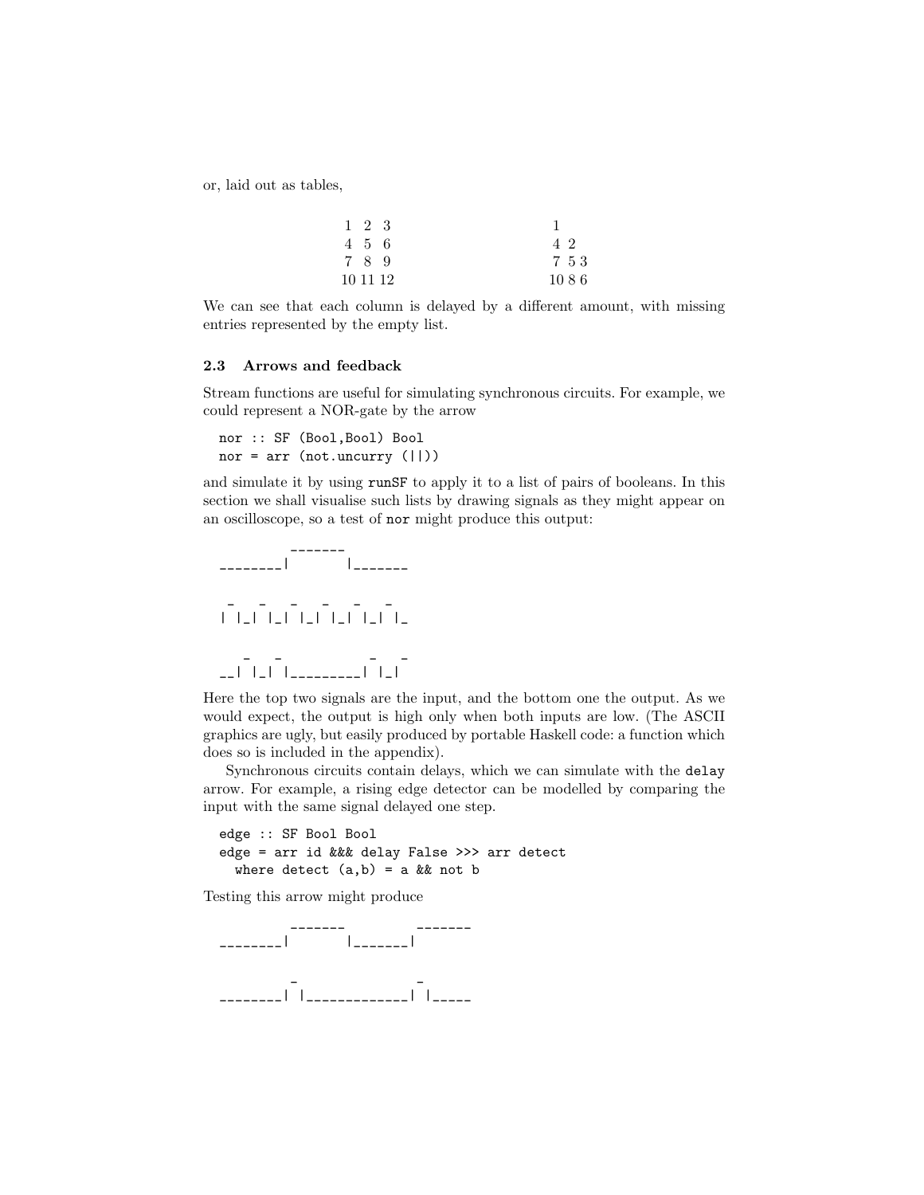or, laid out as tables,

```
 1  2  3          1
 4  5  6          4 2
 7  8  9          7 5 3
10 11 12          10 8 6
```

We can see that each column is delayed by a different amount, with missing entries represented by the empty list.

### 2.3 Arrows and feedback

Stream functions are useful for simulating synchronous circuits. For example, we could represent a NOR-gate by the arrow

```
nor :: SF (Bool,Bool) Bool
nor = arr (not.uncurry (||))
```

and simulate it by using `runSF` to apply it to a list of pairs of booleans. In this section we shall visualise such lists by drawing signals as they might appear on an oscilloscope, so a test of `nor` might produce this output:

```
         _______
________|       |_______


 _   _   _   _   _   _
| |_| |_| |_| |_| |_| |_


   _   _           _   _
__| |_| |_________| |_|
```

Here the top two signals are the input, and the bottom one the output. As we would expect, the output is high only when both inputs are low. (The ASCII graphics are ugly, but easily produced by portable Haskell code: a function which does so is included in the appendix).

Synchronous circuits contain delays, which we can simulate with the `delay` arrow. For example, a rising edge detector can be modelled by comparing the input with the same signal delayed one step.

```
edge :: SF Bool Bool
edge = arr id &&& delay False >>> arr detect
  where detect (a,b) = a && not b
```

Testing this arrow might produce

```
         _______         _______
________|       |_______|


         _               _
________| |_____________| |_____
```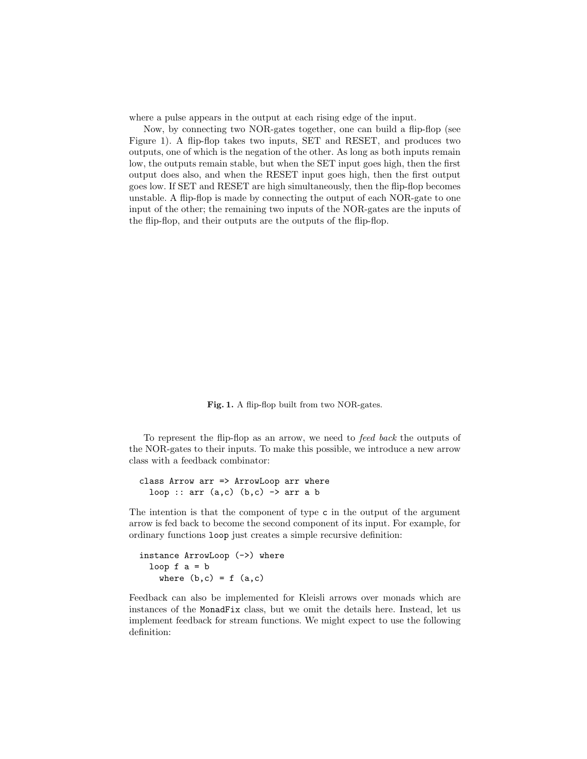where a pulse appears in the output at each rising edge of the input.

Now, by connecting two NOR-gates together, one can build a flip-flop (see Figure 1). A flip-flop takes two inputs, SET and RESET, and produces two outputs, one of which is the negation of the other. As long as both inputs remain low, the outputs remain stable, but when the SET input goes high, then the first output does also, and when the RESET input goes high, then the first output goes low. If SET and RESET are high simultaneously, then the flip-flop becomes unstable. A flip-flop is made by connecting the output of each NOR-gate to one input of the other; the remaining two inputs of the NOR-gates are the inputs of the flip-flop, and their outputs are the outputs of the flip-flop.

**Fig. 1.** A flip-flop built from two NOR-gates.

To represent the flip-flop as an arrow, we need to *feed back* the outputs of the NOR-gates to their inputs. To make this possible, we introduce a new arrow class with a feedback combinator:

```
class Arrow arr => ArrowLoop arr where
  loop :: arr (a,c) (b,c) -> arr a b
```

The intention is that the component of type `c` in the output of the argument arrow is fed back to become the second component of its input. For example, for ordinary functions `loop` just creates a simple recursive definition:

```
instance ArrowLoop (->) where
  loop f a = b
    where (b,c) = f (a,c)
```

Feedback can also be implemented for Kleisli arrows over monads which are instances of the `MonadFix` class, but we omit the details here. Instead, let us implement feedback for stream functions. We might expect to use the following definition: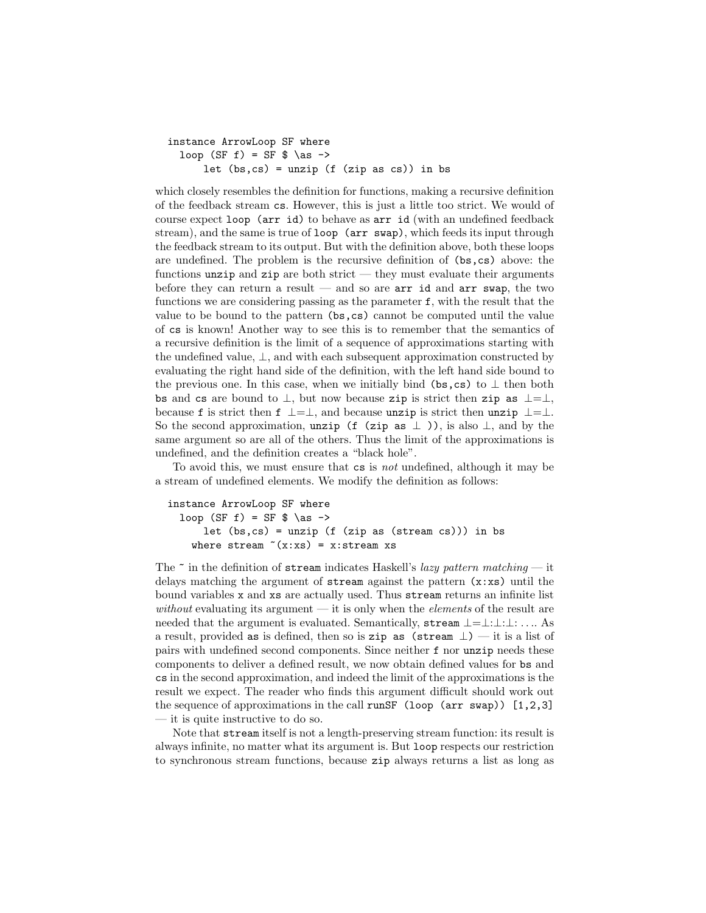```haskell
instance ArrowLoop SF where
  loop (SF f) = SF $ \as ->
      let (bs,cs) = unzip (f (zip as cs)) in bs
```

which closely resembles the definition for functions, making a recursive definition of the feedback stream `cs`. However, this is just a little too strict. We would of course expect `loop (arr id)` to behave as `arr id` (with an undefined feedback stream), and the same is true of `loop (arr swap)`, which feeds its input through the feedback stream to its output. But with the definition above, both these loops are undefined. The problem is the recursive definition of `(bs,cs)` above: the functions `unzip` and `zip` are both strict — they must evaluate their arguments before they can return a result — and so are `arr id` and `arr swap`, the two functions we are considering passing as the parameter `f`, with the result that the value to be bound to the pattern `(bs,cs)` cannot be computed until the value of `cs` is known! Another way to see this is to remember that the semantics of a recursive definition is the limit of a sequence of approximations starting with the undefined value, $\bot$, and with each subsequent approximation constructed by evaluating the right hand side of the definition, with the left hand side bound to the previous one. In this case, when we initially bind `(bs,cs)` to $\bot$ then both `bs` and `cs` are bound to $\bot$, but now because `zip` is strict then `zip as` $\bot = \bot$, because `f` is strict then `f` $\bot = \bot$, and because `unzip` is strict then `unzip` $\bot = \bot$. So the second approximation, `unzip (f (zip as` $\bot$ `))`, is also $\bot$, and by the same argument so are all of the others. Thus the limit of the approximations is undefined, and the definition creates a "black hole".

To avoid this, we must ensure that `cs` is *not* undefined, although it may be a stream of undefined elements. We modify the definition as follows:

```haskell
instance ArrowLoop SF where
  loop (SF f) = SF $ \as ->
      let (bs,cs) = unzip (f (zip as (stream cs))) in bs
    where stream ~(x:xs) = x:stream xs
```

The `~` in the definition of `stream` indicates Haskell's *lazy pattern matching* — it delays matching the argument of `stream` against the pattern `(x:xs)` until the bound variables `x` and `xs` are actually used. Thus `stream` returns an infinite list *without* evaluating its argument — it is only when the *elements* of the result are needed that the argument is evaluated. Semantically, `stream` $\bot = \bot : \bot : \bot : \ldots$. As a result, provided `as` is defined, then so is `zip as (stream` $\bot$`)` — it is a list of pairs with undefined second components. Since neither `f` nor `unzip` needs these components to deliver a defined result, we now obtain defined values for `bs` and `cs` in the second approximation, and indeed the limit of the approximations is the result we expect. The reader who finds this argument difficult should work out the sequence of approximations in the call `runSF (loop (arr swap)) [1,2,3]` — it is quite instructive to do so.

Note that `stream` itself is not a length-preserving stream function: its result is always infinite, no matter what its argument is. But `loop` respects our restriction to synchronous stream functions, because `zip` always returns a list as long as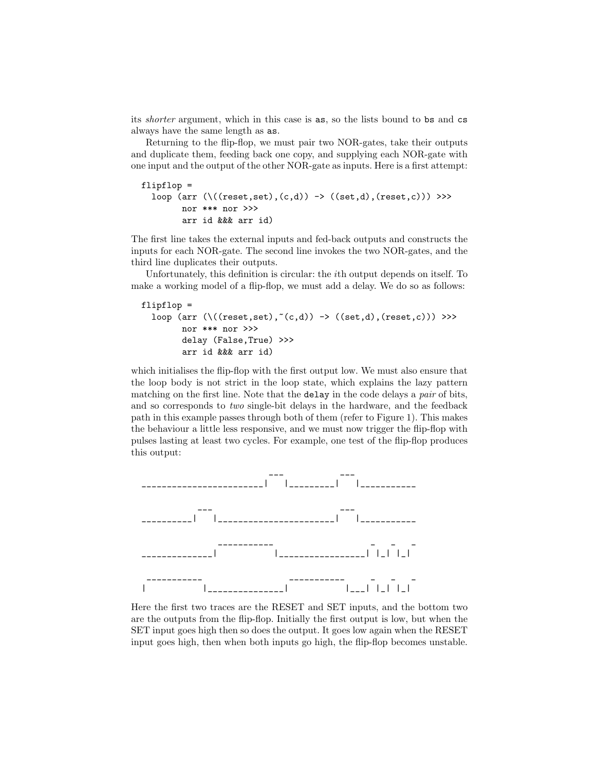its *shorter* argument, which in this case is as, so the lists bound to bs and cs always have the same length as as.

Returning to the flip-flop, we must pair two NOR-gates, take their outputs and duplicate them, feeding back one copy, and supplying each NOR-gate with one input and the output of the other NOR-gate as inputs. Here is a first attempt:

```
flipflop =
  loop (arr (\((reset,set),(c,d)) -> ((set,d),(reset,c))) >>>
        nor *** nor >>>
        arr id &&& arr id)
```

The first line takes the external inputs and fed-back outputs and constructs the inputs for each NOR-gate. The second line invokes the two NOR-gates, and the third line duplicates their outputs.

Unfortunately, this definition is circular: the *i*th output depends on itself. To make a working model of a flip-flop, we must add a delay. We do so as follows:

```
flipflop =
  loop (arr (\((reset,set),~(c,d)) -> ((set,d),(reset,c))) >>>
        nor *** nor >>>
        delay (False,True) >>>
        arr id &&& arr id)
```

which initialises the flip-flop with the first output low. We must also ensure that the loop body is not strict in the loop state, which explains the lazy pattern matching on the first line. Note that the delay in the code delays a *pair* of bits, and so corresponds to *two* single-bit delays in the hardware, and the feedback path in this example passes through both of them (refer to Figure 1). This makes the behaviour a little less responsive, and we must now trigger the flip-flop with pulses lasting at least two cycles. For example, one test of the flip-flop produces this output:

```
                        ---            ---
________________________|   |_________|   |__________

           ---                         ---
__________|   |________________________|   |__________

               -----------                   -   -   -
______________|           |_________________| |_| |_|

 -----------              -----------        -   -   -
|           |_____________|           |___| |_| |_|
```

Here the first two traces are the RESET and SET inputs, and the bottom two are the outputs from the flip-flop. Initially the first output is low, but when the SET input goes high then so does the output. It goes low again when the RESET input goes high, then when both inputs go high, the flip-flop becomes unstable.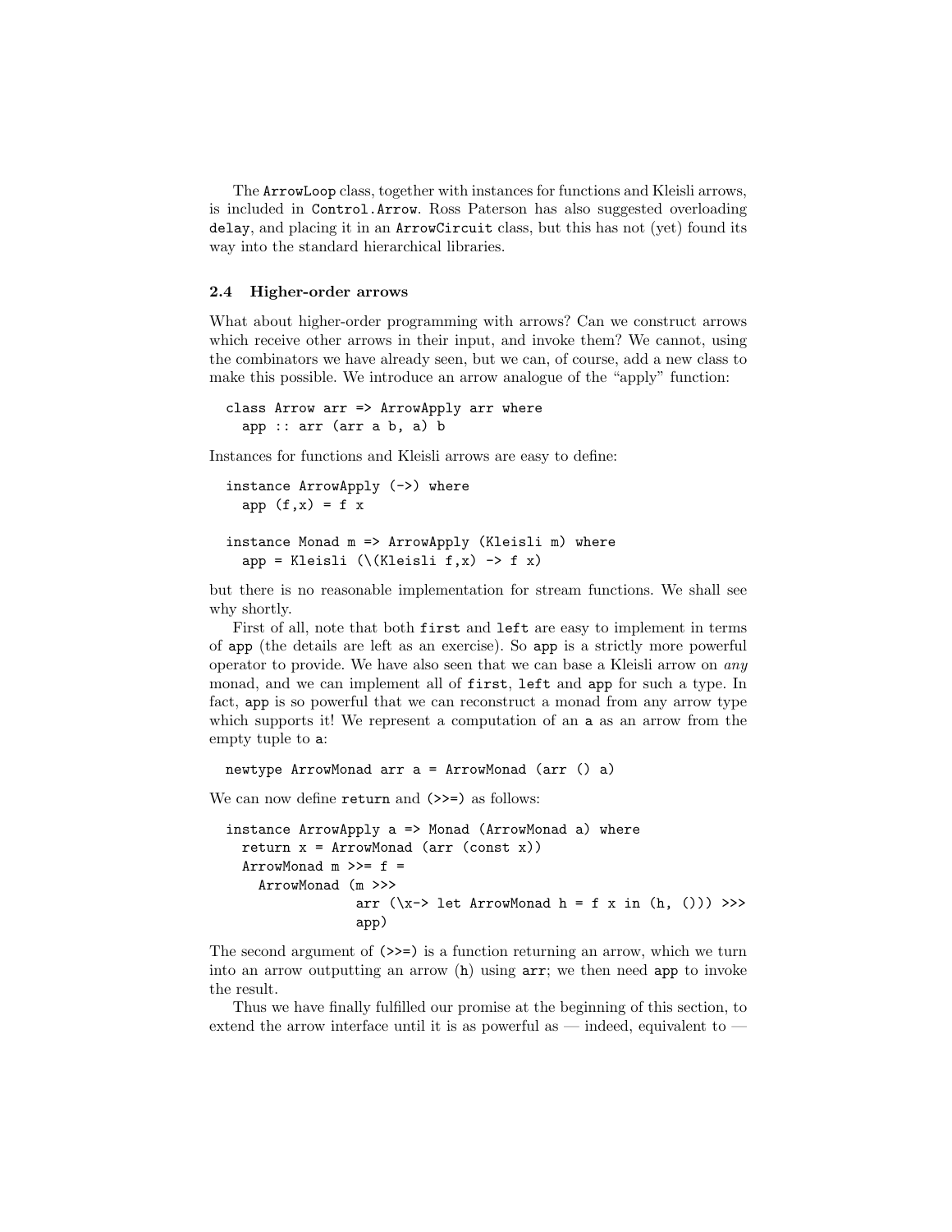The ArrowLoop class, together with instances for functions and Kleisli arrows, is included in Control.Arrow. Ross Paterson has also suggested overloading delay, and placing it in an ArrowCircuit class, but this has not (yet) found its way into the standard hierarchical libraries.

### 2.4 Higher-order arrows

What about higher-order programming with arrows? Can we construct arrows which receive other arrows in their input, and invoke them? We cannot, using the combinators we have already seen, but we can, of course, add a new class to make this possible. We introduce an arrow analogue of the "apply" function:

```
class Arrow arr => ArrowApply arr where
  app :: arr (arr a b, a) b
```

Instances for functions and Kleisli arrows are easy to define:

```
instance ArrowApply (->) where
  app (f,x) = f x

instance Monad m => ArrowApply (Kleisli m) where
  app = Kleisli (\(Kleisli f,x) -> f x)
```

but there is no reasonable implementation for stream functions. We shall see why shortly.

First of all, note that both first and left are easy to implement in terms of app (the details are left as an exercise). So app is a strictly more powerful operator to provide. We have also seen that we can base a Kleisli arrow on *any* monad, and we can implement all of first, left and app for such a type. In fact, app is so powerful that we can reconstruct a monad from any arrow type which supports it! We represent a computation of an a as an arrow from the empty tuple to a:

```
newtype ArrowMonad arr a = ArrowMonad (arr () a)
```

We can now define return and (>>=) as follows:

```
instance ArrowApply a => Monad (ArrowMonad a) where
  return x = ArrowMonad (arr (const x))
  ArrowMonad m >>= f =
    ArrowMonad (m >>>
                arr (\x-> let ArrowMonad h = f x in (h, ())) >>>
                app)
```

The second argument of (>>=) is a function returning an arrow, which we turn into an arrow outputting an arrow (h) using arr; we then need app to invoke the result.

Thus we have finally fulfilled our promise at the beginning of this section, to extend the arrow interface until it is as powerful as — indeed, equivalent to —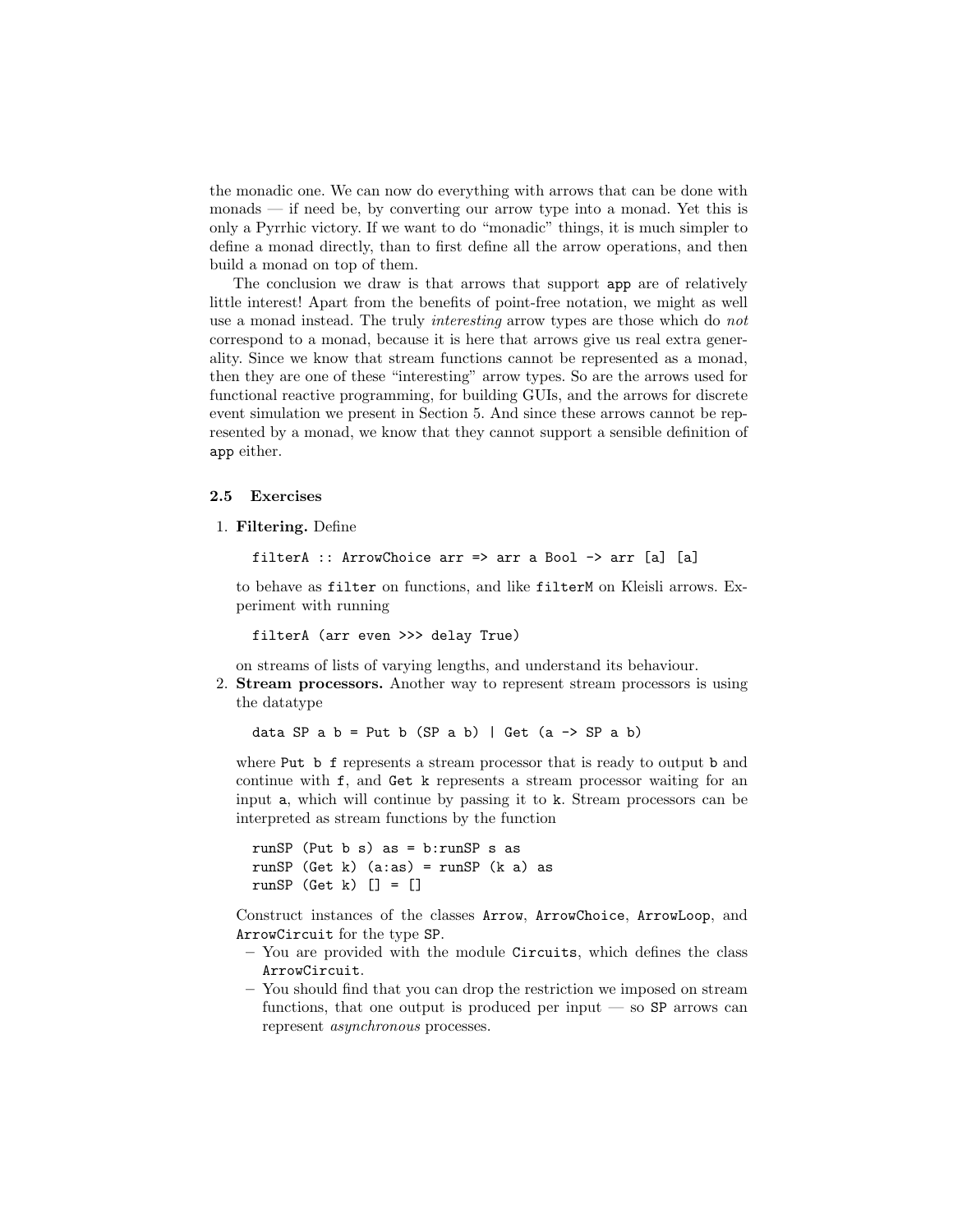the monadic one. We can now do everything with arrows that can be done with monads — if need be, by converting our arrow type into a monad. Yet this is only a Pyrrhic victory. If we want to do "monadic" things, it is much simpler to define a monad directly, than to first define all the arrow operations, and then build a monad on top of them.

The conclusion we draw is that arrows that support `app` are of relatively little interest! Apart from the benefits of point-free notation, we might as well use a monad instead. The truly *interesting* arrow types are those which do *not* correspond to a monad, because it is here that arrows give us real extra generality. Since we know that stream functions cannot be represented as a monad, then they are one of these "interesting" arrow types. So are the arrows used for functional reactive programming, for building GUIs, and the arrows for discrete event simulation we present in Section 5. And since these arrows cannot be represented by a monad, we know that they cannot support a sensible definition of `app` either.

### 2.5 Exercises

1. **Filtering.** Define

   ```
   filterA :: ArrowChoice arr => arr a Bool -> arr [a] [a]
   ```

   to behave as `filter` on functions, and like `filterM` on Kleisli arrows. Experiment with running

   ```
   filterA (arr even >>> delay True)
   ```

   on streams of lists of varying lengths, and understand its behaviour.

2. **Stream processors.** Another way to represent stream processors is using the datatype

   ```
   data SP a b = Put b (SP a b) | Get (a -> SP a b)
   ```

   where `Put b f` represents a stream processor that is ready to output `b` and continue with `f`, and `Get k` represents a stream processor waiting for an input `a`, which will continue by passing it to `k`. Stream processors can be interpreted as stream functions by the function

   ```
   runSP (Put b s) as = b:runSP s as
   runSP (Get k) (a:as) = runSP (k a) as
   runSP (Get k) [] = []
   ```

   Construct instances of the classes `Arrow`, `ArrowChoice`, `ArrowLoop`, and `ArrowCircuit` for the type `SP`.

   – You are provided with the module `Circuits`, which defines the class `ArrowCircuit`.
   – You should find that you can drop the restriction we imposed on stream functions, that one output is produced per input — so `SP` arrows can represent *asynchronous* processes.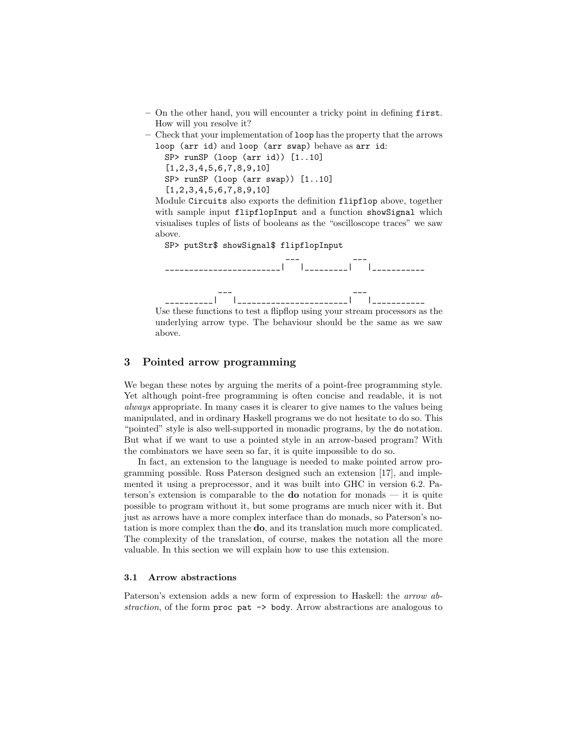- On the other hand, you will encounter a tricky point in defining `first`. How will you resolve it?
- Check that your implementation of `loop` has the property that the arrows `loop (arr id)` and `loop (arr swap)` behave as `arr id`:

  ```
  SP> runSP (loop (arr id)) [1..10]
  [1,2,3,4,5,6,7,8,9,10]
  SP> runSP (loop (arr swap)) [1..10]
  [1,2,3,4,5,6,7,8,9,10]
  ```

  Module `Circuits` also exports the definition `flipflop` above, together with sample input `flipflopInput` and a function `showSignal` which visualises tuples of lists of booleans as the "oscilloscope traces" we saw above.

  ```
  SP> putStr$ showSignal$ flipflopInput
                           ___           ___
  ________________________|   |_________|   |__________


              ___                          ___
  __________|   |_______________________|   |__________
  ```

  Use these functions to test a flipflop using your stream processors as the underlying arrow type. The behaviour should be the same as we saw above.

## 3 Pointed arrow programming

We began these notes by arguing the merits of a point-free programming style. Yet although point-free programming is often concise and readable, it is not *always* appropriate. In many cases it is clearer to give names to the values being manipulated, and in ordinary Haskell programs we do not hesitate to do so. This "pointed" style is also well-supported in monadic programs, by the `do` notation. But what if we want to use a pointed style in an arrow-based program? With the combinators we have seen so far, it is quite impossible to do so.

In fact, an extension to the language is needed to make pointed arrow programming possible. Ross Paterson designed such an extension [17], and implemented it using a preprocessor, and it was built into GHC in version 6.2. Paterson's extension is comparable to the **do** notation for monads — it is quite possible to program without it, but some programs are much nicer with it. But just as arrows have a more complex interface than do monads, so Paterson's notation is more complex than the **do**, and its translation much more complicated. The complexity of the translation, of course, makes the notation all the more valuable. In this section we will explain how to use this extension.

### 3.1 Arrow abstractions

Paterson's extension adds a new form of expression to Haskell: the *arrow abstraction*, of the form `proc pat -> body`. Arrow abstractions are analogous to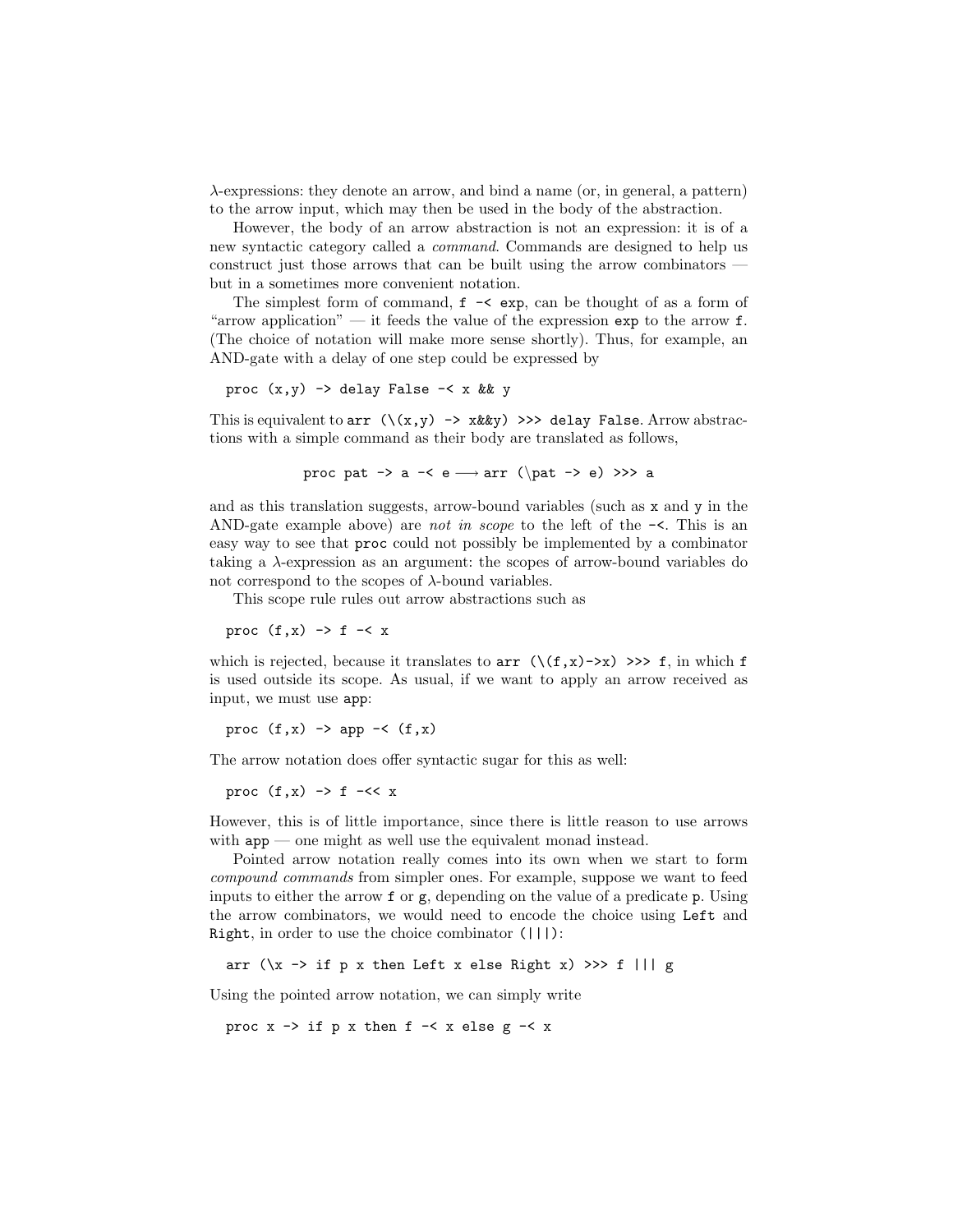λ-expressions: they denote an arrow, and bind a name (or, in general, a pattern) to the arrow input, which may then be used in the body of the abstraction.

However, the body of an arrow abstraction is not an expression: it is of a new syntactic category called a *command*. Commands are designed to help us construct just those arrows that can be built using the arrow combinators — but in a sometimes more convenient notation.

The simplest form of command, `f -< exp`, can be thought of as a form of "arrow application" — it feeds the value of the expression `exp` to the arrow `f`. (The choice of notation will make more sense shortly). Thus, for example, an AND-gate with a delay of one step could be expressed by

```
proc (x,y) -> delay False -< x && y
```

This is equivalent to `arr (\(x,y) -> x&&y) >>> delay False`. Arrow abstractions with a simple command as their body are translated as follows,

```
proc pat -> a -< e ⟶ arr (\pat -> e) >>> a
```

and as this translation suggests, arrow-bound variables (such as `x` and `y` in the AND-gate example above) are *not in scope* to the left of the `-<`. This is an easy way to see that `proc` could not possibly be implemented by a combinator taking a λ-expression as an argument: the scopes of arrow-bound variables do not correspond to the scopes of λ-bound variables.

This scope rule rules out arrow abstractions such as

```
proc (f,x) -> f -< x
```

which is rejected, because it translates to `arr (\(f,x)->x) >>> f`, in which `f` is used outside its scope. As usual, if we want to apply an arrow received as input, we must use `app`:

```
proc (f,x) -> app -< (f,x)
```

The arrow notation does offer syntactic sugar for this as well:

```
proc (f,x) -> f -<< x
```

However, this is of little importance, since there is little reason to use arrows with `app` — one might as well use the equivalent monad instead.

Pointed arrow notation really comes into its own when we start to form *compound commands* from simpler ones. For example, suppose we want to feed inputs to either the arrow `f` or `g`, depending on the value of a predicate `p`. Using the arrow combinators, we would need to encode the choice using `Left` and `Right`, in order to use the choice combinator `(|||)`:

```
arr (\x -> if p x then Left x else Right x) >>> f ||| g
```

Using the pointed arrow notation, we can simply write

```
proc x -> if p x then f -< x else g -< x
```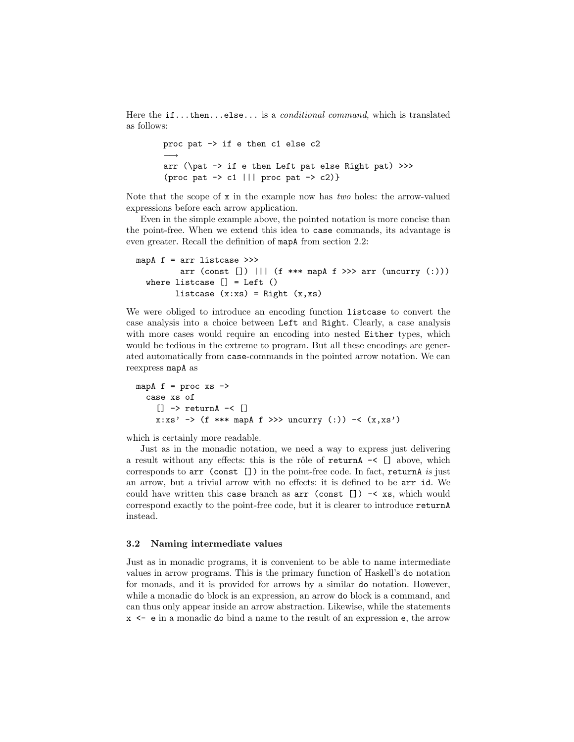Here the `if...then...else...` is a *conditional command*, which is translated as follows:

```
proc pat -> if e then c1 else c2
⟶
arr (\pat -> if e then Left pat else Right pat) >>>
(proc pat -> c1 ||| proc pat -> c2)}
```

Note that the scope of `x` in the example now has *two* holes: the arrow-valued expressions before each arrow application.

Even in the simple example above, the pointed notation is more concise than the point-free. When we extend this idea to `case` commands, its advantage is even greater. Recall the definition of `mapA` from section 2.2:

```
mapA f = arr listcase >>>
         arr (const []) ||| (f *** mapA f >>> arr (uncurry (:)))
  where listcase [] = Left ()
        listcase (x:xs) = Right (x,xs)
```

We were obliged to introduce an encoding function `listcase` to convert the case analysis into a choice between `Left` and `Right`. Clearly, a case analysis with more cases would require an encoding into nested `Either` types, which would be tedious in the extreme to program. But all these encodings are generated automatically from `case`-commands in the pointed arrow notation. We can reexpress `mapA` as

```
mapA f = proc xs ->
  case xs of
    [] -> returnA -< []
    x:xs' -> (f *** mapA f >>> uncurry (:)) -< (x,xs')
```

which is certainly more readable.

Just as in the monadic notation, we need a way to express just delivering a result without any effects: this is the rôle of `returnA -< []` above, which corresponds to `arr (const [])` in the point-free code. In fact, `returnA` *is* just an arrow, but a trivial arrow with no effects: it is defined to be `arr id`. We could have written this `case` branch as `arr (const []) -< xs`, which would correspond exactly to the point-free code, but it is clearer to introduce `returnA` instead.

### 3.2 Naming intermediate values

Just as in monadic programs, it is convenient to be able to name intermediate values in arrow programs. This is the primary function of Haskell's `do` notation for monads, and it is provided for arrows by a similar `do` notation. However, while a monadic `do` block is an expression, an arrow `do` block is a command, and can thus only appear inside an arrow abstraction. Likewise, while the statements `x <- e` in a monadic `do` bind a name to the result of an expression `e`, the arrow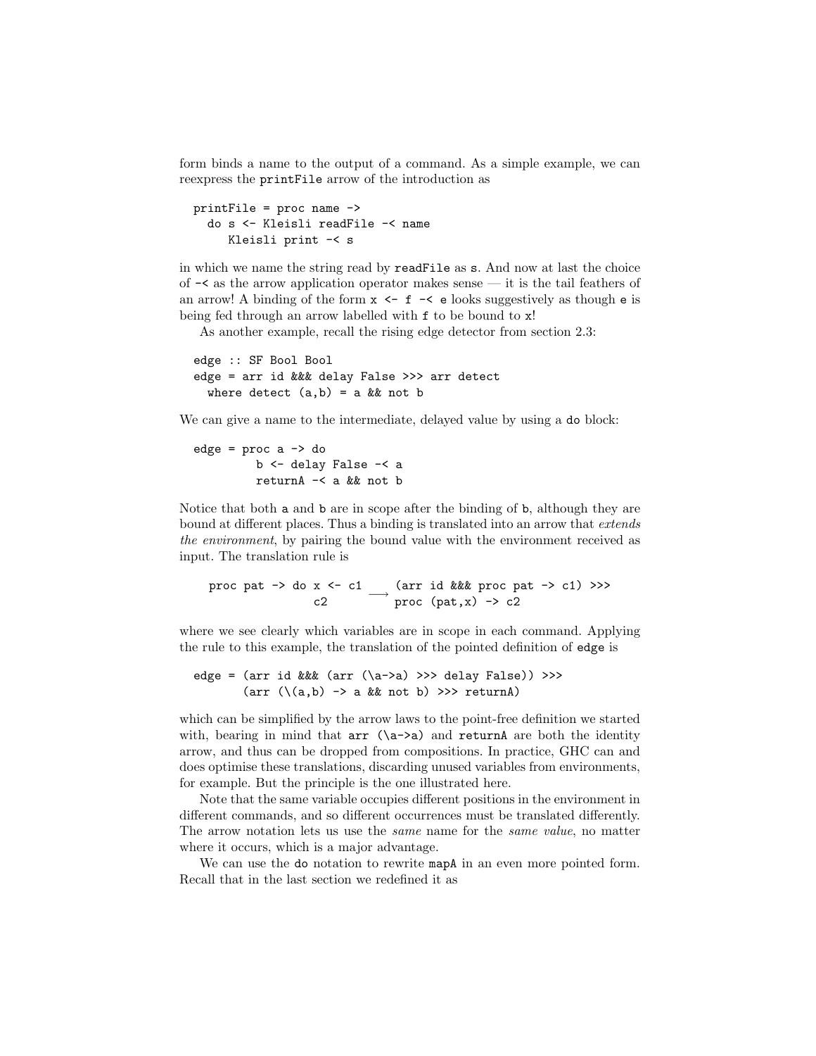form binds a name to the output of a command. As a simple example, we can reexpress the printFile arrow of the introduction as

```
printFile = proc name ->
  do s <- Kleisli readFile -< name
     Kleisli print -< s
```

in which we name the string read by readFile as s. And now at last the choice of -< as the arrow application operator makes sense — it is the tail feathers of an arrow! A binding of the form x <- f -< e looks suggestively as though e is being fed through an arrow labelled with f to be bound to x!

As another example, recall the rising edge detector from section 2.3:

```
edge :: SF Bool Bool
edge = arr id &&& delay False >>> arr detect
  where detect (a,b) = a && not b
```

We can give a name to the intermediate, delayed value by using a do block:

```
edge = proc a -> do
         b <- delay False -< a
         returnA -< a && not b
```

Notice that both a and b are in scope after the binding of b, although they are bound at different places. Thus a binding is translated into an arrow that *extends the environment*, by pairing the bound value with the environment received as input. The translation rule is

```
proc pat -> do x <- c1    ⟶   (arr id &&& proc pat -> c1) >>>
               c2             proc (pat,x) -> c2
```

where we see clearly which variables are in scope in each command. Applying the rule to this example, the translation of the pointed definition of edge is

```
edge = (arr id &&& (arr (\a->a) >>> delay False)) >>>
       (arr (\(a,b) -> a && not b) >>> returnA)
```

which can be simplified by the arrow laws to the point-free definition we started with, bearing in mind that arr (\a->a) and returnA are both the identity arrow, and thus can be dropped from compositions. In practice, GHC can and does optimise these translations, discarding unused variables from environments, for example. But the principle is the one illustrated here.

Note that the same variable occupies different positions in the environment in different commands, and so different occurrences must be translated differently. The arrow notation lets us use the *same* name for the *same value*, no matter where it occurs, which is a major advantage.

We can use the do notation to rewrite mapA in an even more pointed form. Recall that in the last section we redefined it as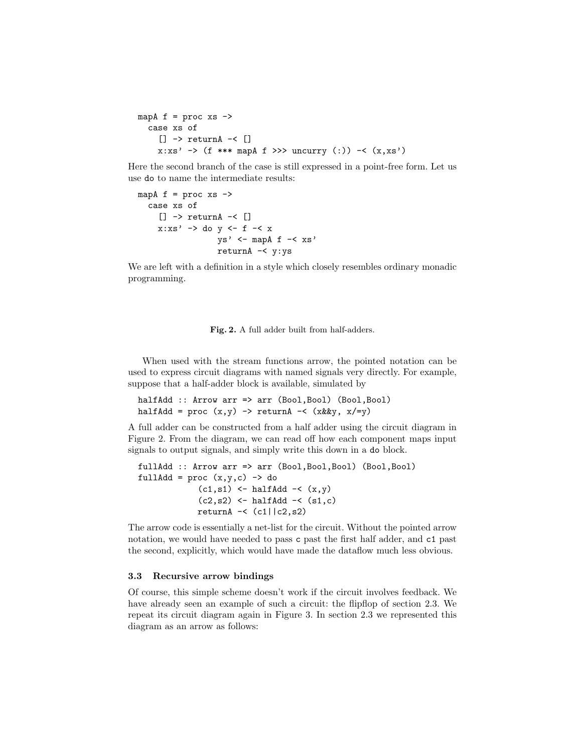```
mapA f = proc xs ->
  case xs of
    [] -> returnA -< []
    x:xs' -> (f *** mapA f >>> uncurry (:)) -< (x,xs')
```

Here the second branch of the case is still expressed in a point-free form. Let us use `do` to name the intermediate results:

```
mapA f = proc xs ->
  case xs of
    [] -> returnA -< []
    x:xs' -> do y <- f -< x
                ys' <- mapA f -< xs'
                returnA -< y:ys
```

We are left with a definition in a style which closely resembles ordinary monadic programming.

**Fig. 2.** A full adder built from half-adders.

When used with the stream functions arrow, the pointed notation can be used to express circuit diagrams with named signals very directly. For example, suppose that a half-adder block is available, simulated by

```
halfAdd :: Arrow arr => arr (Bool,Bool) (Bool,Bool)
halfAdd = proc (x,y) -> returnA -< (x&&y, x/=y)
```

A full adder can be constructed from a half adder using the circuit diagram in Figure 2. From the diagram, we can read off how each component maps input signals to output signals, and simply write this down in a `do` block.

```
fullAdd :: Arrow arr => arr (Bool,Bool,Bool) (Bool,Bool)
fullAdd = proc (x,y,c) -> do
            (c1,s1) <- halfAdd -< (x,y)
            (c2,s2) <- halfAdd -< (s1,c)
            returnA -< (c1||c2,s2)
```

The arrow code is essentially a net-list for the circuit. Without the pointed arrow notation, we would have needed to pass `c` past the first half adder, and `c1` past the second, explicitly, which would have made the dataflow much less obvious.

### 3.3 Recursive arrow bindings

Of course, this simple scheme doesn't work if the circuit involves feedback. We have already seen an example of such a circuit: the flipflop of section 2.3. We repeat its circuit diagram again in Figure 3. In section 2.3 we represented this diagram as an arrow as follows: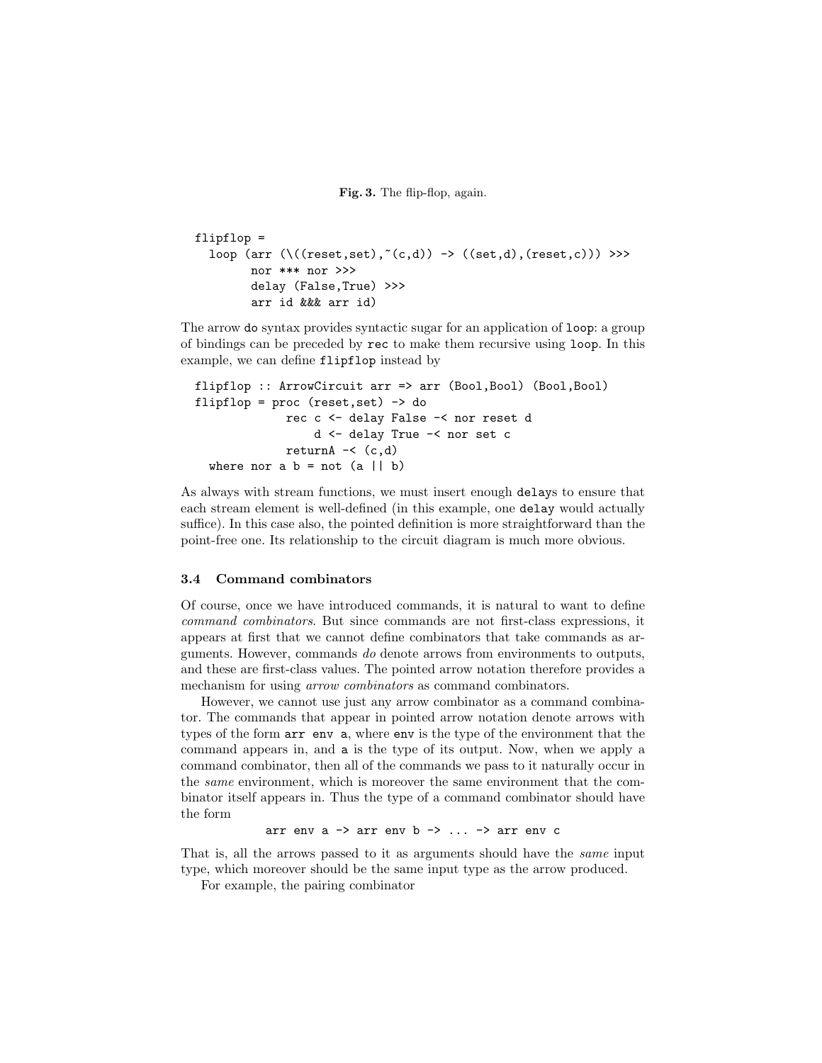**Fig. 3.** The flip-flop, again.

```
flipflop =
  loop (arr (\((reset,set),~(c,d)) -> ((set,d),(reset,c))) >>>
        nor *** nor >>>
        delay (False,True) >>>
        arr id &&& arr id)
```

The arrow `do` syntax provides syntactic sugar for an application of `loop`: a group of bindings can be preceded by `rec` to make them recursive using `loop`. In this example, we can define `flipflop` instead by

```
flipflop :: ArrowCircuit arr => arr (Bool,Bool) (Bool,Bool)
flipflop = proc (reset,set) -> do
             rec c <- delay False -< nor reset d
                 d <- delay True -< nor set c
             returnA -< (c,d)
  where nor a b = not (a || b)
```

As always with stream functions, we must insert enough `delay`s to ensure that each stream element is well-defined (in this example, one `delay` would actually suffice). In this case also, the pointed definition is more straightforward than the point-free one. Its relationship to the circuit diagram is much more obvious.

### 3.4 Command combinators

Of course, once we have introduced commands, it is natural to want to define *command combinators*. But since commands are not first-class expressions, it appears at first that we cannot define combinators that take commands as arguments. However, commands *do* denote arrows from environments to outputs, and these are first-class values. The pointed arrow notation therefore provides a mechanism for using *arrow combinators* as command combinators.

However, we cannot use just any arrow combinator as a command combinator. The commands that appear in pointed arrow notation denote arrows with types of the form `arr env a`, where `env` is the type of the environment that the command appears in, and `a` is the type of its output. Now, when we apply a command combinator, then all of the commands we pass to it naturally occur in the *same* environment, which is moreover the same environment that the combinator itself appears in. Thus the type of a command combinator should have the form

```
arr env a -> arr env b -> ... -> arr env c
```

That is, all the arrows passed to it as arguments should have the *same* input type, which moreover should be the same input type as the arrow produced.

For example, the pairing combinator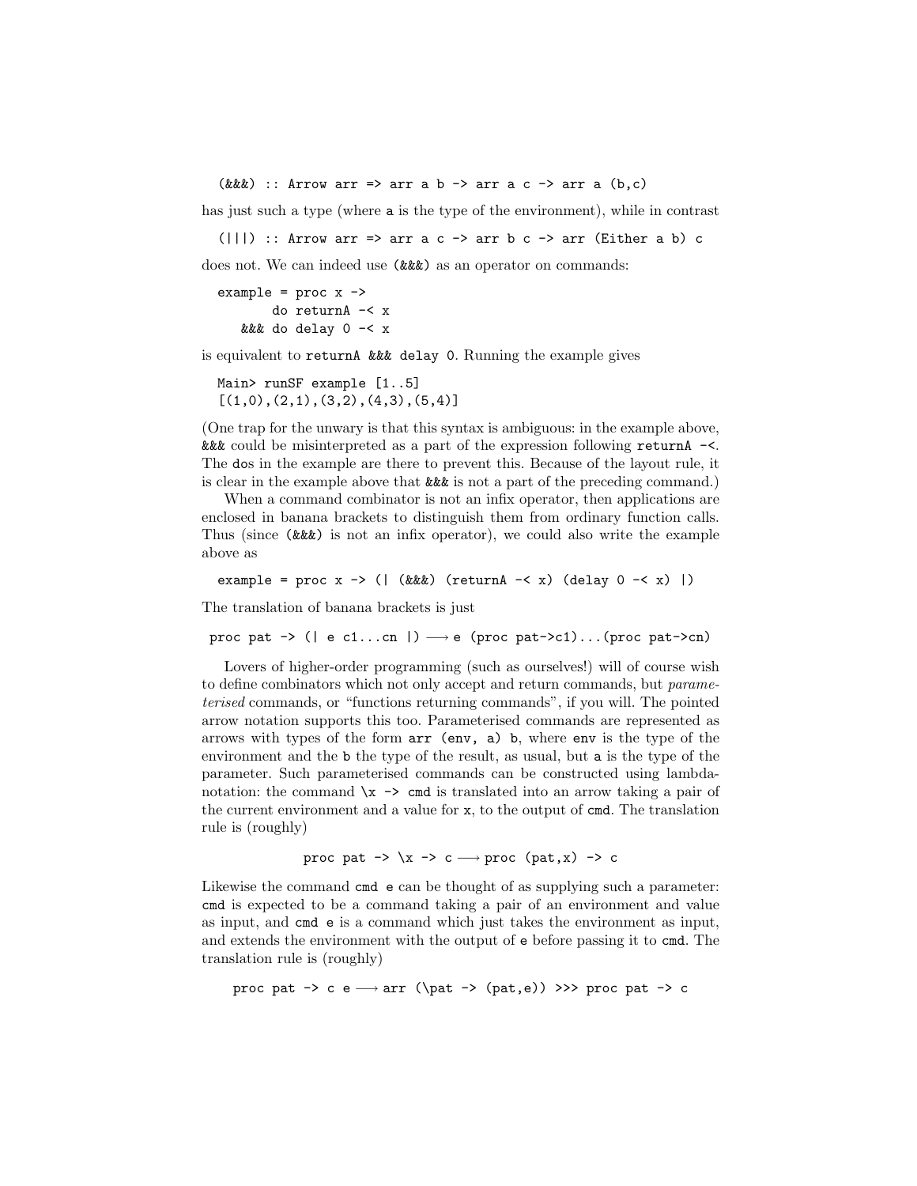```
(&&&) :: Arrow arr => arr a b -> arr a c -> arr a (b,c)
```

has just such a type (where `a` is the type of the environment), while in contrast

```
(|||) :: Arrow arr => arr a c -> arr b c -> arr (Either a b) c
```

does not. We can indeed use `(&&&)` as an operator on commands:

```
example = proc x ->
        do returnA -< x
    &&& do delay 0 -< x
```

is equivalent to `returnA &&& delay 0`. Running the example gives

```
Main> runSF example [1..5]
[(1,0),(2,1),(3,2),(4,3),(5,4)]
```

(One trap for the unwary is that this syntax is ambiguous: in the example above, `&&&` could be misinterpreted as a part of the expression following `returnA -<`. The `do`s in the example are there to prevent this. Because of the layout rule, it is clear in the example above that `&&&` is not a part of the preceding command.)

When a command combinator is not an infix operator, then applications are enclosed in banana brackets to distinguish them from ordinary function calls. Thus (since `(&&&)` is not an infix operator), we could also write the example above as

```
example = proc x -> (| (&&&) (returnA -< x) (delay 0 -< x) |)
```

The translation of banana brackets is just

```
proc pat -> (| e c1...cn |) ⟶ e (proc pat->c1)...(proc pat->cn)
```

Lovers of higher-order programming (such as ourselves!) will of course wish to define combinators which not only accept and return commands, but *parameterised* commands, or "functions returning commands", if you will. The pointed arrow notation supports this too. Parameterised commands are represented as arrows with types of the form `arr (env, a) b`, where `env` is the type of the environment and the `b` the type of the result, as usual, but `a` is the type of the parameter. Such parameterised commands can be constructed using lambda-notation: the command `\x -> cmd` is translated into an arrow taking a pair of the current environment and a value for `x`, to the output of `cmd`. The translation rule is (roughly)

```
proc pat -> \x -> c ⟶ proc (pat,x) -> c
```

Likewise the command `cmd e` can be thought of as supplying such a parameter: `cmd` is expected to be a command taking a pair of an environment and value as input, and `cmd e` is a command which just takes the environment as input, and extends the environment with the output of `e` before passing it to `cmd`. The translation rule is (roughly)

```
proc pat -> c e ⟶ arr (\pat -> (pat,e)) >>> proc pat -> c
```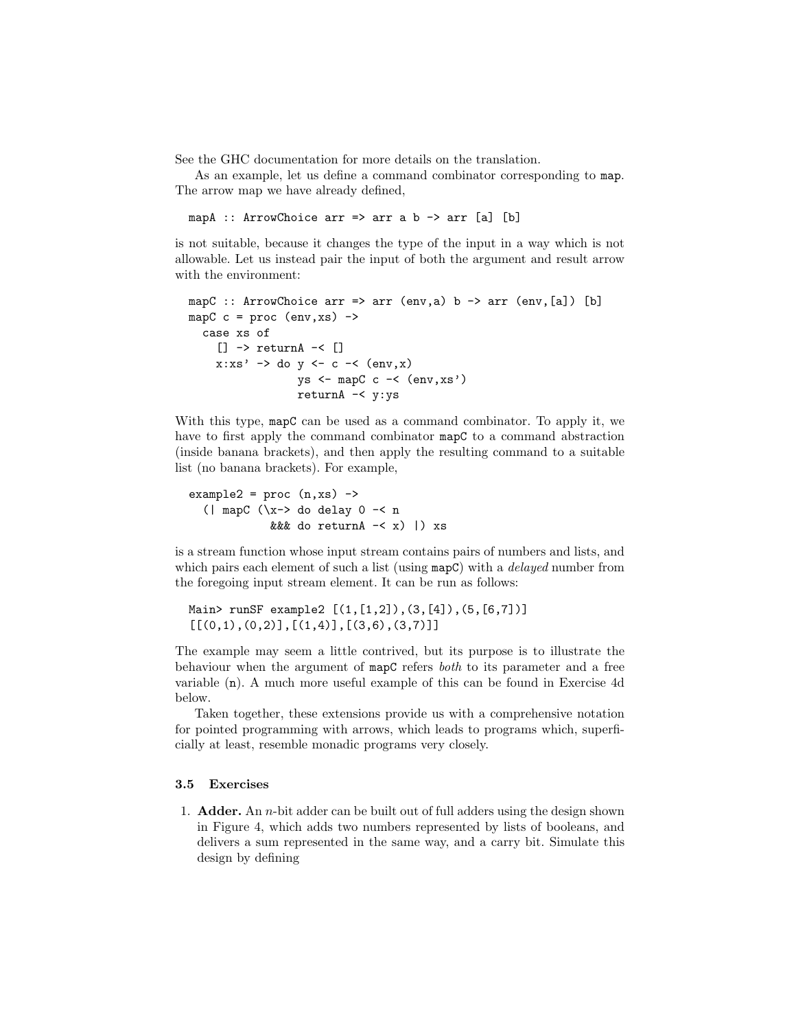See the GHC documentation for more details on the translation.

As an example, let us define a command combinator corresponding to `map`. The arrow map we have already defined,

```
mapA :: ArrowChoice arr => arr a b -> arr [a] [b]
```

is not suitable, because it changes the type of the input in a way which is not allowable. Let us instead pair the input of both the argument and result arrow with the environment:

```
mapC :: ArrowChoice arr => arr (env,a) b -> arr (env,[a]) [b]
mapC c = proc (env,xs) ->
  case xs of
    [] -> returnA -< []
    x:xs' -> do y <- c -< (env,x)
                ys <- mapC c -< (env,xs')
                returnA -< y:ys
```

With this type, `mapC` can be used as a command combinator. To apply it, we have to first apply the command combinator `mapC` to a command abstraction (inside banana brackets), and then apply the resulting command to a suitable list (no banana brackets). For example,

```
example2 = proc (n,xs) ->
  (| mapC (\x-> do delay 0 -< n
            &&& do returnA -< x) |) xs
```

is a stream function whose input stream contains pairs of numbers and lists, and which pairs each element of such a list (using `mapC`) with a *delayed* number from the foregoing input stream element. It can be run as follows:

```
Main> runSF example2 [(1,[1,2]),(3,[4]),(5,[6,7])]
[[(0,1),(0,2)],[(1,4)],[(3,6),(3,7)]]
```

The example may seem a little contrived, but its purpose is to illustrate the behaviour when the argument of `mapC` refers *both* to its parameter and a free variable (`n`). A much more useful example of this can be found in Exercise 4d below.

Taken together, these extensions provide us with a comprehensive notation for pointed programming with arrows, which leads to programs which, superficially at least, resemble monadic programs very closely.

### 3.5 Exercises

1. **Adder.** An $n$-bit adder can be built out of full adders using the design shown in Figure 4, which adds two numbers represented by lists of booleans, and delivers a sum represented in the same way, and a carry bit. Simulate this design by defining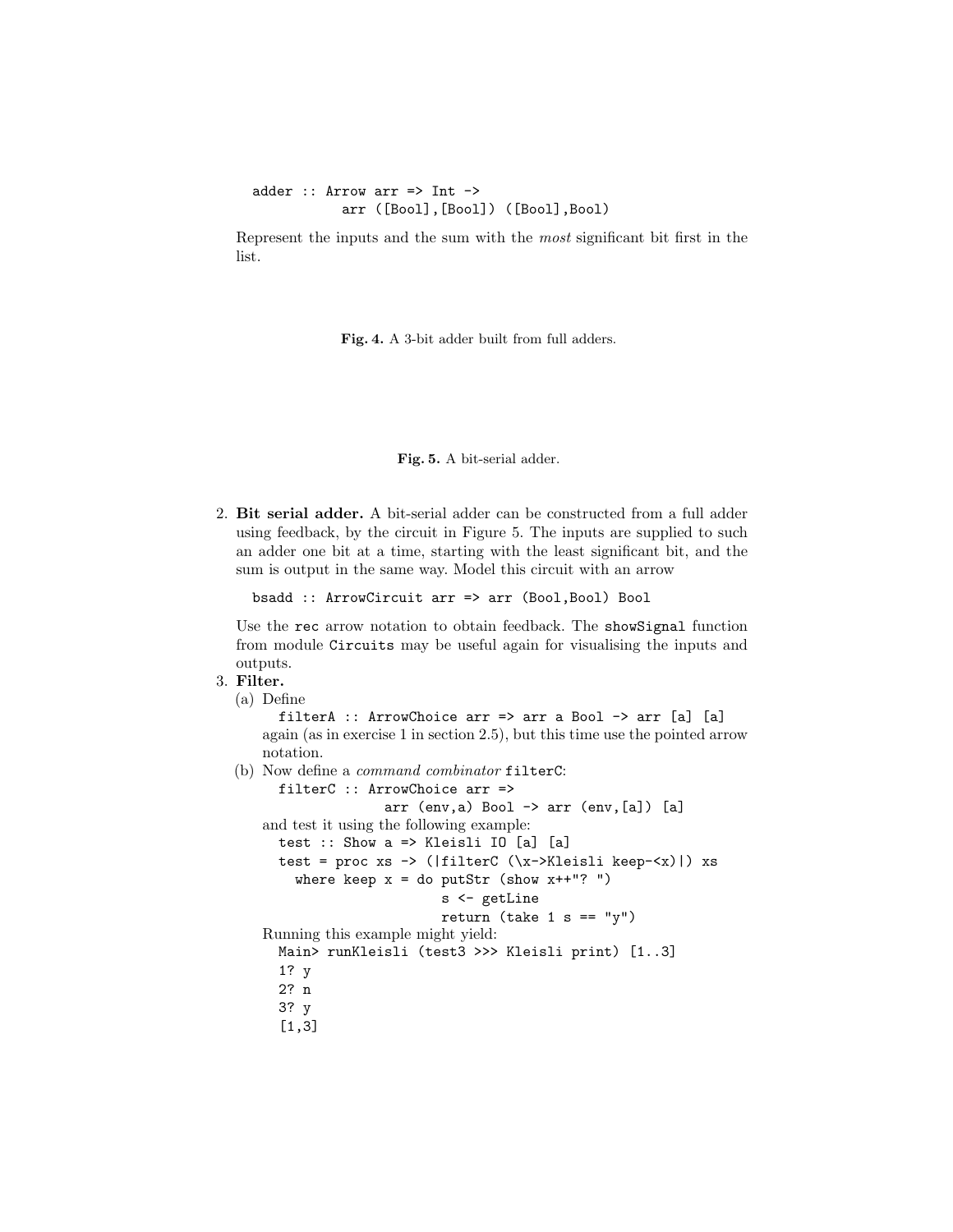```
adder :: Arrow arr => Int ->
           arr ([Bool],[Bool]) ([Bool],Bool)
```

Represent the inputs and the sum with the *most* significant bit first in the list.

**Fig. 4.** A 3-bit adder built from full adders.

**Fig. 5.** A bit-serial adder.

2. **Bit serial adder.** A bit-serial adder can be constructed from a full adder using feedback, by the circuit in Figure 5. The inputs are supplied to such an adder one bit at a time, starting with the least significant bit, and the sum is output in the same way. Model this circuit with an arrow

   ```
   bsadd :: ArrowCircuit arr => arr (Bool,Bool) Bool
   ```

   Use the `rec` arrow notation to obtain feedback. The `showSignal` function from module `Circuits` may be useful again for visualising the inputs and outputs.

3. **Filter.**
   (a) Define
   ```
   filterA :: ArrowChoice arr => arr a Bool -> arr [a] [a]
   ```
   again (as in exercise 1 in section 2.5), but this time use the pointed arrow notation.

   (b) Now define a *command combinator* `filterC`:
   ```
   filterC :: ArrowChoice arr =>
                arr (env,a) Bool -> arr (env,[a]) [a]
   ```
   and test it using the following example:
   ```
   test :: Show a => Kleisli IO [a] [a]
   test = proc xs -> (|filterC (\x->Kleisli keep-<x)|) xs
     where keep x = do putStr (show x++"? ")
                       s <- getLine
                       return (take 1 s == "y")
   ```
   Running this example might yield:
   ```
   Main> runKleisli (test3 >>> Kleisli print) [1..3]
   1? y
   2? n
   3? y
   [1,3]
   ```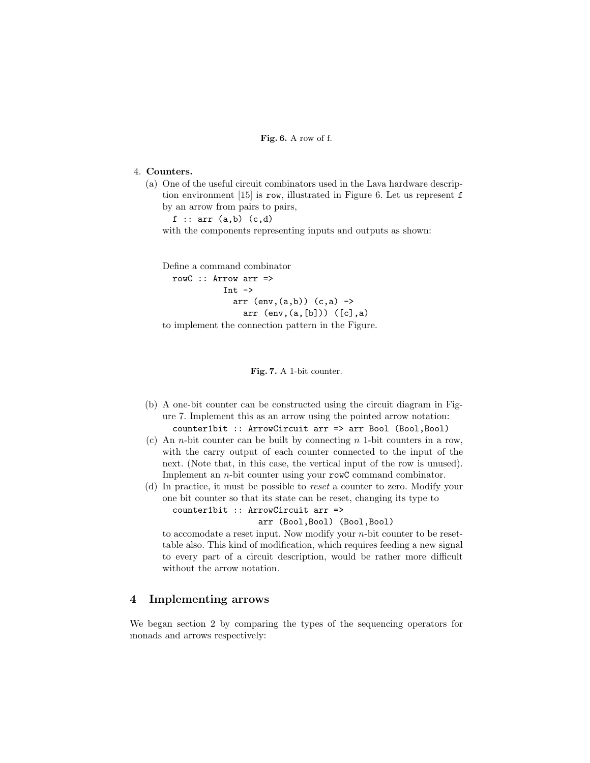**Fig. 6.** A row of f.

4. **Counters.**

   (a) One of the useful circuit combinators used in the Lava hardware description environment [15] is `row`, illustrated in Figure 6. Let us represent `f` by an arrow from pairs to pairs,

   ```
   f :: arr (a,b) (c,d)
   ```

   with the components representing inputs and outputs as shown:

   Define a command combinator

   ```
   rowC :: Arrow arr =>
             Int ->
               arr (env,(a,b)) (c,a) ->
                 arr (env,(a,[b])) ([c],a)
   ```

   to implement the connection pattern in the Figure.

**Fig. 7.** A 1-bit counter.

   (b) A one-bit counter can be constructed using the circuit diagram in Figure 7. Implement this as an arrow using the pointed arrow notation:

   ```
   counter1bit :: ArrowCircuit arr => arr Bool (Bool,Bool)
   ```

   (c) An $n$-bit counter can be built by connecting $n$ 1-bit counters in a row, with the carry output of each counter connected to the input of the next. (Note that, in this case, the vertical input of the row is unused). Implement an $n$-bit counter using your `rowC` command combinator.

   (d) In practice, it must be possible to *reset* a counter to zero. Modify your one bit counter so that its state can be reset, changing its type to

   ```
   counter1bit :: ArrowCircuit arr =>
                    arr (Bool,Bool) (Bool,Bool)
   ```

   to accomodate a reset input. Now modify your $n$-bit counter to be resettable also. This kind of modification, which requires feeding a new signal to every part of a circuit description, would be rather more difficult without the arrow notation.

## 4 Implementing arrows

We began section 2 by comparing the types of the sequencing operators for monads and arrows respectively: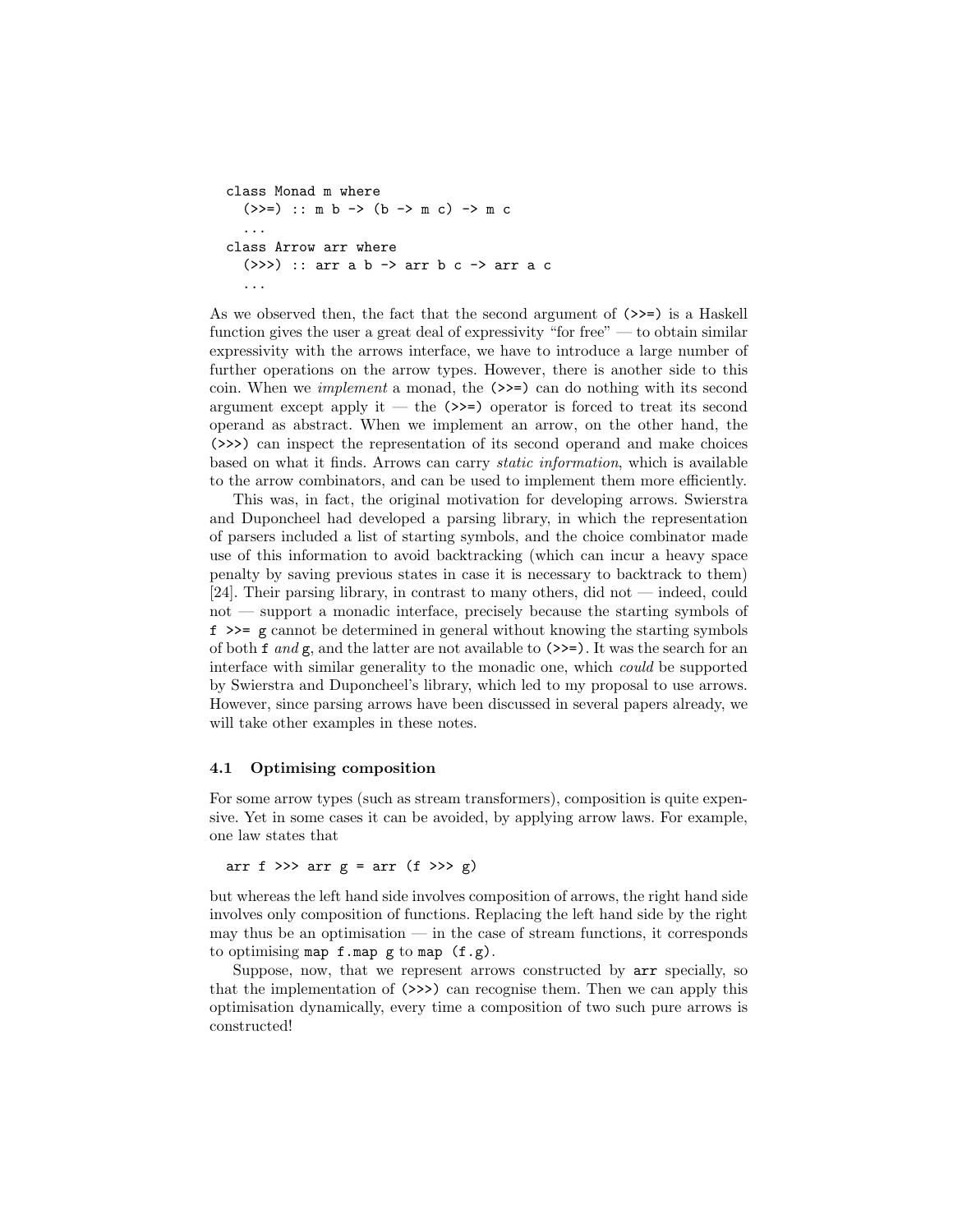```
class Monad m where
  (>>=) :: m b -> (b -> m c) -> m c
  ...
class Arrow arr where
  (>>>) :: arr a b -> arr b c -> arr a c
  ...
```

As we observed then, the fact that the second argument of `(>>=)` is a Haskell function gives the user a great deal of expressivity "for free" — to obtain similar expressivity with the arrows interface, we have to introduce a large number of further operations on the arrow types. However, there is another side to this coin. When we *implement* a monad, the `(>>=)` can do nothing with its second argument except apply it — the `(>>=)` operator is forced to treat its second operand as abstract. When we implement an arrow, on the other hand, the `(>>>)` can inspect the representation of its second operand and make choices based on what it finds. Arrows can carry *static information*, which is available to the arrow combinators, and can be used to implement them more efficiently.

This was, in fact, the original motivation for developing arrows. Swierstra and Duponcheel had developed a parsing library, in which the representation of parsers included a list of starting symbols, and the choice combinator made use of this information to avoid backtracking (which can incur a heavy space penalty by saving previous states in case it is necessary to backtrack to them) [24]. Their parsing library, in contrast to many others, did not — indeed, could not — support a monadic interface, precisely because the starting symbols of `f >>= g` cannot be determined in general without knowing the starting symbols of both `f` *and* `g`, and the latter are not available to `(>>=)`. It was the search for an interface with similar generality to the monadic one, which *could* be supported by Swierstra and Duponcheel's library, which led to my proposal to use arrows. However, since parsing arrows have been discussed in several papers already, we will take other examples in these notes.

### 4.1 Optimising composition

For some arrow types (such as stream transformers), composition is quite expensive. Yet in some cases it can be avoided, by applying arrow laws. For example, one law states that

```
arr f >>> arr g = arr (f >>> g)
```

but whereas the left hand side involves composition of arrows, the right hand side involves only composition of functions. Replacing the left hand side by the right may thus be an optimisation — in the case of stream functions, it corresponds to optimising `map f.map g` to `map (f.g)`.

Suppose, now, that we represent arrows constructed by `arr` specially, so that the implementation of `(>>>)` can recognise them. Then we can apply this optimisation dynamically, every time a composition of two such pure arrows is constructed!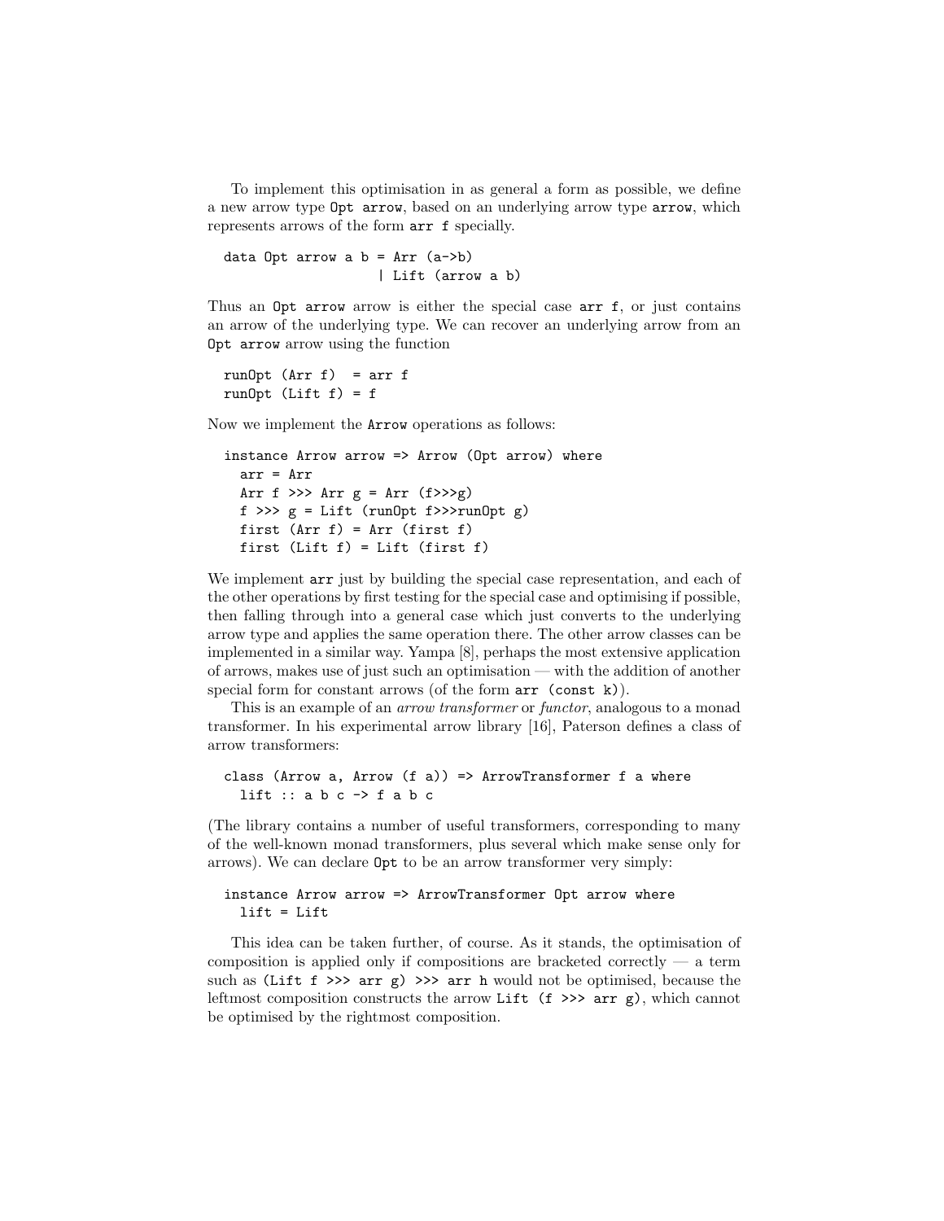To implement this optimisation in as general a form as possible, we define a new arrow type `Opt arrow`, based on an underlying arrow type `arrow`, which represents arrows of the form `arr f` specially.

```
data Opt arrow a b = Arr (a->b)
                   | Lift (arrow a b)
```

Thus an `Opt arrow` arrow is either the special case `arr f`, or just contains an arrow of the underlying type. We can recover an underlying arrow from an `Opt arrow` arrow using the function

```
runOpt (Arr f)  = arr f
runOpt (Lift f) = f
```

Now we implement the `Arrow` operations as follows:

```
instance Arrow arrow => Arrow (Opt arrow) where
  arr = Arr
  Arr f >>> Arr g = Arr (f>>>g)
  f >>> g = Lift (runOpt f>>>runOpt g)
  first (Arr f) = Arr (first f)
  first (Lift f) = Lift (first f)
```

We implement `arr` just by building the special case representation, and each of the other operations by first testing for the special case and optimising if possible, then falling through into a general case which just converts to the underlying arrow type and applies the same operation there. The other arrow classes can be implemented in a similar way. Yampa [8], perhaps the most extensive application of arrows, makes use of just such an optimisation — with the addition of another special form for constant arrows (of the form `arr (const k)`).

This is an example of an *arrow transformer* or *functor*, analogous to a monad transformer. In his experimental arrow library [16], Paterson defines a class of arrow transformers:

```
class (Arrow a, Arrow (f a)) => ArrowTransformer f a where
  lift :: a b c -> f a b c
```

(The library contains a number of useful transformers, corresponding to many of the well-known monad transformers, plus several which make sense only for arrows). We can declare `Opt` to be an arrow transformer very simply:

```
instance Arrow arrow => ArrowTransformer Opt arrow where
  lift = Lift
```

This idea can be taken further, of course. As it stands, the optimisation of composition is applied only if compositions are bracketed correctly — a term such as `(Lift f >>> arr g) >>> arr h` would not be optimised, because the leftmost composition constructs the arrow `Lift (f >>> arr g)`, which cannot be optimised by the rightmost composition.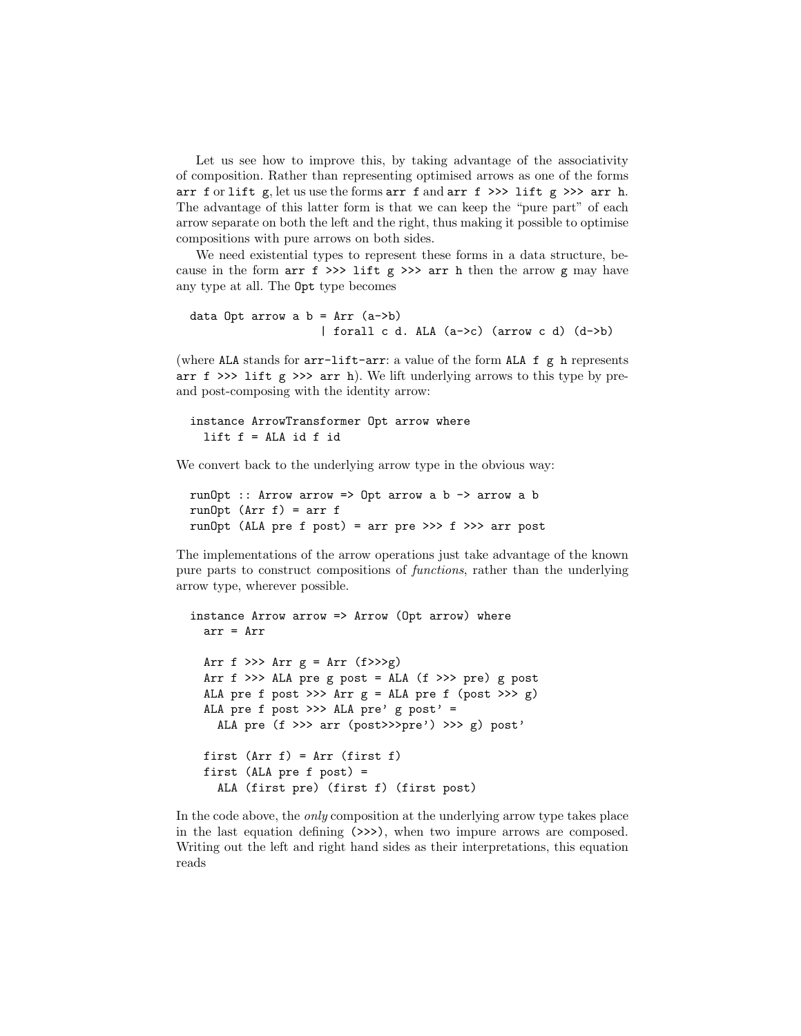Let us see how to improve this, by taking advantage of the associativity of composition. Rather than representing optimised arrows as one of the forms `arr f` or `lift g`, let us use the forms `arr f` and `arr f >>> lift g >>> arr h`. The advantage of this latter form is that we can keep the "pure part" of each arrow separate on both the left and the right, thus making it possible to optimise compositions with pure arrows on both sides.

We need existential types to represent these forms in a data structure, because in the form `arr f >>> lift g >>> arr h` then the arrow `g` may have any type at all. The `Opt` type becomes

```
data Opt arrow a b = Arr (a->b)
                   | forall c d. ALA (a->c) (arrow c d) (d->b)
```

(where `ALA` stands for `arr-lift-arr`: a value of the form `ALA f g h` represents `arr f >>> lift g >>> arr h`). We lift underlying arrows to this type by pre- and post-composing with the identity arrow:

```
instance ArrowTransformer Opt arrow where
  lift f = ALA id f id
```

We convert back to the underlying arrow type in the obvious way:

```
runOpt :: Arrow arrow => Opt arrow a b -> arrow a b
runOpt (Arr f) = arr f
runOpt (ALA pre f post) = arr pre >>> f >>> arr post
```

The implementations of the arrow operations just take advantage of the known pure parts to construct compositions of *functions*, rather than the underlying arrow type, wherever possible.

```
instance Arrow arrow => Arrow (Opt arrow) where
  arr = Arr

  Arr f >>> Arr g = Arr (f>>>g)
  Arr f >>> ALA pre g post = ALA (f >>> pre) g post
  ALA pre f post >>> Arr g = ALA pre f (post >>> g)
  ALA pre f post >>> ALA pre' g post' =
    ALA pre (f >>> arr (post>>>pre') >>> g) post'

  first (Arr f) = Arr (first f)
  first (ALA pre f post) =
    ALA (first pre) (first f) (first post)
```

In the code above, the *only* composition at the underlying arrow type takes place in the last equation defining `(>>>)`, when two impure arrows are composed. Writing out the left and right hand sides as their interpretations, this equation reads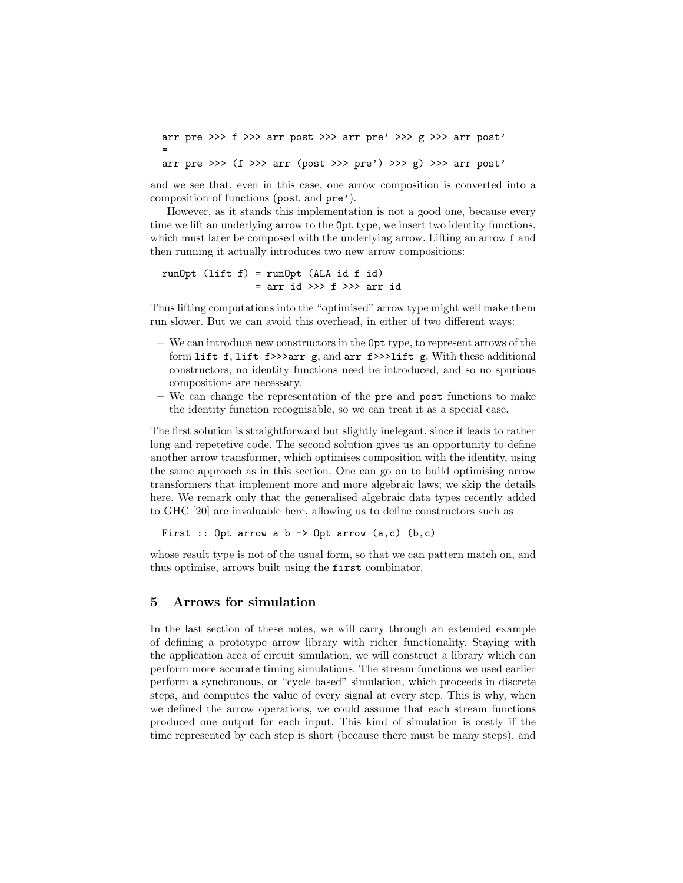```
arr pre >>> f >>> arr post >>> arr pre' >>> g >>> arr post'
=
arr pre >>> (f >>> arr (post >>> pre') >>> g) >>> arr post'
```

and we see that, even in this case, one arrow composition is converted into a composition of functions (post and pre').

However, as it stands this implementation is not a good one, because every time we lift an underlying arrow to the Opt type, we insert two identity functions, which must later be composed with the underlying arrow. Lifting an arrow f and then running it actually introduces two new arrow compositions:

```
runOpt (lift f) = runOpt (ALA id f id)
                = arr id >>> f >>> arr id
```

Thus lifting computations into the "optimised" arrow type might well make them run slower. But we can avoid this overhead, in either of two different ways:

- We can introduce new constructors in the Opt type, to represent arrows of the form lift f, lift f>>>arr g, and arr f>>>lift g. With these additional constructors, no identity functions need be introduced, and so no spurious compositions are necessary.
- We can change the representation of the pre and post functions to make the identity function recognisable, so we can treat it as a special case.

The first solution is straightforward but slightly inelegant, since it leads to rather long and repetetive code. The second solution gives us an opportunity to define another arrow transformer, which optimises composition with the identity, using the same approach as in this section. One can go on to build optimising arrow transformers that implement more and more algebraic laws; we skip the details here. We remark only that the generalised algebraic data types recently added to GHC [20] are invaluable here, allowing us to define constructors such as

```
First :: Opt arrow a b -> Opt arrow (a,c) (b,c)
```

whose result type is not of the usual form, so that we can pattern match on, and thus optimise, arrows built using the first combinator.

## 5 Arrows for simulation

In the last section of these notes, we will carry through an extended example of defining a prototype arrow library with richer functionality. Staying with the application area of circuit simulation, we will construct a library which can perform more accurate timing simulations. The stream functions we used earlier perform a synchronous, or "cycle based" simulation, which proceeds in discrete steps, and computes the value of every signal at every step. This is why, when we defined the arrow operations, we could assume that each stream functions produced one output for each input. This kind of simulation is costly if the time represented by each step is short (because there must be many steps), and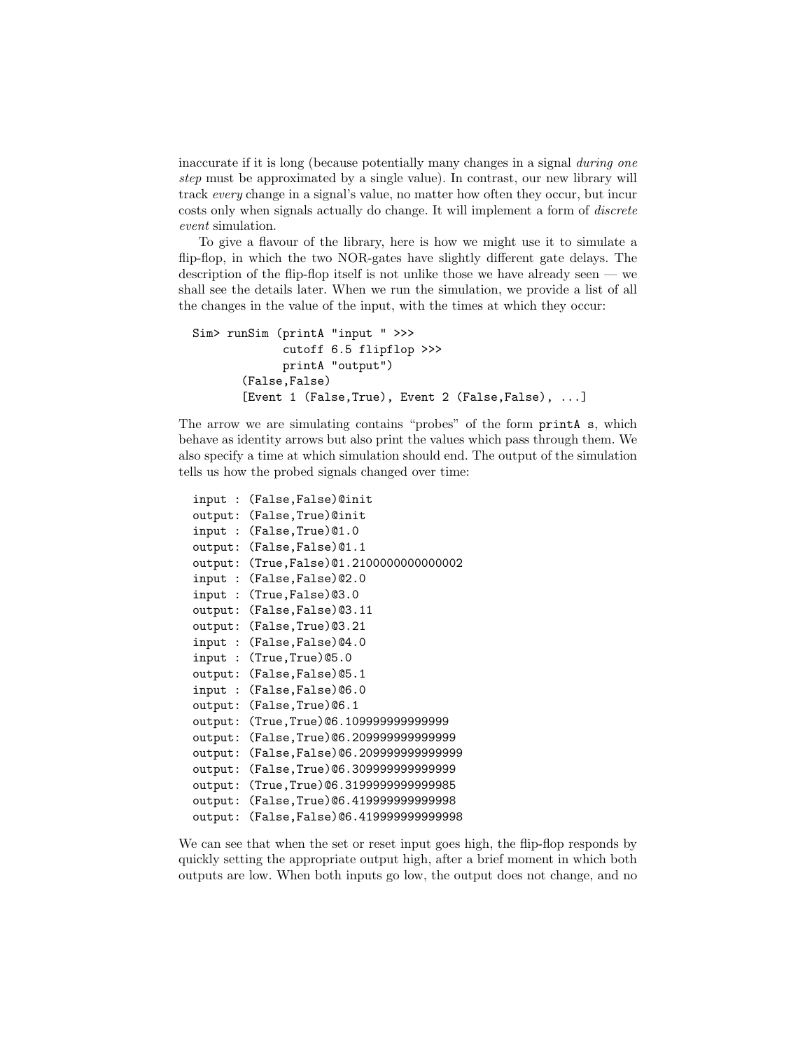inaccurate if it is long (because potentially many changes in a signal *during one step* must be approximated by a single value). In contrast, our new library will track *every* change in a signal's value, no matter how often they occur, but incur costs only when signals actually do change. It will implement a form of *discrete event* simulation.

To give a flavour of the library, here is how we might use it to simulate a flip-flop, in which the two NOR-gates have slightly different gate delays. The description of the flip-flop itself is not unlike those we have already seen — we shall see the details later. When we run the simulation, we provide a list of all the changes in the value of the input, with the times at which they occur:

```
Sim> runSim (printA "input " >>>
             cutoff 6.5 flipflop >>>
             printA "output")
        (False,False)
        [Event 1 (False,True), Event 2 (False,False), ...]
```

The arrow we are simulating contains "probes" of the form `printA s`, which behave as identity arrows but also print the values which pass through them. We also specify a time at which simulation should end. The output of the simulation tells us how the probed signals changed over time:

```
input : (False,False)@init
output: (False,True)@init
input : (False,True)@1.0
output: (False,False)@1.1
output: (True,False)@1.2100000000000002
input : (False,False)@2.0
input : (True,False)@3.0
output: (False,False)@3.11
output: (False,True)@3.21
input : (False,False)@4.0
input : (True,True)@5.0
output: (False,False)@5.1
input : (False,False)@6.0
output: (False,True)@6.1
output: (True,True)@6.109999999999999
output: (False,True)@6.209999999999999
output: (False,False)@6.209999999999999
output: (False,True)@6.309999999999999
output: (True,True)@6.3199999999999985
output: (False,True)@6.419999999999998
output: (False,False)@6.419999999999998
```

We can see that when the set or reset input goes high, the flip-flop responds by quickly setting the appropriate output high, after a brief moment in which both outputs are low. When both inputs go low, the output does not change, and no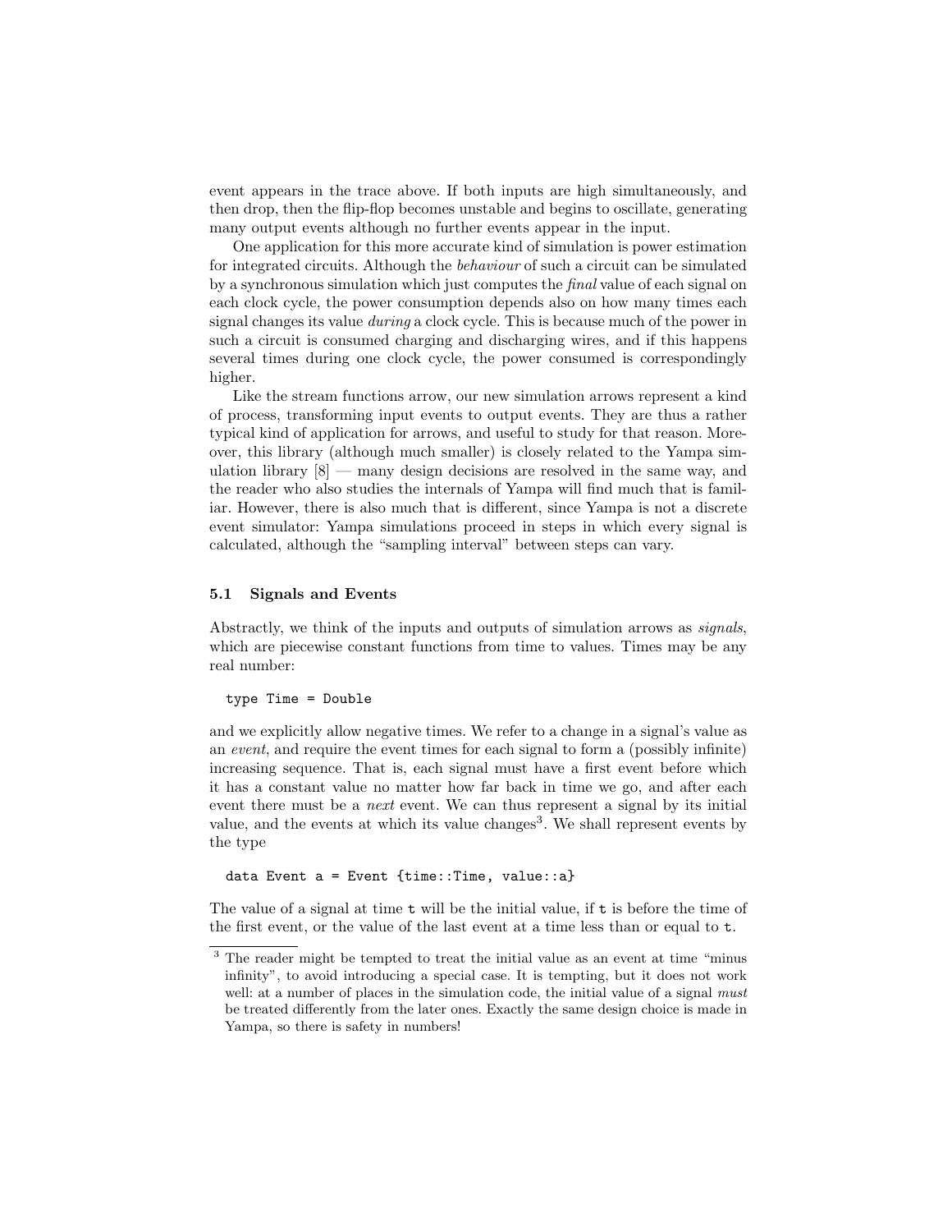event appears in the trace above. If both inputs are high simultaneously, and then drop, then the flip-flop becomes unstable and begins to oscillate, generating many output events although no further events appear in the input.

One application for this more accurate kind of simulation is power estimation for integrated circuits. Although the *behaviour* of such a circuit can be simulated by a synchronous simulation which just computes the *final* value of each signal on each clock cycle, the power consumption depends also on how many times each signal changes its value *during* a clock cycle. This is because much of the power in such a circuit is consumed charging and discharging wires, and if this happens several times during one clock cycle, the power consumed is correspondingly higher.

Like the stream functions arrow, our new simulation arrows represent a kind of process, transforming input events to output events. They are thus a rather typical kind of application for arrows, and useful to study for that reason. Moreover, this library (although much smaller) is closely related to the Yampa simulation library [8] — many design decisions are resolved in the same way, and the reader who also studies the internals of Yampa will find much that is familiar. However, there is also much that is different, since Yampa is not a discrete event simulator: Yampa simulations proceed in steps in which every signal is calculated, although the "sampling interval" between steps can vary.

### 5.1 Signals and Events

Abstractly, we think of the inputs and outputs of simulation arrows as *signals*, which are piecewise constant functions from time to values. Times may be any real number:

```
type Time = Double
```

and we explicitly allow negative times. We refer to a change in a signal's value as an *event*, and require the event times for each signal to form a (possibly infinite) increasing sequence. That is, each signal must have a first event before which it has a constant value no matter how far back in time we go, and after each event there must be a *next* event. We can thus represent a signal by its initial value, and the events at which its value changes[3]. We shall represent events by the type

```
data Event a = Event {time::Time, value::a}
```

The value of a signal at time `t` will be the initial value, if `t` is before the time of the first event, or the value of the last event at a time less than or equal to `t`.

[3] The reader might be tempted to treat the initial value as an event at time "minus infinity", to avoid introducing a special case. It is tempting, but it does not work well: at a number of places in the simulation code, the initial value of a signal *must* be treated differently from the later ones. Exactly the same design choice is made in Yampa, so there is safety in numbers!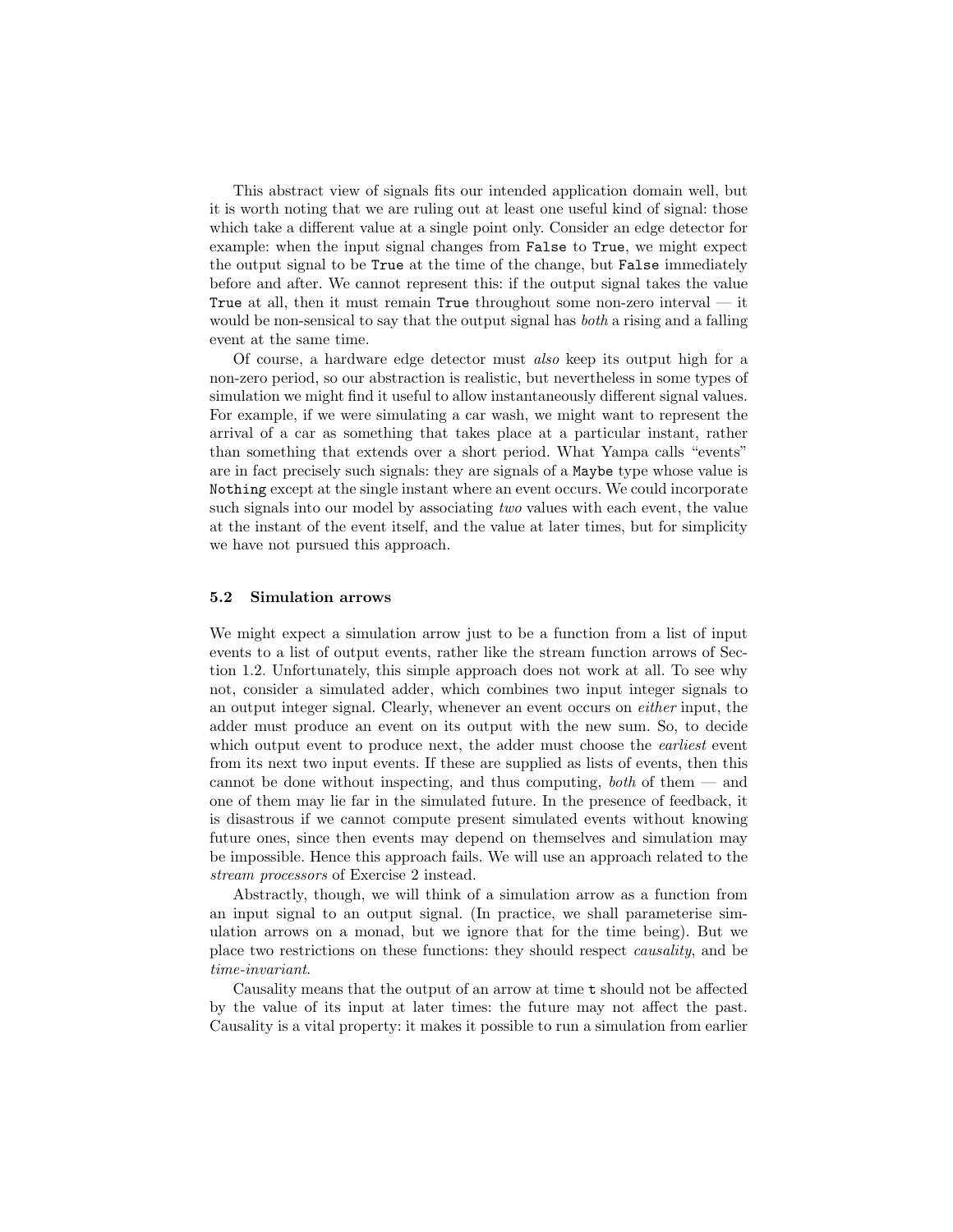This abstract view of signals fits our intended application domain well, but it is worth noting that we are ruling out at least one useful kind of signal: those which take a different value at a single point only. Consider an edge detector for example: when the input signal changes from `False` to `True`, we might expect the output signal to be `True` at the time of the change, but `False` immediately before and after. We cannot represent this: if the output signal takes the value `True` at all, then it must remain `True` throughout some non-zero interval — it would be non-sensical to say that the output signal has *both* a rising and a falling event at the same time.

Of course, a hardware edge detector must *also* keep its output high for a non-zero period, so our abstraction is realistic, but nevertheless in some types of simulation we might find it useful to allow instantaneously different signal values. For example, if we were simulating a car wash, we might want to represent the arrival of a car as something that takes place at a particular instant, rather than something that extends over a short period. What Yampa calls "events" are in fact precisely such signals: they are signals of a `Maybe` type whose value is `Nothing` except at the single instant where an event occurs. We could incorporate such signals into our model by associating *two* values with each event, the value at the instant of the event itself, and the value at later times, but for simplicity we have not pursued this approach.

### 5.2 Simulation arrows

We might expect a simulation arrow just to be a function from a list of input events to a list of output events, rather like the stream function arrows of Section 1.2. Unfortunately, this simple approach does not work at all. To see why not, consider a simulated adder, which combines two input integer signals to an output integer signal. Clearly, whenever an event occurs on *either* input, the adder must produce an event on its output with the new sum. So, to decide which output event to produce next, the adder must choose the *earliest* event from its next two input events. If these are supplied as lists of events, then this cannot be done without inspecting, and thus computing, *both* of them — and one of them may lie far in the simulated future. In the presence of feedback, it is disastrous if we cannot compute present simulated events without knowing future ones, since then events may depend on themselves and simulation may be impossible. Hence this approach fails. We will use an approach related to the *stream processors* of Exercise 2 instead.

Abstractly, though, we will think of a simulation arrow as a function from an input signal to an output signal. (In practice, we shall parameterise simulation arrows on a monad, but we ignore that for the time being). But we place two restrictions on these functions: they should respect *causality*, and be *time-invariant*.

Causality means that the output of an arrow at time `t` should not be affected by the value of its input at later times: the future may not affect the past. Causality is a vital property: it makes it possible to run a simulation from earlier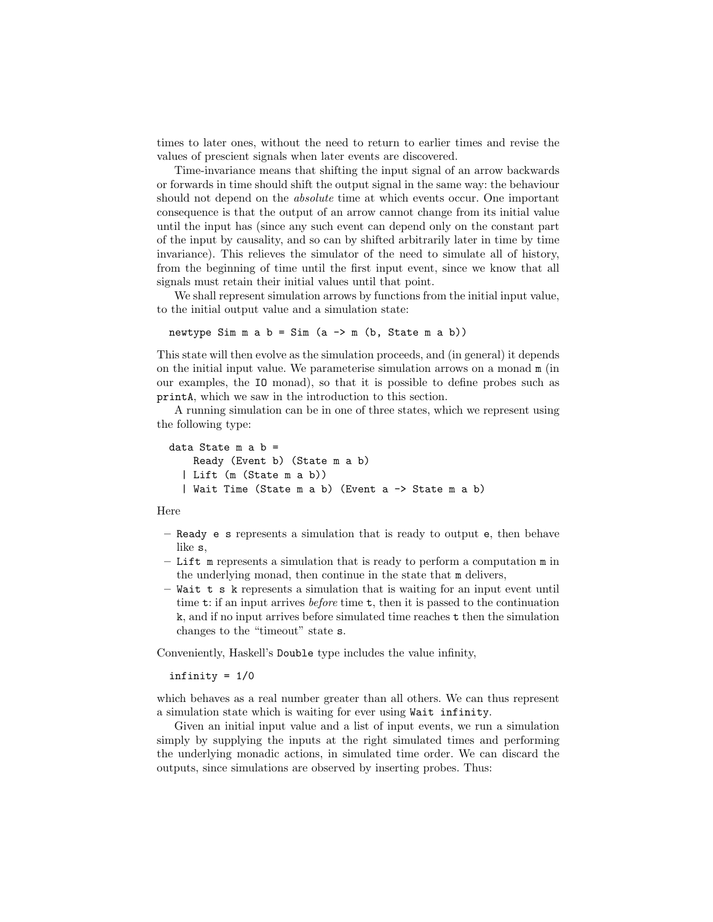times to later ones, without the need to return to earlier times and revise the values of prescient signals when later events are discovered.

Time-invariance means that shifting the input signal of an arrow backwards or forwards in time should shift the output signal in the same way: the behaviour should not depend on the *absolute* time at which events occur. One important consequence is that the output of an arrow cannot change from its initial value until the input has (since any such event can depend only on the constant part of the input by causality, and so can by shifted arbitrarily later in time by time invariance). This relieves the simulator of the need to simulate all of history, from the beginning of time until the first input event, since we know that all signals must retain their initial values until that point.

We shall represent simulation arrows by functions from the initial input value, to the initial output value and a simulation state:

```
newtype Sim m a b = Sim (a -> m (b, State m a b))
```

This state will then evolve as the simulation proceeds, and (in general) it depends on the initial input value. We parameterise simulation arrows on a monad `m` (in our examples, the `IO` monad), so that it is possible to define probes such as `printA`, which we saw in the introduction to this section.

A running simulation can be in one of three states, which we represent using the following type:

```
data State m a b =
    Ready (Event b) (State m a b)
  | Lift (m (State m a b))
  | Wait Time (State m a b) (Event a -> State m a b)
```

Here

- `Ready e s` represents a simulation that is ready to output `e`, then behave like `s`,
- `Lift m` represents a simulation that is ready to perform a computation `m` in the underlying monad, then continue in the state that `m` delivers,
- `Wait t s k` represents a simulation that is waiting for an input event until time `t`: if an input arrives *before* time `t`, then it is passed to the continuation `k`, and if no input arrives before simulated time reaches `t` then the simulation changes to the "timeout" state `s`.

Conveniently, Haskell's `Double` type includes the value infinity,

```
infinity = 1/0
```

which behaves as a real number greater than all others. We can thus represent a simulation state which is waiting for ever using `Wait infinity`.

Given an initial input value and a list of input events, we run a simulation simply by supplying the inputs at the right simulated times and performing the underlying monadic actions, in simulated time order. We can discard the outputs, since simulations are observed by inserting probes. Thus: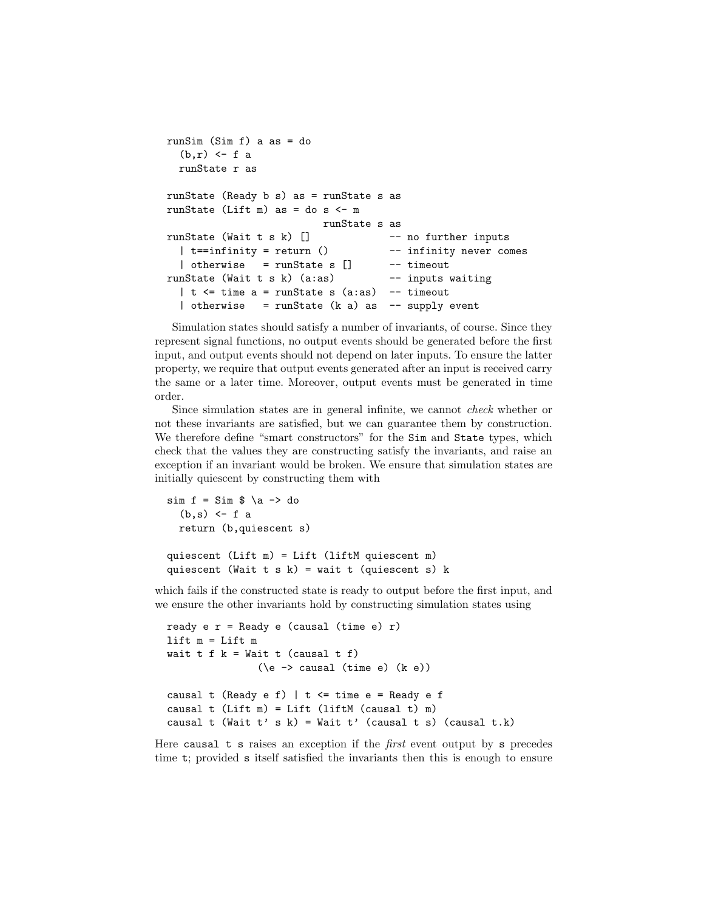```
runSim (Sim f) a as = do
  (b,r) <- f a
  runState r as

runState (Ready b s) as = runState s as
runState (Lift m) as = do s <- m
                          runState s as
runState (Wait t s k) []            -- no further inputs
  | t==infinity = return ()         -- infinity never comes
  | otherwise   = runState s []     -- timeout
runState (Wait t s k) (a:as)        -- inputs waiting
  | t <= time a = runState s (a:as) -- timeout
  | otherwise   = runState (k a) as -- supply event
```

Simulation states should satisfy a number of invariants, of course. Since they represent signal functions, no output events should be generated before the first input, and output events should not depend on later inputs. To ensure the latter property, we require that output events generated after an input is received carry the same or a later time. Moreover, output events must be generated in time order.

Since simulation states are in general infinite, we cannot *check* whether or not these invariants are satisfied, but we can guarantee them by construction. We therefore define "smart constructors" for the `Sim` and `State` types, which check that the values they are constructing satisfy the invariants, and raise an exception if an invariant would be broken. We ensure that simulation states are initially quiescent by constructing them with

```
sim f = Sim $ \a -> do
  (b,s) <- f a
  return (b,quiescent s)

quiescent (Lift m) = Lift (liftM quiescent m)
quiescent (Wait t s k) = wait t (quiescent s) k
```

which fails if the constructed state is ready to output before the first input, and we ensure the other invariants hold by constructing simulation states using

```
ready e r = Ready e (causal (time e) r)
lift m = Lift m
wait t f k = Wait t (causal t f)
                (\e -> causal (time e) (k e))

causal t (Ready e f) | t <= time e = Ready e f
causal t (Lift m) = Lift (liftM (causal t) m)
causal t (Wait t' s k) = Wait t' (causal t s) (causal t.k)
```

Here `causal t s` raises an exception if the *first* event output by `s` precedes time `t`; provided `s` itself satisfied the invariants then this is enough to ensure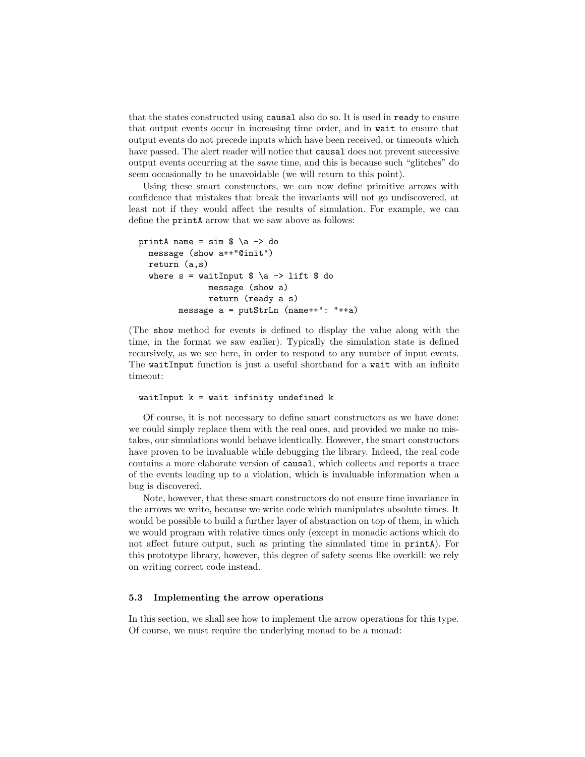that the states constructed using `causal` also do so. It is used in `ready` to ensure that output events occur in increasing time order, and in `wait` to ensure that output events do not precede inputs which have been received, or timeouts which have passed. The alert reader will notice that `causal` does not prevent successive output events occurring at the *same* time, and this is because such "glitches" do seem occasionally to be unavoidable (we will return to this point).

Using these smart constructors, we can now define primitive arrows with confidence that mistakes that break the invariants will not go undiscovered, at least not if they would affect the results of simulation. For example, we can define the `printA` arrow that we saw above as follows:

```
printA name = sim $ \a -> do
  message (show a++"@init")
  return (a,s)
  where s = waitInput $ \a -> lift $ do
              message (show a)
              return (ready a s)
        message a = putStrLn (name++": "++a)
```

(The `show` method for events is defined to display the value along with the time, in the format we saw earlier). Typically the simulation state is defined recursively, as we see here, in order to respond to any number of input events. The `waitInput` function is just a useful shorthand for a `wait` with an infinite timeout:

```
waitInput k = wait infinity undefined k
```

Of course, it is not necessary to define smart constructors as we have done: we could simply replace them with the real ones, and provided we make no mistakes, our simulations would behave identically. However, the smart constructors have proven to be invaluable while debugging the library. Indeed, the real code contains a more elaborate version of `causal`, which collects and reports a trace of the events leading up to a violation, which is invaluable information when a bug is discovered.

Note, however, that these smart constructors do not ensure time invariance in the arrows we write, because we write code which manipulates absolute times. It would be possible to build a further layer of abstraction on top of them, in which we would program with relative times only (except in monadic actions which do not affect future output, such as printing the simulated time in `printA`). For this prototype library, however, this degree of safety seems like overkill: we rely on writing correct code instead.

### 5.3 Implementing the arrow operations

In this section, we shall see how to implement the arrow operations for this type. Of course, we must require the underlying monad to be a monad: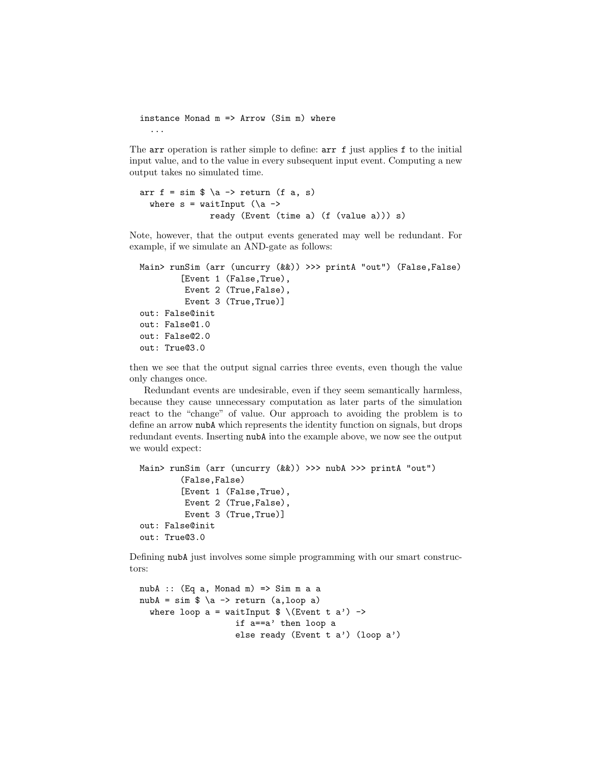```
instance Monad m => Arrow (Sim m) where
  ...
```

The `arr` operation is rather simple to define: `arr f` just applies `f` to the initial input value, and to the value in every subsequent input event. Computing a new output takes no simulated time.

```
arr f = sim $ \a -> return (f a, s)
  where s = waitInput (\a ->
              ready (Event (time a) (f (value a))) s)
```

Note, however, that the output events generated may well be redundant. For example, if we simulate an AND-gate as follows:

```
Main> runSim (arr (uncurry (&&)) >>> printA "out") (False,False)
        [Event 1 (False,True),
         Event 2 (True,False),
         Event 3 (True,True)]
out: False@init
out: False@1.0
out: False@2.0
out: True@3.0
```

then we see that the output signal carries three events, even though the value only changes once.

Redundant events are undesirable, even if they seem semantically harmless, because they cause unnecessary computation as later parts of the simulation react to the "change" of value. Our approach to avoiding the problem is to define an arrow `nubA` which represents the identity function on signals, but drops redundant events. Inserting `nubA` into the example above, we now see the output we would expect:

```
Main> runSim (arr (uncurry (&&)) >>> nubA >>> printA "out")
        (False,False)
        [Event 1 (False,True),
         Event 2 (True,False),
         Event 3 (True,True)]
out: False@init
out: True@3.0
```

Defining `nubA` just involves some simple programming with our smart constructors:

```
nubA :: (Eq a, Monad m) => Sim m a a
nubA = sim $ \a -> return (a,loop a)
  where loop a = waitInput $ \(Event t a') ->
                   if a==a' then loop a
                   else ready (Event t a') (loop a')
```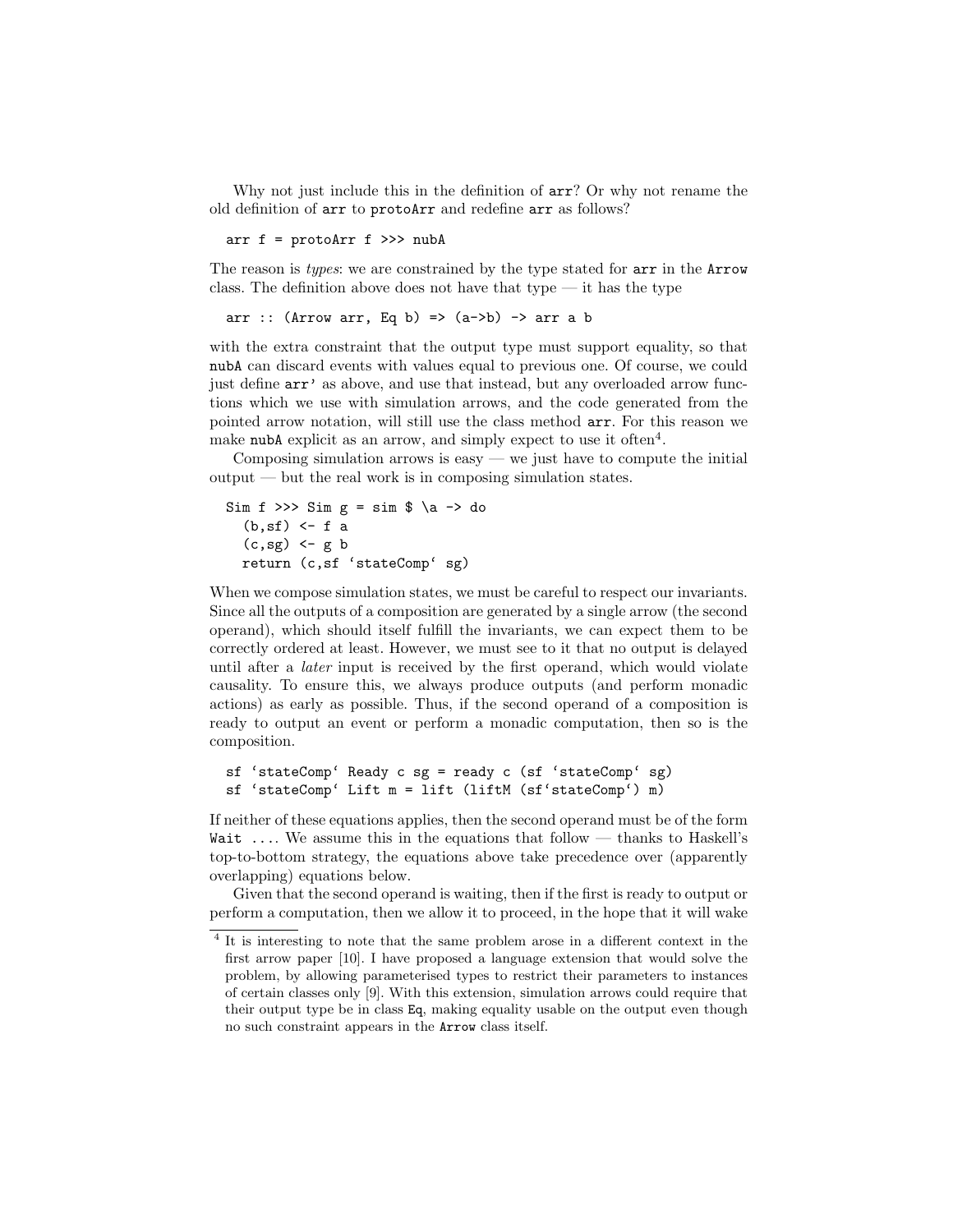Why not just include this in the definition of `arr`? Or why not rename the old definition of `arr` to `protoArr` and redefine `arr` as follows?

```
arr f = protoArr f >>> nubA
```

The reason is *types*: we are constrained by the type stated for `arr` in the `Arrow` class. The definition above does not have that type — it has the type

```
arr :: (Arrow arr, Eq b) => (a->b) -> arr a b
```

with the extra constraint that the output type must support equality, so that `nubA` can discard events with values equal to previous one. Of course, we could just define `arr'` as above, and use that instead, but any overloaded arrow functions which we use with simulation arrows, and the code generated from the pointed arrow notation, will still use the class method `arr`. For this reason we make `nubA` explicit as an arrow, and simply expect to use it often[4].

Composing simulation arrows is easy — we just have to compute the initial output — but the real work is in composing simulation states.

```
Sim f >>> Sim g = sim $ \a -> do
  (b,sf) <- f a
  (c,sg) <- g b
  return (c,sf `stateComp` sg)
```

When we compose simulation states, we must be careful to respect our invariants. Since all the outputs of a composition are generated by a single arrow (the second operand), which should itself fulfill the invariants, we can expect them to be correctly ordered at least. However, we must see to it that no output is delayed until after a *later* input is received by the first operand, which would violate causality. To ensure this, we always produce outputs (and perform monadic actions) as early as possible. Thus, if the second operand of a composition is ready to output an event or perform a monadic computation, then so is the composition.

```
sf `stateComp` Ready c sg = ready c (sf `stateComp` sg)
sf `stateComp` Lift m = lift (liftM (sf`stateComp`) m)
```

If neither of these equations applies, then the second operand must be of the form `Wait ...`. We assume this in the equations that follow — thanks to Haskell's top-to-bottom strategy, the equations above take precedence over (apparently overlapping) equations below.

Given that the second operand is waiting, then if the first is ready to output or perform a computation, then we allow it to proceed, in the hope that it will wake

---

[4] It is interesting to note that the same problem arose in a different context in the first arrow paper [10]. I have proposed a language extension that would solve the problem, by allowing parameterised types to restrict their parameters to instances of certain classes only [9]. With this extension, simulation arrows could require that their output type be in class `Eq`, making equality usable on the output even though no such constraint appears in the `Arrow` class itself.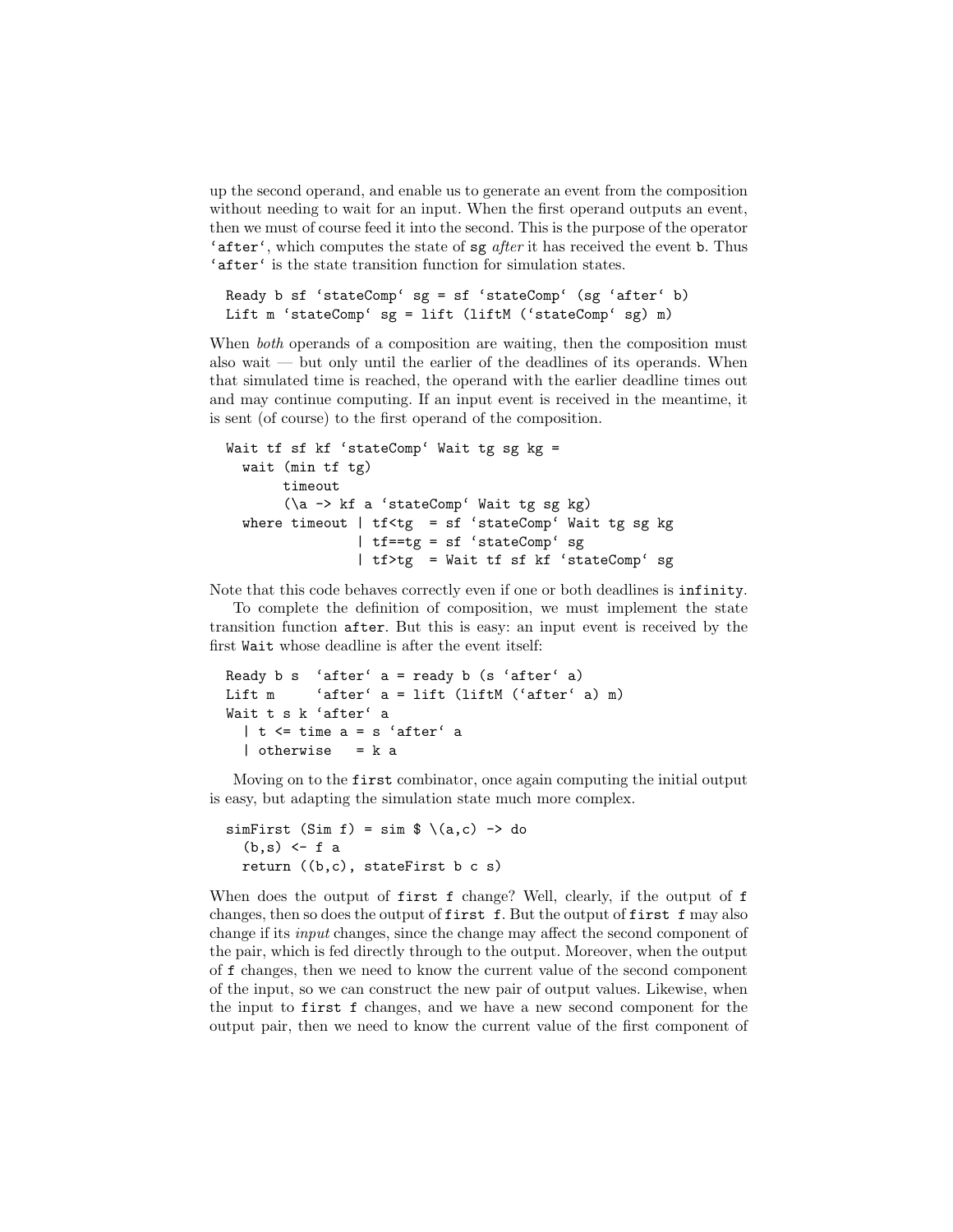up the second operand, and enable us to generate an event from the composition without needing to wait for an input. When the first operand outputs an event, then we must of course feed it into the second. This is the purpose of the operator `` `after` ``, which computes the state of `sg` *after* it has received the event `b`. Thus `` `after` `` is the state transition function for simulation states.

```
Ready b sf `stateComp` sg = sf `stateComp` (sg `after` b)
Lift m `stateComp` sg = lift (liftM (`stateComp` sg) m)
```

When *both* operands of a composition are waiting, then the composition must also wait — but only until the earlier of the deadlines of its operands. When that simulated time is reached, the operand with the earlier deadline times out and may continue computing. If an input event is received in the meantime, it is sent (of course) to the first operand of the composition.

```
Wait tf sf kf `stateComp` Wait tg sg kg =
  wait (min tf tg)
       timeout
       (\a -> kf a `stateComp` Wait tg sg kg)
  where timeout | tf<tg  = sf `stateComp` Wait tg sg kg
                | tf==tg = sf `stateComp` sg
                | tf>tg  = Wait tf sf kf `stateComp` sg
```

Note that this code behaves correctly even if one or both deadlines is `infinity`.

To complete the definition of composition, we must implement the state transition function `after`. But this is easy: an input event is received by the first `Wait` whose deadline is after the event itself:

```
Ready b s  `after` a = ready b (s `after` a)
Lift m     `after` a = lift (liftM (`after` a) m)
Wait t s k `after` a
  | t <= time a = s `after` a
  | otherwise   = k a
```

Moving on to the `first` combinator, once again computing the initial output is easy, but adapting the simulation state much more complex.

```
simFirst (Sim f) = sim $ \(a,c) -> do
  (b,s) <- f a
  return ((b,c), stateFirst b c s)
```

When does the output of `first f` change? Well, clearly, if the output of `f` changes, then so does the output of `first f`. But the output of `first f` may also change if its *input* changes, since the change may affect the second component of the pair, which is fed directly through to the output. Moreover, when the output of `f` changes, then we need to know the current value of the second component of the input, so we can construct the new pair of output values. Likewise, when the input to `first f` changes, and we have a new second component for the output pair, then we need to know the current value of the first component of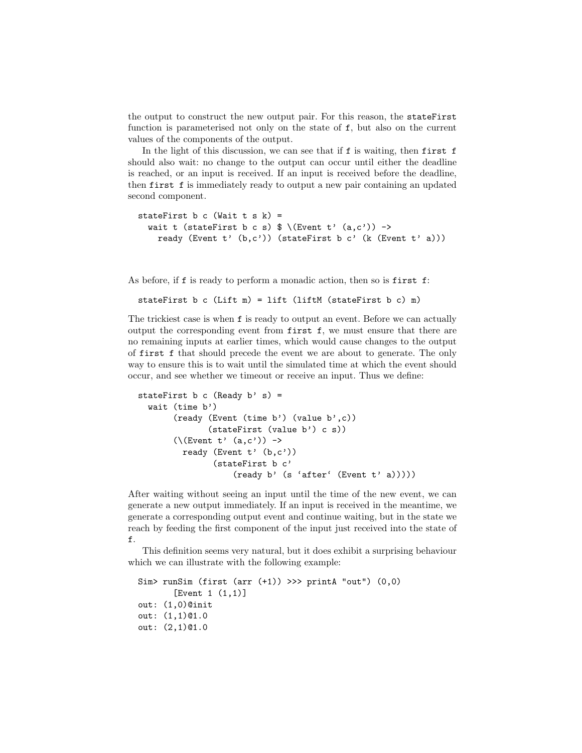the output to construct the new output pair. For this reason, the `stateFirst` function is parameterised not only on the state of `f`, but also on the current values of the components of the output.

In the light of this discussion, we can see that if `f` is waiting, then `first f` should also wait: no change to the output can occur until either the deadline is reached, or an input is received. If an input is received before the deadline, then `first f` is immediately ready to output a new pair containing an updated second component.

```
stateFirst b c (Wait t s k) =
  wait t (stateFirst b c s) $ \(Event t' (a,c')) ->
    ready (Event t' (b,c')) (stateFirst b c' (k (Event t' a)))
```

As before, if `f` is ready to perform a monadic action, then so is `first f`:

```
stateFirst b c (Lift m) = lift (liftM (stateFirst b c) m)
```

The trickiest case is when `f` is ready to output an event. Before we can actually output the corresponding event from `first f`, we must ensure that there are no remaining inputs at earlier times, which would cause changes to the output of `first f` that should precede the event we are about to generate. The only way to ensure this is to wait until the simulated time at which the event should occur, and see whether we timeout or receive an input. Thus we define:

```
stateFirst b c (Ready b' s) =
  wait (time b')
       (ready (Event (time b') (value b',c))
              (stateFirst (value b') c s))
       (\(Event t' (a,c')) ->
         ready (Event t' (b,c'))
               (stateFirst b c'
                   (ready b' (s `after` (Event t' a)))))
```

After waiting without seeing an input until the time of the new event, we can generate a new output immediately. If an input is received in the meantime, we generate a corresponding output event and continue waiting, but in the state we reach by feeding the first component of the input just received into the state of `f`.

This definition seems very natural, but it does exhibit a surprising behaviour which we can illustrate with the following example:

```
Sim> runSim (first (arr (+1)) >>> printA "out") (0,0)
       [Event 1 (1,1)]
out: (1,0)@init
out: (1,1)@1.0
out: (2,1)@1.0
```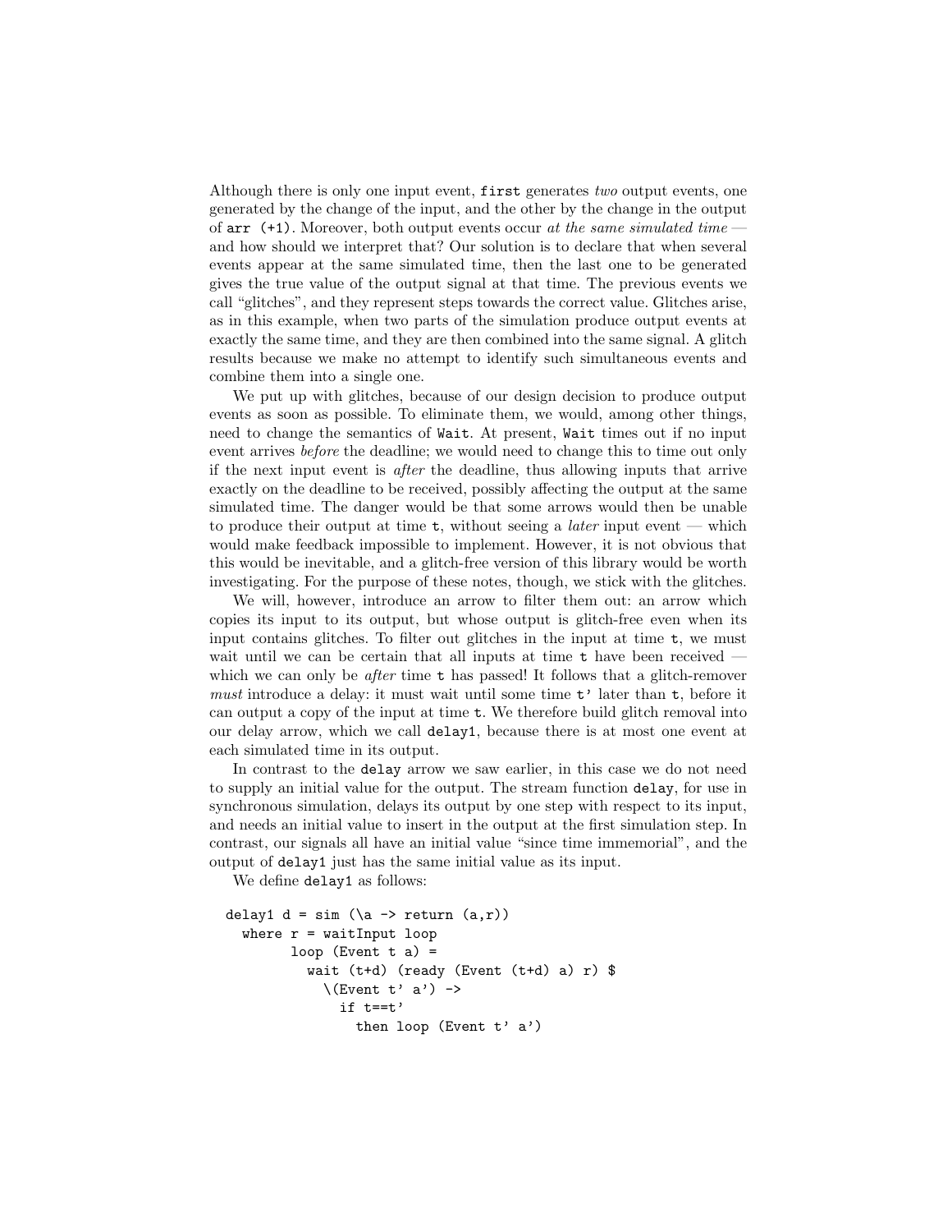Although there is only one input event, `first` generates *two* output events, one generated by the change of the input, and the other by the change in the output of `arr (+1)`. Moreover, both output events occur *at the same simulated time* — and how should we interpret that? Our solution is to declare that when several events appear at the same simulated time, then the last one to be generated gives the true value of the output signal at that time. The previous events we call "glitches", and they represent steps towards the correct value. Glitches arise, as in this example, when two parts of the simulation produce output events at exactly the same time, and they are then combined into the same signal. A glitch results because we make no attempt to identify such simultaneous events and combine them into a single one.

We put up with glitches, because of our design decision to produce output events as soon as possible. To eliminate them, we would, among other things, need to change the semantics of `Wait`. At present, `Wait` times out if no input event arrives *before* the deadline; we would need to change this to time out only if the next input event is *after* the deadline, thus allowing inputs that arrive exactly on the deadline to be received, possibly affecting the output at the same simulated time. The danger would be that some arrows would then be unable to produce their output at time `t`, without seeing a *later* input event — which would make feedback impossible to implement. However, it is not obvious that this would be inevitable, and a glitch-free version of this library would be worth investigating. For the purpose of these notes, though, we stick with the glitches.

We will, however, introduce an arrow to filter them out: an arrow which copies its input to its output, but whose output is glitch-free even when its input contains glitches. To filter out glitches in the input at time `t`, we must wait until we can be certain that all inputs at time `t` have been received — which we can only be *after* time `t` has passed! It follows that a glitch-remover *must* introduce a delay: it must wait until some time `t'` later than `t`, before it can output a copy of the input at time `t`. We therefore build glitch removal into our delay arrow, which we call `delay1`, because there is at most one event at each simulated time in its output.

In contrast to the `delay` arrow we saw earlier, in this case we do not need to supply an initial value for the output. The stream function `delay`, for use in synchronous simulation, delays its output by one step with respect to its input, and needs an initial value to insert in the output at the first simulation step. In contrast, our signals all have an initial value "since time immemorial", and the output of `delay1` just has the same initial value as its input.

We define `delay1` as follows:

```
delay1 d = sim (\a -> return (a,r))
  where r = waitInput loop
        loop (Event t a) =
          wait (t+d) (ready (Event (t+d) a) r) $
            \(Event t' a') ->
              if t==t'
                then loop (Event t' a')
```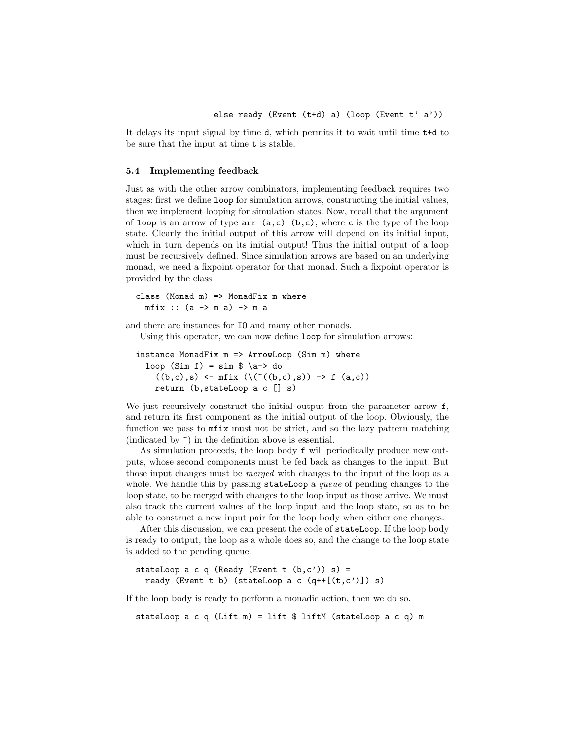```
                    else ready (Event (t+d) a) (loop (Event t' a'))
```

It delays its input signal by time d, which permits it to wait until time t+d to be sure that the input at time t is stable.

### 5.4 Implementing feedback

Just as with the other arrow combinators, implementing feedback requires two stages: first we define loop for simulation arrows, constructing the initial values, then we implement looping for simulation states. Now, recall that the argument of loop is an arrow of type arr (a,c) (b,c), where c is the type of the loop state. Clearly the initial output of this arrow will depend on its initial input, which in turn depends on its initial output! Thus the initial output of a loop must be recursively defined. Since simulation arrows are based on an underlying monad, we need a fixpoint operator for that monad. Such a fixpoint operator is provided by the class

```
class (Monad m) => MonadFix m where
  mfix :: (a -> m a) -> m a
```

and there are instances for IO and many other monads.

Using this operator, we can now define loop for simulation arrows:

```
instance MonadFix m => ArrowLoop (Sim m) where
  loop (Sim f) = sim $ \a-> do
    ((b,c),s) <- mfix (\(~((b,c),s)) -> f (a,c))
    return (b,stateLoop a c [] s)
```

We just recursively construct the initial output from the parameter arrow f, and return its first component as the initial output of the loop. Obviously, the function we pass to mfix must not be strict, and so the lazy pattern matching (indicated by ~) in the definition above is essential.

As simulation proceeds, the loop body f will periodically produce new outputs, whose second components must be fed back as changes to the input. But those input changes must be *merged* with changes to the input of the loop as a whole. We handle this by passing stateLoop a *queue* of pending changes to the loop state, to be merged with changes to the loop input as those arrive. We must also track the current values of the loop input and the loop state, so as to be able to construct a new input pair for the loop body when either one changes.

After this discussion, we can present the code of stateLoop. If the loop body is ready to output, the loop as a whole does so, and the change to the loop state is added to the pending queue.

```
stateLoop a c q (Ready (Event t (b,c')) s) =
  ready (Event t b) (stateLoop a c (q++[(t,c')]) s)
```

If the loop body is ready to perform a monadic action, then we do so.

```
stateLoop a c q (Lift m) = lift $ liftM (stateLoop a c q) m
```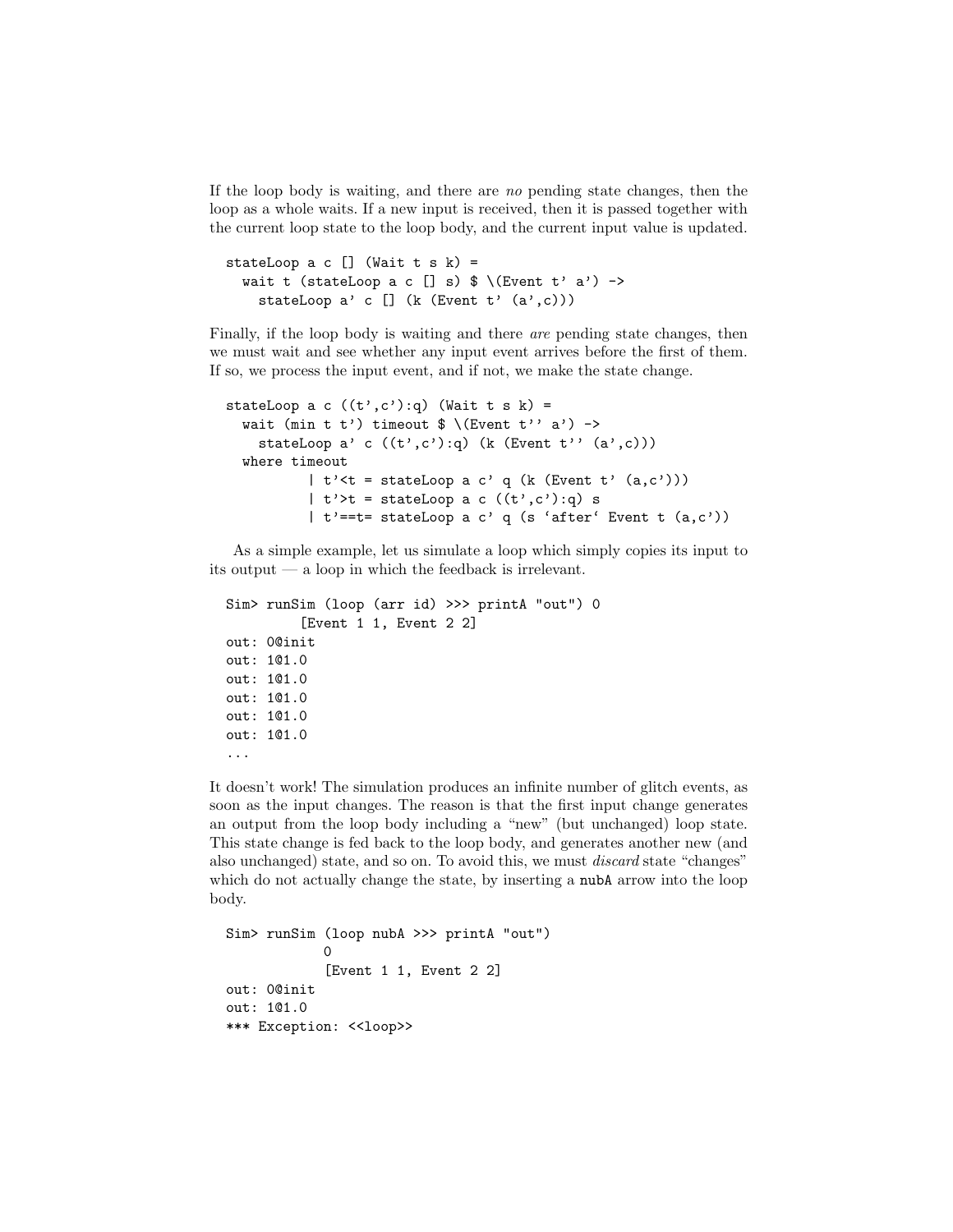If the loop body is waiting, and there are *no* pending state changes, then the loop as a whole waits. If a new input is received, then it is passed together with the current loop state to the loop body, and the current input value is updated.

```
stateLoop a c [] (Wait t s k) =
  wait t (stateLoop a c [] s) $ \(Event t' a') ->
    stateLoop a' c [] (k (Event t' (a',c)))
```

Finally, if the loop body is waiting and there *are* pending state changes, then we must wait and see whether any input event arrives before the first of them. If so, we process the input event, and if not, we make the state change.

```
stateLoop a c ((t',c'):q) (Wait t s k) =
  wait (min t t') timeout $ \(Event t'' a') ->
    stateLoop a' c ((t',c'):q) (k (Event t'' (a',c)))
  where timeout
          | t'<t = stateLoop a c' q (k (Event t' (a,c')))
          | t'>t = stateLoop a c ((t',c'):q) s
          | t'==t= stateLoop a c' q (s `after` Event t (a,c'))
```

As a simple example, let us simulate a loop which simply copies its input to its output — a loop in which the feedback is irrelevant.

```
Sim> runSim (loop (arr id) >>> printA "out") 0
         [Event 1 1, Event 2 2]
out: 0@init
out: 1@1.0
out: 1@1.0
out: 1@1.0
out: 1@1.0
out: 1@1.0
...
```

It doesn't work! The simulation produces an infinite number of glitch events, as soon as the input changes. The reason is that the first input change generates an output from the loop body including a "new" (but unchanged) loop state. This state change is fed back to the loop body, and generates another new (and also unchanged) state, and so on. To avoid this, we must *discard* state "changes" which do not actually change the state, by inserting a nubA arrow into the loop body.

```
Sim> runSim (loop nubA >>> printA "out")
            0
            [Event 1 1, Event 2 2]
out: 0@init
out: 1@1.0
*** Exception: <<loop>>
```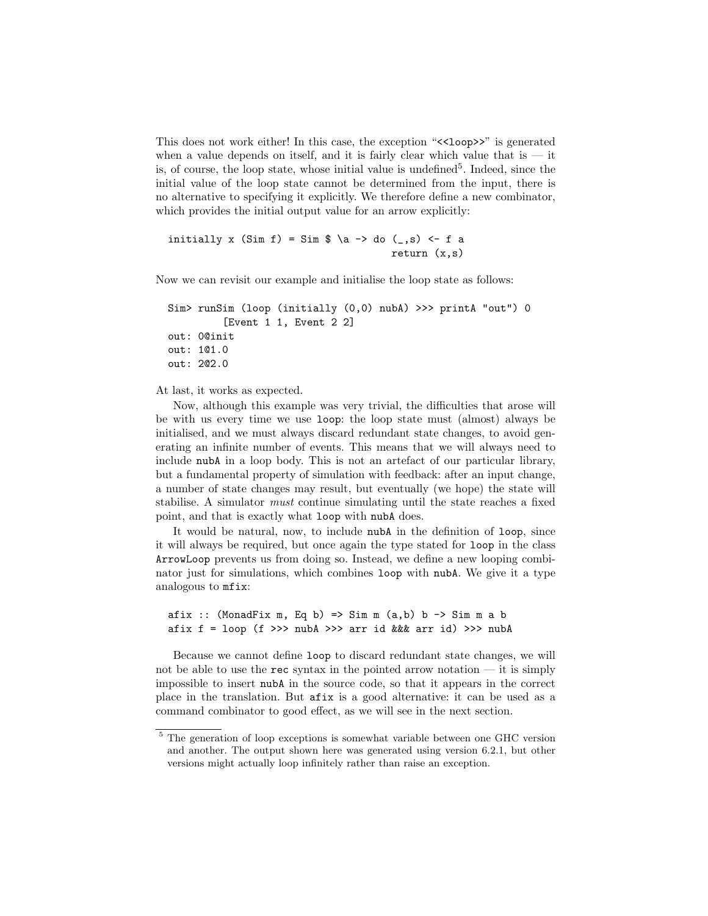This does not work either! In this case, the exception "<<loop>>" is generated when a value depends on itself, and it is fairly clear which value that is — it is, of course, the loop state, whose initial value is undefined[5]. Indeed, since the initial value of the loop state cannot be determined from the input, there is no alternative to specifying it explicitly. We therefore define a new combinator, which provides the initial output value for an arrow explicitly:

```
initially x (Sim f) = Sim $ \a -> do (_,s) <- f a
                                        return (x,s)
```

Now we can revisit our example and initialise the loop state as follows:

```
Sim> runSim (loop (initially (0,0) nubA) >>> printA "out") 0
          [Event 1 1, Event 2 2]
out: 0@init
out: 1@1.0
out: 2@2.0
```

At last, it works as expected.

Now, although this example was very trivial, the difficulties that arose will be with us every time we use `loop`: the loop state must (almost) always be initialised, and we must always discard redundant state changes, to avoid generating an infinite number of events. This means that we will always need to include `nubA` in a loop body. This is not an artefact of our particular library, but a fundamental property of simulation with feedback: after an input change, a number of state changes may result, but eventually (we hope) the state will stabilise. A simulator *must* continue simulating until the state reaches a fixed point, and that is exactly what `loop` with `nubA` does.

It would be natural, now, to include `nubA` in the definition of `loop`, since it will always be required, but once again the type stated for `loop` in the class `ArrowLoop` prevents us from doing so. Instead, we define a new looping combinator just for simulations, which combines `loop` with `nubA`. We give it a type analogous to `mfix`:

```
afix :: (MonadFix m, Eq b) => Sim m (a,b) b -> Sim m a b
afix f = loop (f >>> nubA >>> arr id &&& arr id) >>> nubA
```

Because we cannot define `loop` to discard redundant state changes, we will not be able to use the `rec` syntax in the pointed arrow notation — it is simply impossible to insert `nubA` in the source code, so that it appears in the correct place in the translation. But `afix` is a good alternative: it can be used as a command combinator to good effect, as we will see in the next section.

[5] The generation of loop exceptions is somewhat variable between one GHC version and another. The output shown here was generated using version 6.2.1, but other versions might actually loop infinitely rather than raise an exception.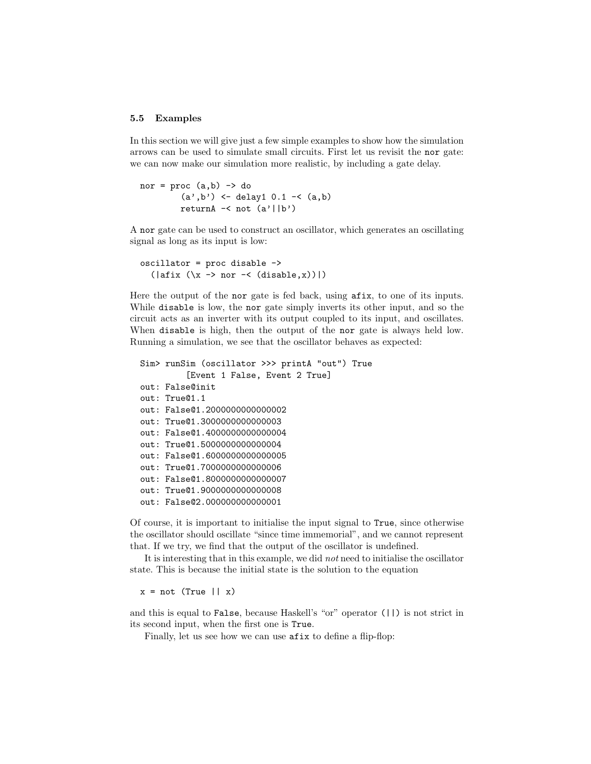### 5.5 Examples

In this section we will give just a few simple examples to show how the simulation arrows can be used to simulate small circuits. First let us revisit the `nor` gate: we can now make our simulation more realistic, by including a gate delay.

```
nor = proc (a,b) -> do
        (a',b') <- delay1 0.1 -< (a,b)
        returnA -< not (a'||b')
```

A `nor` gate can be used to construct an oscillator, which generates an oscillating signal as long as its input is low:

```
oscillator = proc disable ->
  (|afix (\x -> nor -< (disable,x))|)
```

Here the output of the `nor` gate is fed back, using `afix`, to one of its inputs. While `disable` is low, the `nor` gate simply inverts its other input, and so the circuit acts as an inverter with its output coupled to its input, and oscillates. When `disable` is high, then the output of the `nor` gate is always held low. Running a simulation, we see that the oscillator behaves as expected:

```
Sim> runSim (oscillator >>> printA "out") True
         [Event 1 False, Event 2 True]
out: False@init
out: True@1.1
out: False@1.2000000000000002
out: True@1.3000000000000003
out: False@1.4000000000000004
out: True@1.5000000000000004
out: False@1.6000000000000005
out: True@1.7000000000000006
out: False@1.8000000000000007
out: True@1.9000000000000008
out: False@2.000000000000001
```

Of course, it is important to initialise the input signal to `True`, since otherwise the oscillator should oscillate "since time immemorial", and we cannot represent that. If we try, we find that the output of the oscillator is undefined.

It is interesting that in this example, we did *not* need to initialise the oscillator state. This is because the initial state is the solution to the equation

```
x = not (True || x)
```

and this is equal to `False`, because Haskell's "or" operator (`||`) is not strict in its second input, when the first one is `True`.

Finally, let us see how we can use `afix` to define a flip-flop: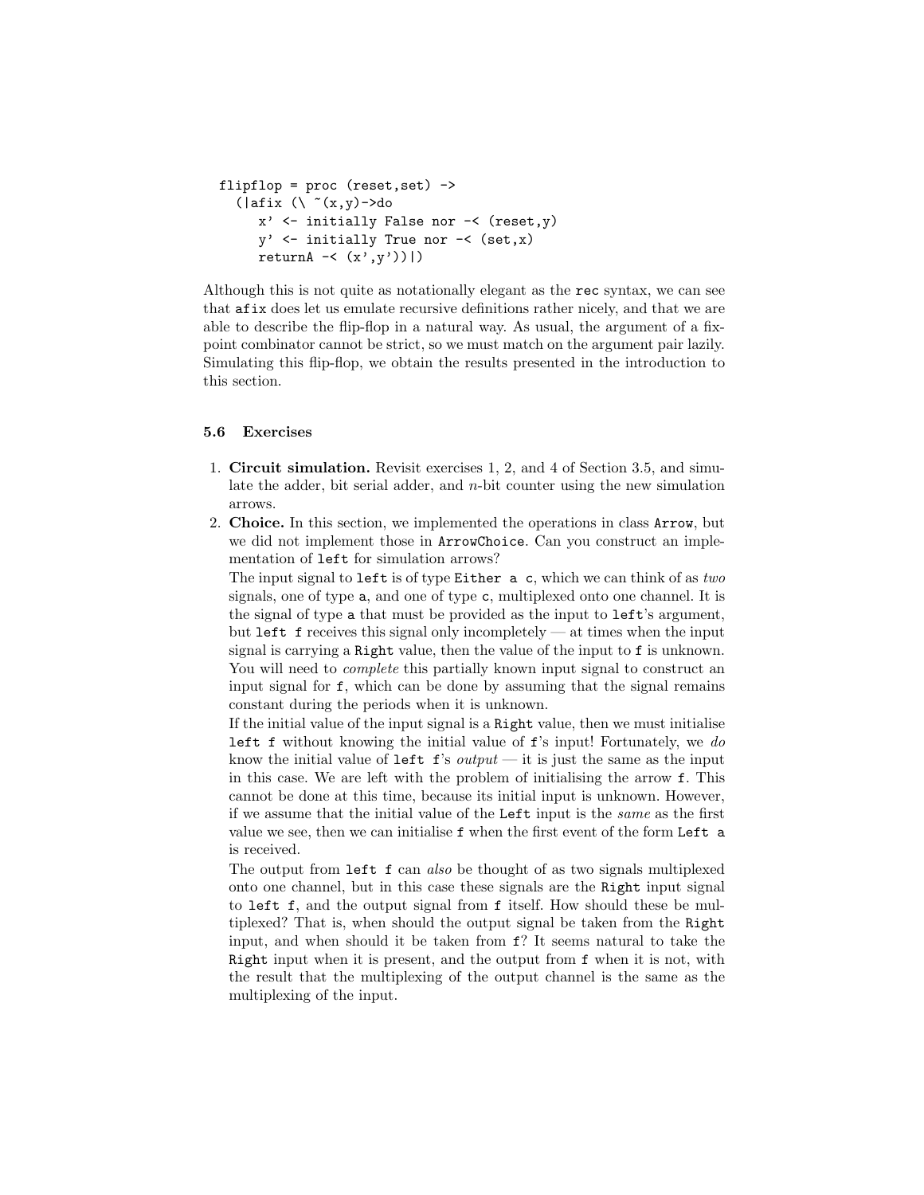```
flipflop = proc (reset,set) ->
  (|afix (\ ~(x,y)->do
     x' <- initially False nor -< (reset,y)
     y' <- initially True nor -< (set,x)
     returnA -< (x',y'))|)
```

Although this is not quite as notationally elegant as the `rec` syntax, we can see that `afix` does let us emulate recursive definitions rather nicely, and that we are able to describe the flip-flop in a natural way. As usual, the argument of a fixpoint combinator cannot be strict, so we must match on the argument pair lazily. Simulating this flip-flop, we obtain the results presented in the introduction to this section.

### 5.6 Exercises

1. **Circuit simulation.** Revisit exercises 1, 2, and 4 of Section 3.5, and simulate the adder, bit serial adder, and $n$-bit counter using the new simulation arrows.
2. **Choice.** In this section, we implemented the operations in class `Arrow`, but we did not implement those in `ArrowChoice`. Can you construct an implementation of `left` for simulation arrows?

   The input signal to `left` is of type `Either a c`, which we can think of as *two* signals, one of type `a`, and one of type `c`, multiplexed onto one channel. It is the signal of type `a` that must be provided as the input to `left`'s argument, but `left f` receives this signal only incompletely — at times when the input signal is carrying a `Right` value, then the value of the input to `f` is unknown. You will need to *complete* this partially known input signal to construct an input signal for `f`, which can be done by assuming that the signal remains constant during the periods when it is unknown.

   If the initial value of the input signal is a `Right` value, then we must initialise `left f` without knowing the initial value of `f`'s input! Fortunately, we *do* know the initial value of `left f`'s *output* — it is just the same as the input in this case. We are left with the problem of initialising the arrow `f`. This cannot be done at this time, because its initial input is unknown. However, if we assume that the initial value of the `Left` input is the *same* as the first value we see, then we can initialise `f` when the first event of the form `Left a` is received.

   The output from `left f` can *also* be thought of as two signals multiplexed onto one channel, but in this case these signals are the `Right` input signal to `left f`, and the output signal from `f` itself. How should these be multiplexed? That is, when should the output signal be taken from the `Right` input, and when should it be taken from `f`? It seems natural to take the `Right` input when it is present, and the output from `f` when it is not, with the result that the multiplexing of the output channel is the same as the multiplexing of the input.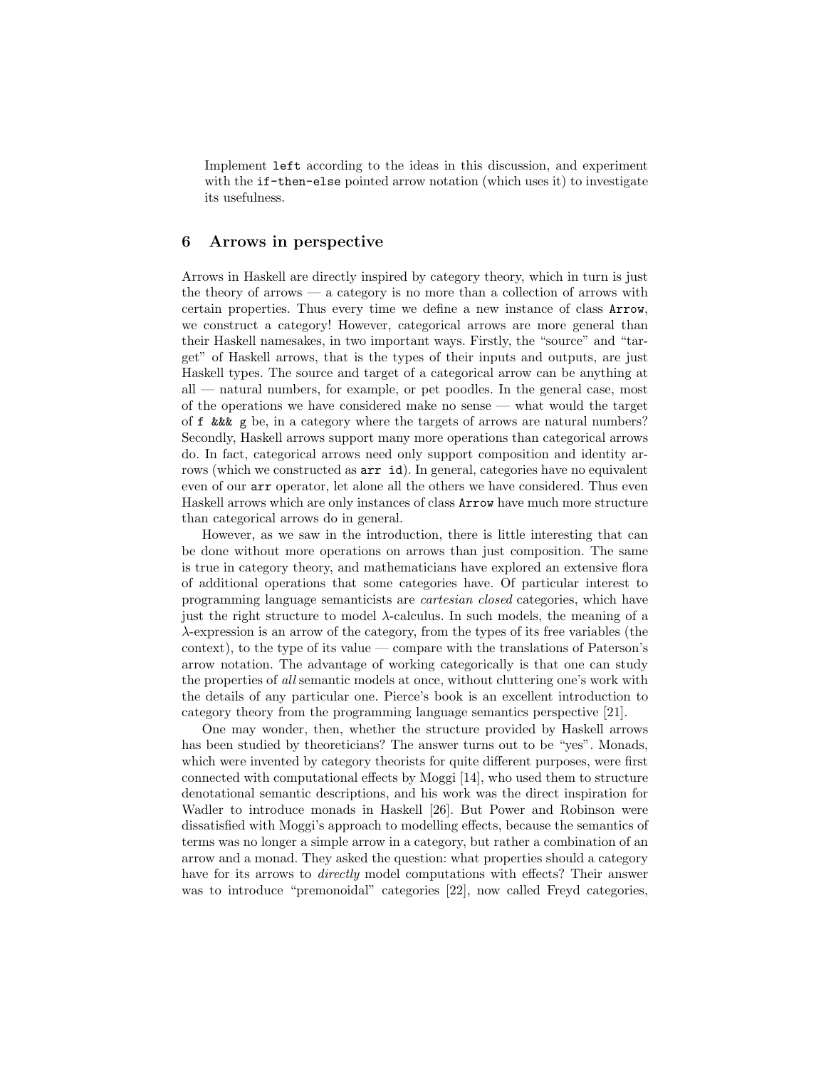Implement `left` according to the ideas in this discussion, and experiment with the `if-then-else` pointed arrow notation (which uses it) to investigate its usefulness.

## 6 Arrows in perspective

Arrows in Haskell are directly inspired by category theory, which in turn is just the theory of arrows — a category is no more than a collection of arrows with certain properties. Thus every time we define a new instance of class `Arrow`, we construct a category! However, categorical arrows are more general than their Haskell namesakes, in two important ways. Firstly, the "source" and "target" of Haskell arrows, that is the types of their inputs and outputs, are just Haskell types. The source and target of a categorical arrow can be anything at all — natural numbers, for example, or pet poodles. In the general case, most of the operations we have considered make no sense — what would the target of `f &&& g` be, in a category where the targets of arrows are natural numbers? Secondly, Haskell arrows support many more operations than categorical arrows do. In fact, categorical arrows need only support composition and identity arrows (which we constructed as `arr id`). In general, categories have no equivalent even of our `arr` operator, let alone all the others we have considered. Thus even Haskell arrows which are only instances of class `Arrow` have much more structure than categorical arrows do in general.

However, as we saw in the introduction, there is little interesting that can be done without more operations on arrows than just composition. The same is true in category theory, and mathematicians have explored an extensive flora of additional operations that some categories have. Of particular interest to programming language semanticists are *cartesian closed* categories, which have just the right structure to model $\lambda$-calculus. In such models, the meaning of a $\lambda$-expression is an arrow of the category, from the types of its free variables (the context), to the type of its value — compare with the translations of Paterson's arrow notation. The advantage of working categorically is that one can study the properties of *all* semantic models at once, without cluttering one's work with the details of any particular one. Pierce's book is an excellent introduction to category theory from the programming language semantics perspective [21].

One may wonder, then, whether the structure provided by Haskell arrows has been studied by theoreticians? The answer turns out to be "yes". Monads, which were invented by category theorists for quite different purposes, were first connected with computational effects by Moggi [14], who used them to structure denotational semantic descriptions, and his work was the direct inspiration for Wadler to introduce monads in Haskell [26]. But Power and Robinson were dissatisfied with Moggi's approach to modelling effects, because the semantics of terms was no longer a simple arrow in a category, but rather a combination of an arrow and a monad. They asked the question: what properties should a category have for its arrows to *directly* model computations with effects? Their answer was to introduce "premonoidal" categories [22], now called Freyd categories,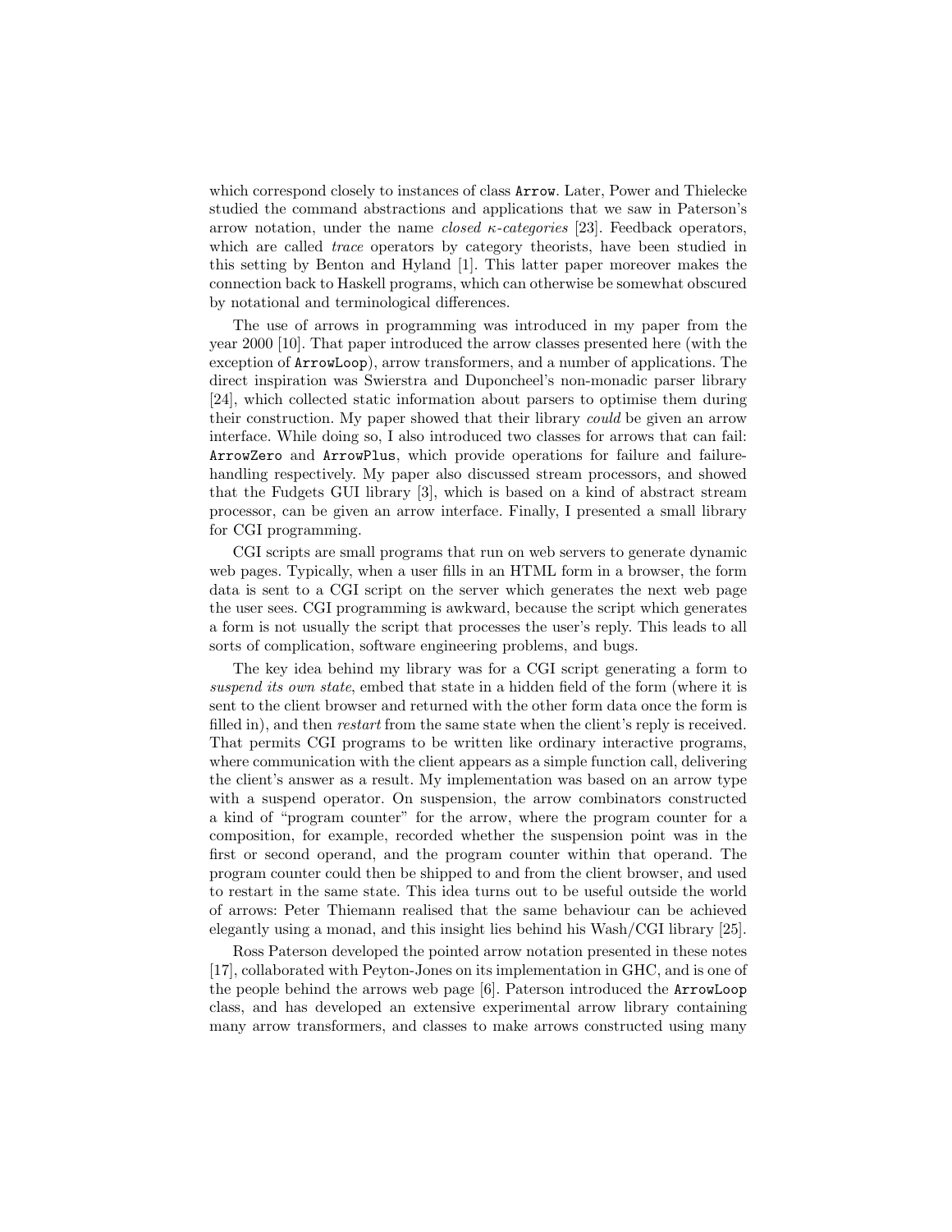which correspond closely to instances of class `Arrow`. Later, Power and Thielecke studied the command abstractions and applications that we saw in Paterson's arrow notation, under the name *closed $\kappa$-categories* [23]. Feedback operators, which are called *trace* operators by category theorists, have been studied in this setting by Benton and Hyland [1]. This latter paper moreover makes the connection back to Haskell programs, which can otherwise be somewhat obscured by notational and terminological differences.

The use of arrows in programming was introduced in my paper from the year 2000 [10]. That paper introduced the arrow classes presented here (with the exception of `ArrowLoop`), arrow transformers, and a number of applications. The direct inspiration was Swierstra and Duponcheel's non-monadic parser library [24], which collected static information about parsers to optimise them during their construction. My paper showed that their library *could* be given an arrow interface. While doing so, I also introduced two classes for arrows that can fail: `ArrowZero` and `ArrowPlus`, which provide operations for failure and failure-handling respectively. My paper also discussed stream processors, and showed that the Fudgets GUI library [3], which is based on a kind of abstract stream processor, can be given an arrow interface. Finally, I presented a small library for CGI programming.

CGI scripts are small programs that run on web servers to generate dynamic web pages. Typically, when a user fills in an HTML form in a browser, the form data is sent to a CGI script on the server which generates the next web page the user sees. CGI programming is awkward, because the script which generates a form is not usually the script that processes the user's reply. This leads to all sorts of complication, software engineering problems, and bugs.

The key idea behind my library was for a CGI script generating a form to *suspend its own state*, embed that state in a hidden field of the form (where it is sent to the client browser and returned with the other form data once the form is filled in), and then *restart* from the same state when the client's reply is received. That permits CGI programs to be written like ordinary interactive programs, where communication with the client appears as a simple function call, delivering the client's answer as a result. My implementation was based on an arrow type with a suspend operator. On suspension, the arrow combinators constructed a kind of "program counter" for the arrow, where the program counter for a composition, for example, recorded whether the suspension point was in the first or second operand, and the program counter within that operand. The program counter could then be shipped to and from the client browser, and used to restart in the same state. This idea turns out to be useful outside the world of arrows: Peter Thiemann realised that the same behaviour can be achieved elegantly using a monad, and this insight lies behind his Wash/CGI library [25].

Ross Paterson developed the pointed arrow notation presented in these notes [17], collaborated with Peyton-Jones on its implementation in GHC, and is one of the people behind the arrows web page [6]. Paterson introduced the `ArrowLoop` class, and has developed an extensive experimental arrow library containing many arrow transformers, and classes to make arrows constructed using many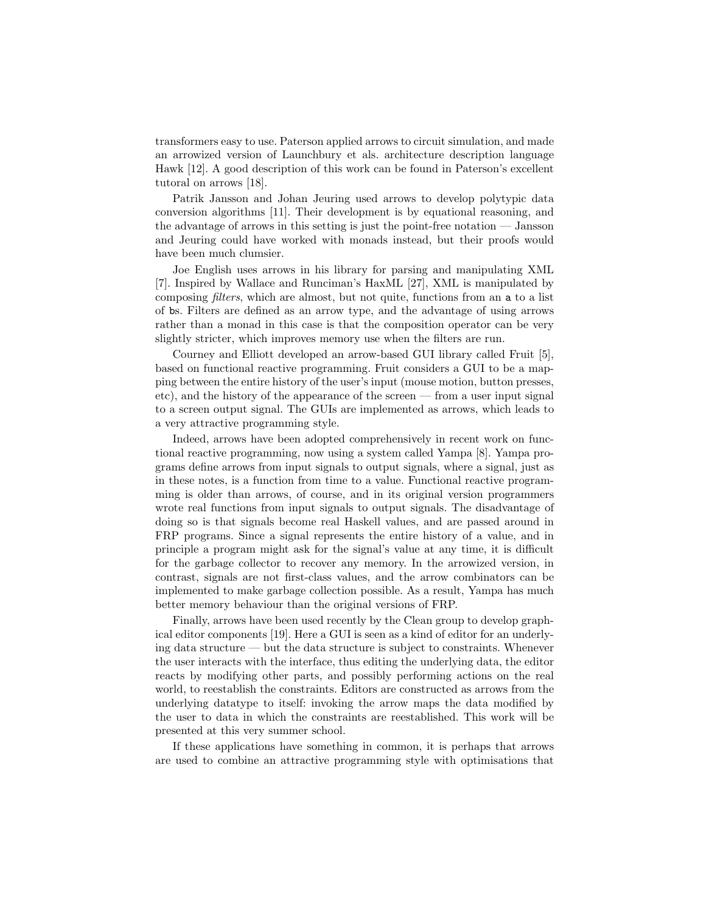transformers easy to use. Paterson applied arrows to circuit simulation, and made an arrowized version of Launchbury et als. architecture description language Hawk [12]. A good description of this work can be found in Paterson's excellent tutoral on arrows [18].

Patrik Jansson and Johan Jeuring used arrows to develop polytypic data conversion algorithms [11]. Their development is by equational reasoning, and the advantage of arrows in this setting is just the point-free notation — Jansson and Jeuring could have worked with monads instead, but their proofs would have been much clumsier.

Joe English uses arrows in his library for parsing and manipulating XML [7]. Inspired by Wallace and Runciman's HaxML [27], XML is manipulated by composing *filters*, which are almost, but not quite, functions from an `a` to a list of `b`s. Filters are defined as an arrow type, and the advantage of using arrows rather than a monad in this case is that the composition operator can be very slightly stricter, which improves memory use when the filters are run.

Courney and Elliott developed an arrow-based GUI library called Fruit [5], based on functional reactive programming. Fruit considers a GUI to be a mapping between the entire history of the user's input (mouse motion, button presses, etc), and the history of the appearance of the screen — from a user input signal to a screen output signal. The GUIs are implemented as arrows, which leads to a very attractive programming style.

Indeed, arrows have been adopted comprehensively in recent work on functional reactive programming, now using a system called Yampa [8]. Yampa programs define arrows from input signals to output signals, where a signal, just as in these notes, is a function from time to a value. Functional reactive programming is older than arrows, of course, and in its original version programmers wrote real functions from input signals to output signals. The disadvantage of doing so is that signals become real Haskell values, and are passed around in FRP programs. Since a signal represents the entire history of a value, and in principle a program might ask for the signal's value at any time, it is difficult for the garbage collector to recover any memory. In the arrowized version, in contrast, signals are not first-class values, and the arrow combinators can be implemented to make garbage collection possible. As a result, Yampa has much better memory behaviour than the original versions of FRP.

Finally, arrows have been used recently by the Clean group to develop graphical editor components [19]. Here a GUI is seen as a kind of editor for an underlying data structure — but the data structure is subject to constraints. Whenever the user interacts with the interface, thus editing the underlying data, the editor reacts by modifying other parts, and possibly performing actions on the real world, to reestablish the constraints. Editors are constructed as arrows from the underlying datatype to itself: invoking the arrow maps the data modified by the user to data in which the constraints are reestablished. This work will be presented at this very summer school.

If these applications have something in common, it is perhaps that arrows are used to combine an attractive programming style with optimisations that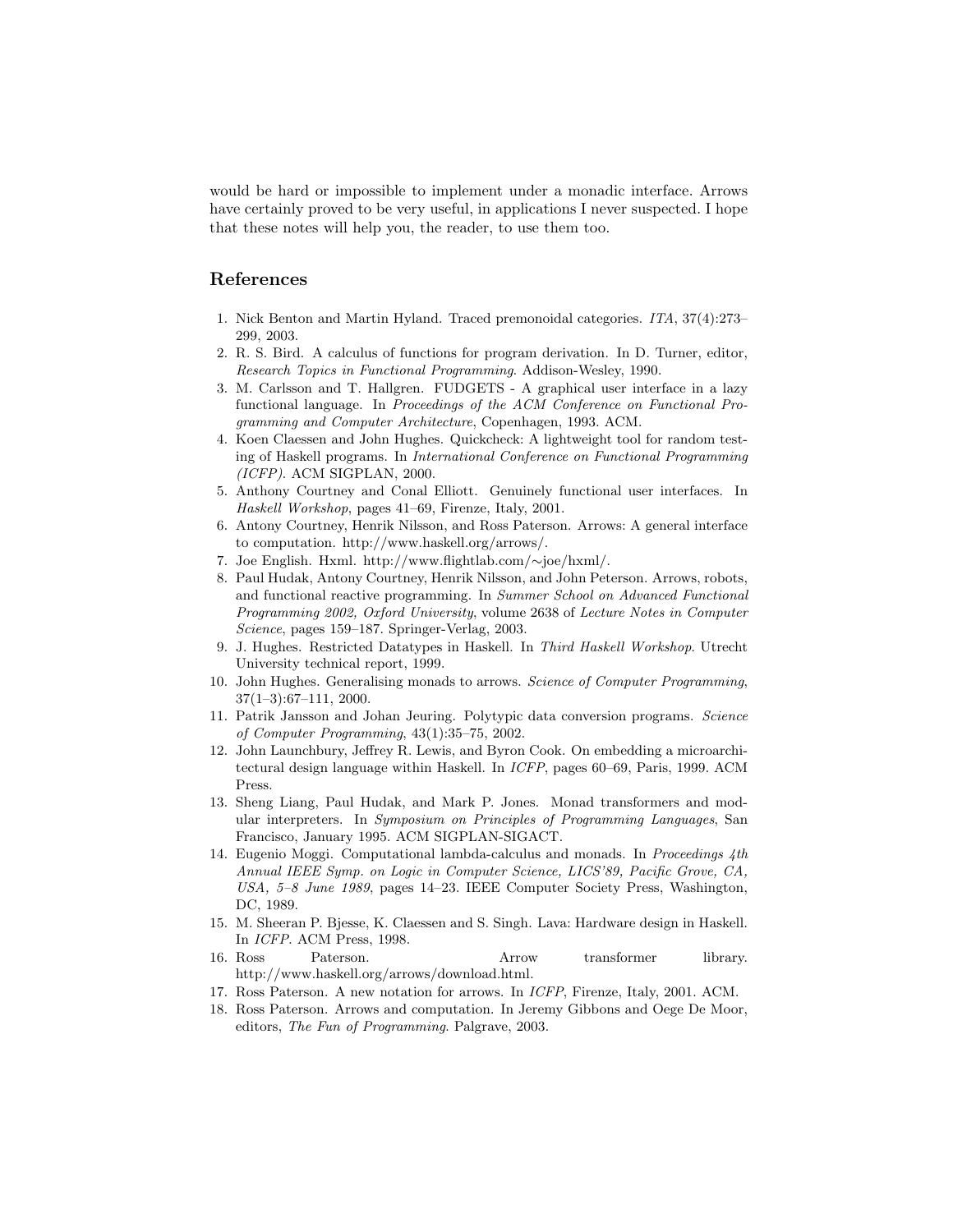would be hard or impossible to implement under a monadic interface. Arrows have certainly proved to be very useful, in applications I never suspected. I hope that these notes will help you, the reader, to use them too.

## References

1. Nick Benton and Martin Hyland. Traced premonoidal categories. *ITA*, 37(4):273–299, 2003.
2. R. S. Bird. A calculus of functions for program derivation. In D. Turner, editor, *Research Topics in Functional Programming*. Addison-Wesley, 1990.
3. M. Carlsson and T. Hallgren. FUDGETS - A graphical user interface in a lazy functional language. In *Proceedings of the ACM Conference on Functional Programming and Computer Architecture*, Copenhagen, 1993. ACM.
4. Koen Claessen and John Hughes. Quickcheck: A lightweight tool for random testing of Haskell programs. In *International Conference on Functional Programming (ICFP)*. ACM SIGPLAN, 2000.
5. Anthony Courtney and Conal Elliott. Genuinely functional user interfaces. In *Haskell Workshop*, pages 41–69, Firenze, Italy, 2001.
6. Antony Courtney, Henrik Nilsson, and Ross Paterson. Arrows: A general interface to computation. http://www.haskell.org/arrows/.
7. Joe English. Hxml. http://www.flightlab.com/∼joe/hxml/.
8. Paul Hudak, Antony Courtney, Henrik Nilsson, and John Peterson. Arrows, robots, and functional reactive programming. In *Summer School on Advanced Functional Programming 2002, Oxford University*, volume 2638 of *Lecture Notes in Computer Science*, pages 159–187. Springer-Verlag, 2003.
9. J. Hughes. Restricted Datatypes in Haskell. In *Third Haskell Workshop*. Utrecht University technical report, 1999.
10. John Hughes. Generalising monads to arrows. *Science of Computer Programming*, 37(1–3):67–111, 2000.
11. Patrik Jansson and Johan Jeuring. Polytypic data conversion programs. *Science of Computer Programming*, 43(1):35–75, 2002.
12. John Launchbury, Jeffrey R. Lewis, and Byron Cook. On embedding a microarchitectural design language within Haskell. In *ICFP*, pages 60–69, Paris, 1999. ACM Press.
13. Sheng Liang, Paul Hudak, and Mark P. Jones. Monad transformers and modular interpreters. In *Symposium on Principles of Programming Languages*, San Francisco, January 1995. ACM SIGPLAN-SIGACT.
14. Eugenio Moggi. Computational lambda-calculus and monads. In *Proceedings 4th Annual IEEE Symp. on Logic in Computer Science, LICS'89, Pacific Grove, CA, USA, 5–8 June 1989*, pages 14–23. IEEE Computer Society Press, Washington, DC, 1989.
15. M. Sheeran P. Bjesse, K. Claessen and S. Singh. Lava: Hardware design in Haskell. In *ICFP*. ACM Press, 1998.
16. Ross Paterson. Arrow transformer library. http://www.haskell.org/arrows/download.html.
17. Ross Paterson. A new notation for arrows. In *ICFP*, Firenze, Italy, 2001. ACM.
18. Ross Paterson. Arrows and computation. In Jeremy Gibbons and Oege De Moor, editors, *The Fun of Programming*. Palgrave, 2003.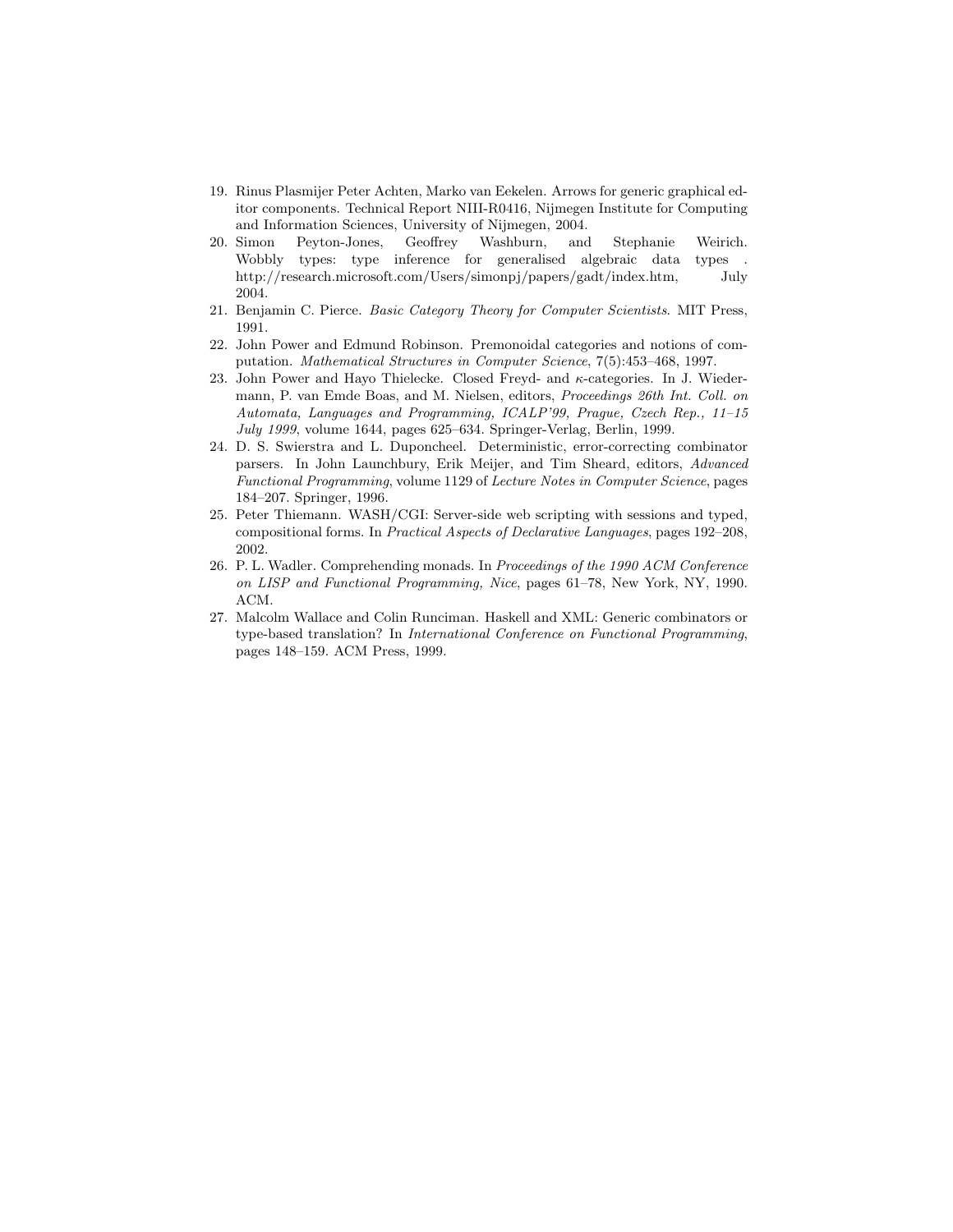19. Rinus Plasmijer Peter Achten, Marko van Eekelen. Arrows for generic graphical editor components. Technical Report NIII-R0416, Nijmegen Institute for Computing and Information Sciences, University of Nijmegen, 2004.
20. Simon Peyton-Jones, Geoffrey Washburn, and Stephanie Weirich. Wobbly types: type inference for generalised algebraic data types . http://research.microsoft.com/Users/simonpj/papers/gadt/index.htm, July 2004.
21. Benjamin C. Pierce. *Basic Category Theory for Computer Scientists*. MIT Press, 1991.
22. John Power and Edmund Robinson. Premonoidal categories and notions of computation. *Mathematical Structures in Computer Science*, 7(5):453–468, 1997.
23. John Power and Hayo Thielecke. Closed Freyd- and $\kappa$-categories. In J. Wiedermann, P. van Emde Boas, and M. Nielsen, editors, *Proceedings 26th Int. Coll. on Automata, Languages and Programming, ICALP'99, Prague, Czech Rep., 11–15 July 1999*, volume 1644, pages 625–634. Springer-Verlag, Berlin, 1999.
24. D. S. Swierstra and L. Duponcheel. Deterministic, error-correcting combinator parsers. In John Launchbury, Erik Meijer, and Tim Sheard, editors, *Advanced Functional Programming*, volume 1129 of *Lecture Notes in Computer Science*, pages 184–207. Springer, 1996.
25. Peter Thiemann. WASH/CGI: Server-side web scripting with sessions and typed, compositional forms. In *Practical Aspects of Declarative Languages*, pages 192–208, 2002.
26. P. L. Wadler. Comprehending monads. In *Proceedings of the 1990 ACM Conference on LISP and Functional Programming, Nice*, pages 61–78, New York, NY, 1990. ACM.
27. Malcolm Wallace and Colin Runciman. Haskell and XML: Generic combinators or type-based translation? In *International Conference on Functional Programming*, pages 148–159. ACM Press, 1999.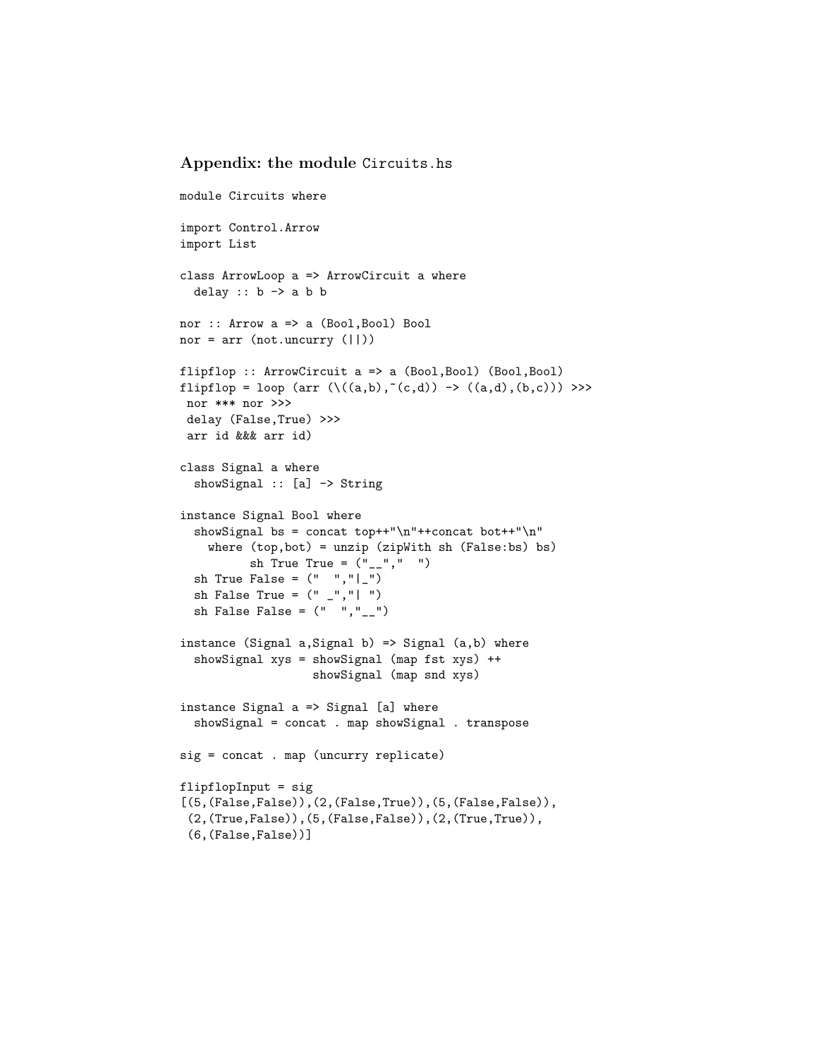### Appendix: the module `Circuits.hs`

```
module Circuits where

import Control.Arrow
import List

class ArrowLoop a => ArrowCircuit a where
  delay :: b -> a b b

nor :: Arrow a => a (Bool,Bool) Bool
nor = arr (not.uncurry (||))

flipflop :: ArrowCircuit a => a (Bool,Bool) (Bool,Bool)
flipflop = loop (arr (\((a,b),~(c,d)) -> ((a,d),(b,c))) >>>
 nor *** nor >>>
 delay (False,True) >>>
 arr id &&& arr id)

class Signal a where
  showSignal :: [a] -> String

instance Signal Bool where
  showSignal bs = concat top++"\n"++concat bot++"\n"
    where (top,bot) = unzip (zipWith sh (False:bs) bs)
          sh True True = ("__","  ")
  sh True False = ("  ","|_")
  sh False True = (" _","| ")
  sh False False = ("  ","__")

instance (Signal a,Signal b) => Signal (a,b) where
  showSignal xys = showSignal (map fst xys) ++
                   showSignal (map snd xys)

instance Signal a => Signal [a] where
  showSignal = concat . map showSignal . transpose

sig = concat . map (uncurry replicate)

flipflopInput = sig
[(5,(False,False)),(2,(False,True)),(5,(False,False)),
 (2,(True,False)),(5,(False,False)),(2,(True,True)),
 (6,(False,False))]
```